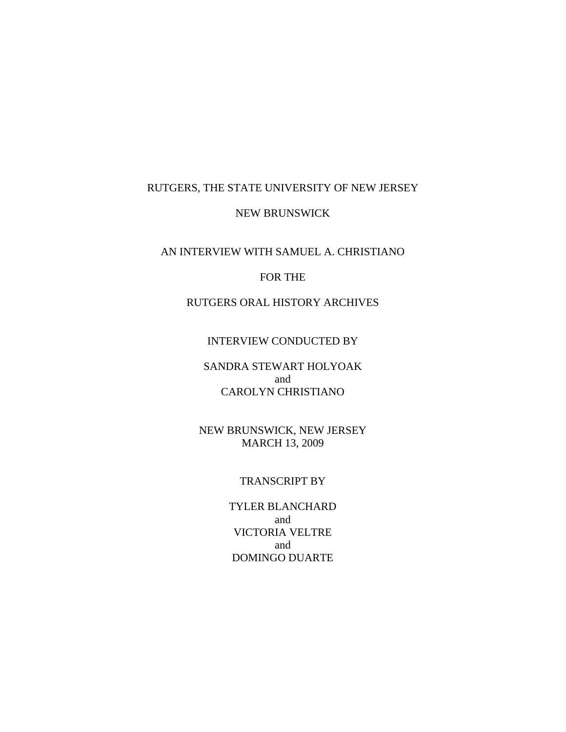RUTGERS, THE STATE UNIVERSITY OF NEW JERSEY

NEW BRUNSWICK

AN INTERVIEW WITH SAMUEL A. CHRISTIANO

FOR THE

RUTGERS ORAL HISTORY ARCHIVES

INTERVIEW CONDUCTED BY

SANDRA STEWART HOLYOAK
and
CAROLYN CHRISTIANO

NEW BRUNSWICK, NEW JERSEY
MARCH 13, 2009

TRANSCRIPT BY

TYLER BLANCHARD
and
VICTORIA VELTRE
and
DOMINGO DUARTE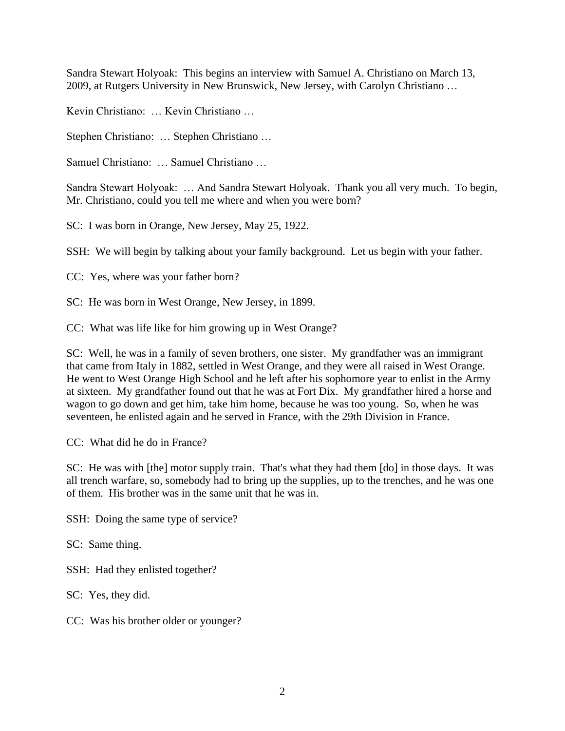Sandra Stewart Holyoak: This begins an interview with Samuel A. Christiano on March 13, 2009, at Rutgers University in New Brunswick, New Jersey, with Carolyn Christiano …

Kevin Christiano: … Kevin Christiano …

Stephen Christiano: … Stephen Christiano …

Samuel Christiano: … Samuel Christiano …

Sandra Stewart Holyoak: … And Sandra Stewart Holyoak. Thank you all very much. To begin, Mr. Christiano, could you tell me where and when you were born?

SC: I was born in Orange, New Jersey, May 25, 1922.

SSH: We will begin by talking about your family background. Let us begin with your father.

CC: Yes, where was your father born?

SC: He was born in West Orange, New Jersey, in 1899.

CC: What was life like for him growing up in West Orange?

SC: Well, he was in a family of seven brothers, one sister. My grandfather was an immigrant that came from Italy in 1882, settled in West Orange, and they were all raised in West Orange. He went to West Orange High School and he left after his sophomore year to enlist in the Army at sixteen. My grandfather found out that he was at Fort Dix. My grandfather hired a horse and wagon to go down and get him, take him home, because he was too young. So, when he was seventeen, he enlisted again and he served in France, with the 29th Division in France.

CC: What did he do in France?

SC: He was with [the] motor supply train. That's what they had them [do] in those days. It was all trench warfare, so, somebody had to bring up the supplies, up to the trenches, and he was one of them. His brother was in the same unit that he was in.

SSH: Doing the same type of service?

SC: Same thing.

SSH: Had they enlisted together?

SC: Yes, they did.

CC: Was his brother older or younger?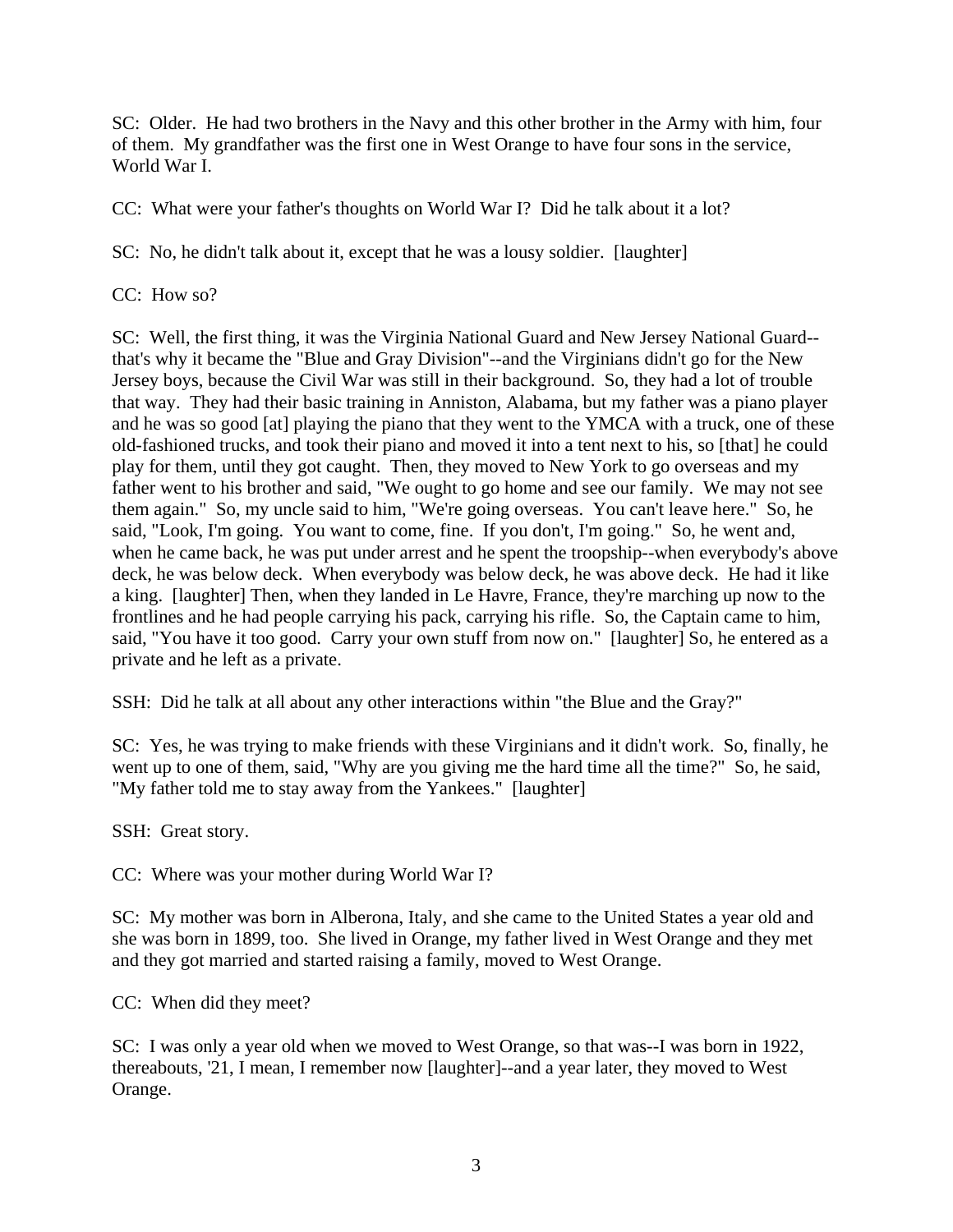SC: Older. He had two brothers in the Navy and this other brother in the Army with him, four of them. My grandfather was the first one in West Orange to have four sons in the service, World War I.

CC: What were your father's thoughts on World War I? Did he talk about it a lot?

SC: No, he didn't talk about it, except that he was a lousy soldier. [laughter]

CC: How so?

SC: Well, the first thing, it was the Virginia National Guard and New Jersey National Guard--that's why it became the "Blue and Gray Division"--and the Virginians didn't go for the New Jersey boys, because the Civil War was still in their background. So, they had a lot of trouble that way. They had their basic training in Anniston, Alabama, but my father was a piano player and he was so good [at] playing the piano that they went to the YMCA with a truck, one of these old-fashioned trucks, and took their piano and moved it into a tent next to his, so [that] he could play for them, until they got caught. Then, they moved to New York to go overseas and my father went to his brother and said, "We ought to go home and see our family. We may not see them again." So, my uncle said to him, "We're going overseas. You can't leave here." So, he said, "Look, I'm going. You want to come, fine. If you don't, I'm going." So, he went and, when he came back, he was put under arrest and he spent the troopship--when everybody's above deck, he was below deck. When everybody was below deck, he was above deck. He had it like a king. [laughter] Then, when they landed in Le Havre, France, they're marching up now to the frontlines and he had people carrying his pack, carrying his rifle. So, the Captain came to him, said, "You have it too good. Carry your own stuff from now on." [laughter] So, he entered as a private and he left as a private.

SSH: Did he talk at all about any other interactions within "the Blue and the Gray?"

SC: Yes, he was trying to make friends with these Virginians and it didn't work. So, finally, he went up to one of them, said, "Why are you giving me the hard time all the time?" So, he said, "My father told me to stay away from the Yankees." [laughter]

SSH: Great story.

CC: Where was your mother during World War I?

SC: My mother was born in Alberona, Italy, and she came to the United States a year old and she was born in 1899, too. She lived in Orange, my father lived in West Orange and they met and they got married and started raising a family, moved to West Orange.

CC: When did they meet?

SC: I was only a year old when we moved to West Orange, so that was--I was born in 1922, thereabouts, '21, I mean, I remember now [laughter]--and a year later, they moved to West Orange.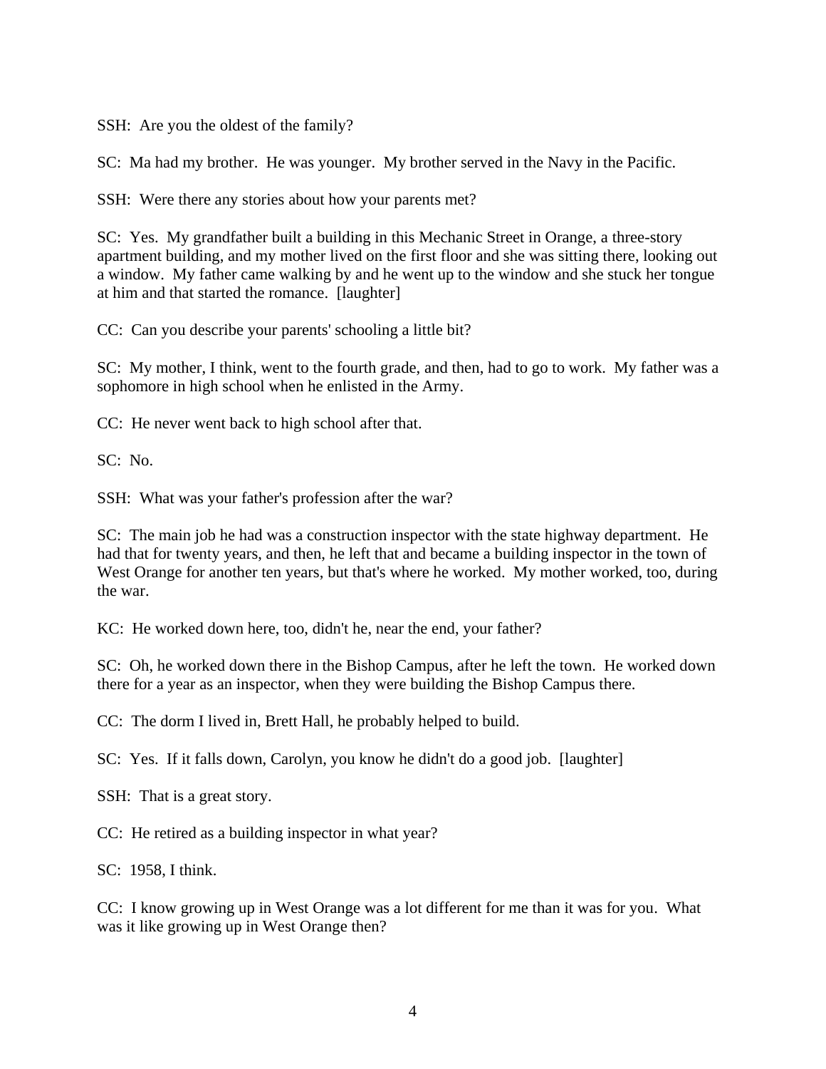SSH: Are you the oldest of the family?

SC: Ma had my brother. He was younger. My brother served in the Navy in the Pacific.

SSH: Were there any stories about how your parents met?

SC: Yes. My grandfather built a building in this Mechanic Street in Orange, a three-story apartment building, and my mother lived on the first floor and she was sitting there, looking out a window. My father came walking by and he went up to the window and she stuck her tongue at him and that started the romance. [laughter]

CC: Can you describe your parents' schooling a little bit?

SC: My mother, I think, went to the fourth grade, and then, had to go to work. My father was a sophomore in high school when he enlisted in the Army.

CC: He never went back to high school after that.

SC: No.

SSH: What was your father's profession after the war?

SC: The main job he had was a construction inspector with the state highway department. He had that for twenty years, and then, he left that and became a building inspector in the town of West Orange for another ten years, but that's where he worked. My mother worked, too, during the war.

KC: He worked down here, too, didn't he, near the end, your father?

SC: Oh, he worked down there in the Bishop Campus, after he left the town. He worked down there for a year as an inspector, when they were building the Bishop Campus there.

CC: The dorm I lived in, Brett Hall, he probably helped to build.

SC: Yes. If it falls down, Carolyn, you know he didn't do a good job. [laughter]

SSH: That is a great story.

CC: He retired as a building inspector in what year?

SC: 1958, I think.

CC: I know growing up in West Orange was a lot different for me than it was for you. What was it like growing up in West Orange then?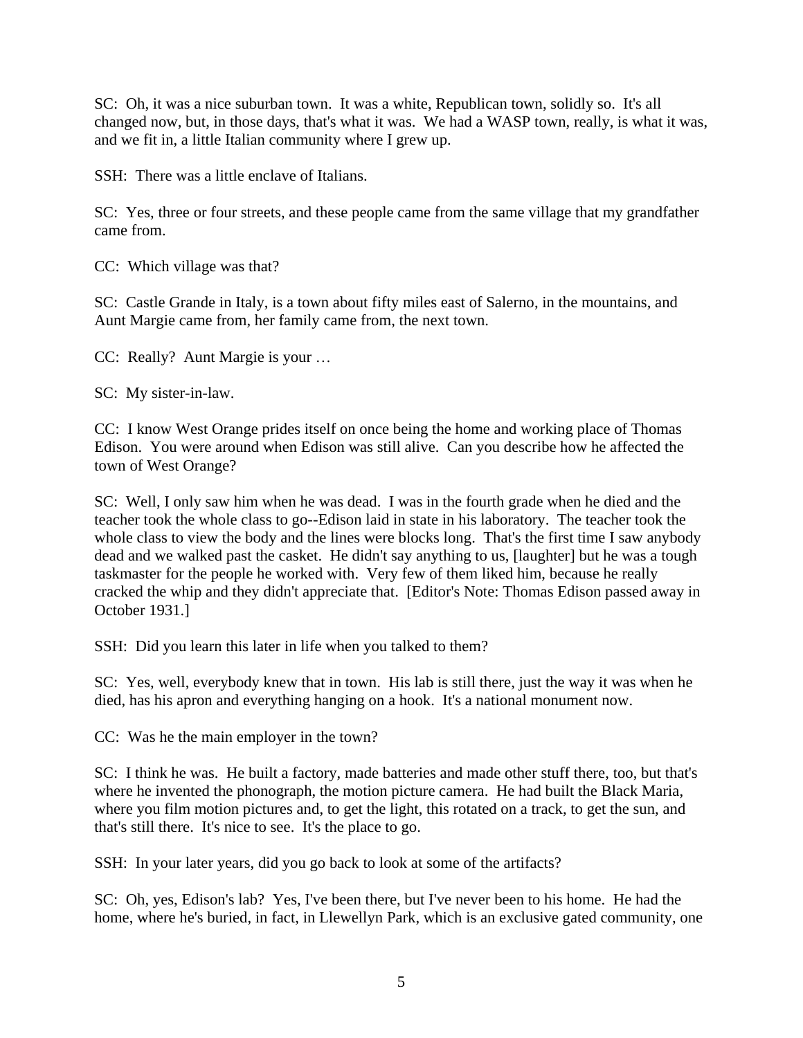SC: Oh, it was a nice suburban town. It was a white, Republican town, solidly so. It's all changed now, but, in those days, that's what it was. We had a WASP town, really, is what it was, and we fit in, a little Italian community where I grew up.

SSH: There was a little enclave of Italians.

SC: Yes, three or four streets, and these people came from the same village that my grandfather came from.

CC: Which village was that?

SC: Castle Grande in Italy, is a town about fifty miles east of Salerno, in the mountains, and Aunt Margie came from, her family came from, the next town.

CC: Really? Aunt Margie is your …

SC: My sister-in-law.

CC: I know West Orange prides itself on once being the home and working place of Thomas Edison. You were around when Edison was still alive. Can you describe how he affected the town of West Orange?

SC: Well, I only saw him when he was dead. I was in the fourth grade when he died and the teacher took the whole class to go--Edison laid in state in his laboratory. The teacher took the whole class to view the body and the lines were blocks long. That's the first time I saw anybody dead and we walked past the casket. He didn't say anything to us, [laughter] but he was a tough taskmaster for the people he worked with. Very few of them liked him, because he really cracked the whip and they didn't appreciate that. [Editor's Note: Thomas Edison passed away in October 1931.]

SSH: Did you learn this later in life when you talked to them?

SC: Yes, well, everybody knew that in town. His lab is still there, just the way it was when he died, has his apron and everything hanging on a hook. It's a national monument now.

CC: Was he the main employer in the town?

SC: I think he was. He built a factory, made batteries and made other stuff there, too, but that's where he invented the phonograph, the motion picture camera. He had built the Black Maria, where you film motion pictures and, to get the light, this rotated on a track, to get the sun, and that's still there. It's nice to see. It's the place to go.

SSH: In your later years, did you go back to look at some of the artifacts?

SC: Oh, yes, Edison's lab? Yes, I've been there, but I've never been to his home. He had the home, where he's buried, in fact, in Llewellyn Park, which is an exclusive gated community, one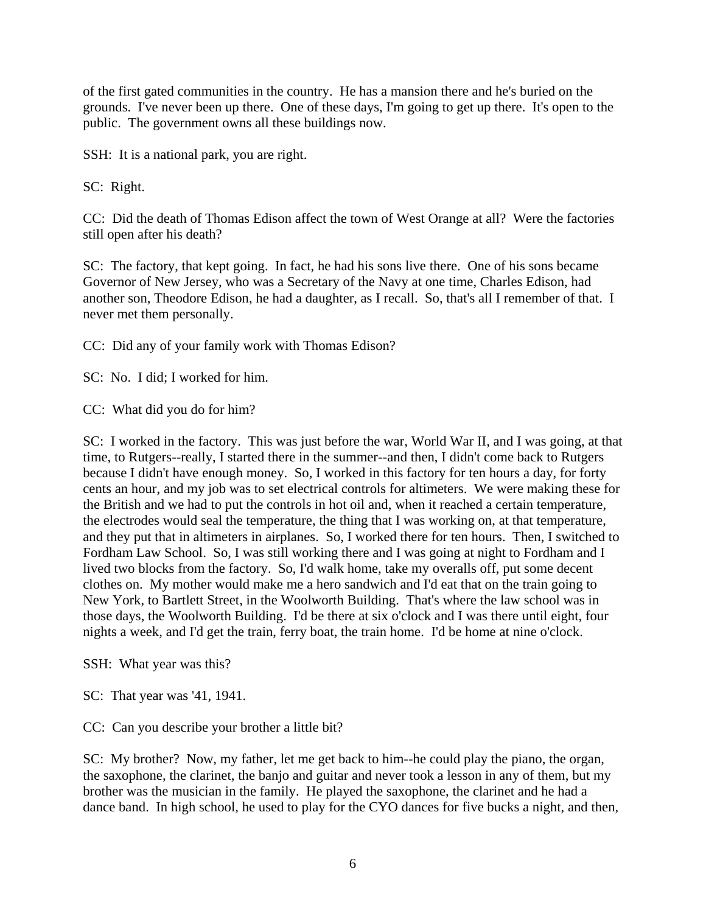of the first gated communities in the country. He has a mansion there and he's buried on the grounds. I've never been up there. One of these days, I'm going to get up there. It's open to the public. The government owns all these buildings now.

SSH: It is a national park, you are right.

SC: Right.

CC: Did the death of Thomas Edison affect the town of West Orange at all? Were the factories still open after his death?

SC: The factory, that kept going. In fact, he had his sons live there. One of his sons became Governor of New Jersey, who was a Secretary of the Navy at one time, Charles Edison, had another son, Theodore Edison, he had a daughter, as I recall. So, that's all I remember of that. I never met them personally.

CC: Did any of your family work with Thomas Edison?

SC: No. I did; I worked for him.

CC: What did you do for him?

SC: I worked in the factory. This was just before the war, World War II, and I was going, at that time, to Rutgers--really, I started there in the summer--and then, I didn't come back to Rutgers because I didn't have enough money. So, I worked in this factory for ten hours a day, for forty cents an hour, and my job was to set electrical controls for altimeters. We were making these for the British and we had to put the controls in hot oil and, when it reached a certain temperature, the electrodes would seal the temperature, the thing that I was working on, at that temperature, and they put that in altimeters in airplanes. So, I worked there for ten hours. Then, I switched to Fordham Law School. So, I was still working there and I was going at night to Fordham and I lived two blocks from the factory. So, I'd walk home, take my overalls off, put some decent clothes on. My mother would make me a hero sandwich and I'd eat that on the train going to New York, to Bartlett Street, in the Woolworth Building. That's where the law school was in those days, the Woolworth Building. I'd be there at six o'clock and I was there until eight, four nights a week, and I'd get the train, ferry boat, the train home. I'd be home at nine o'clock.

SSH: What year was this?

SC: That year was '41, 1941.

CC: Can you describe your brother a little bit?

SC: My brother? Now, my father, let me get back to him--he could play the piano, the organ, the saxophone, the clarinet, the banjo and guitar and never took a lesson in any of them, but my brother was the musician in the family. He played the saxophone, the clarinet and he had a dance band. In high school, he used to play for the CYO dances for five bucks a night, and then,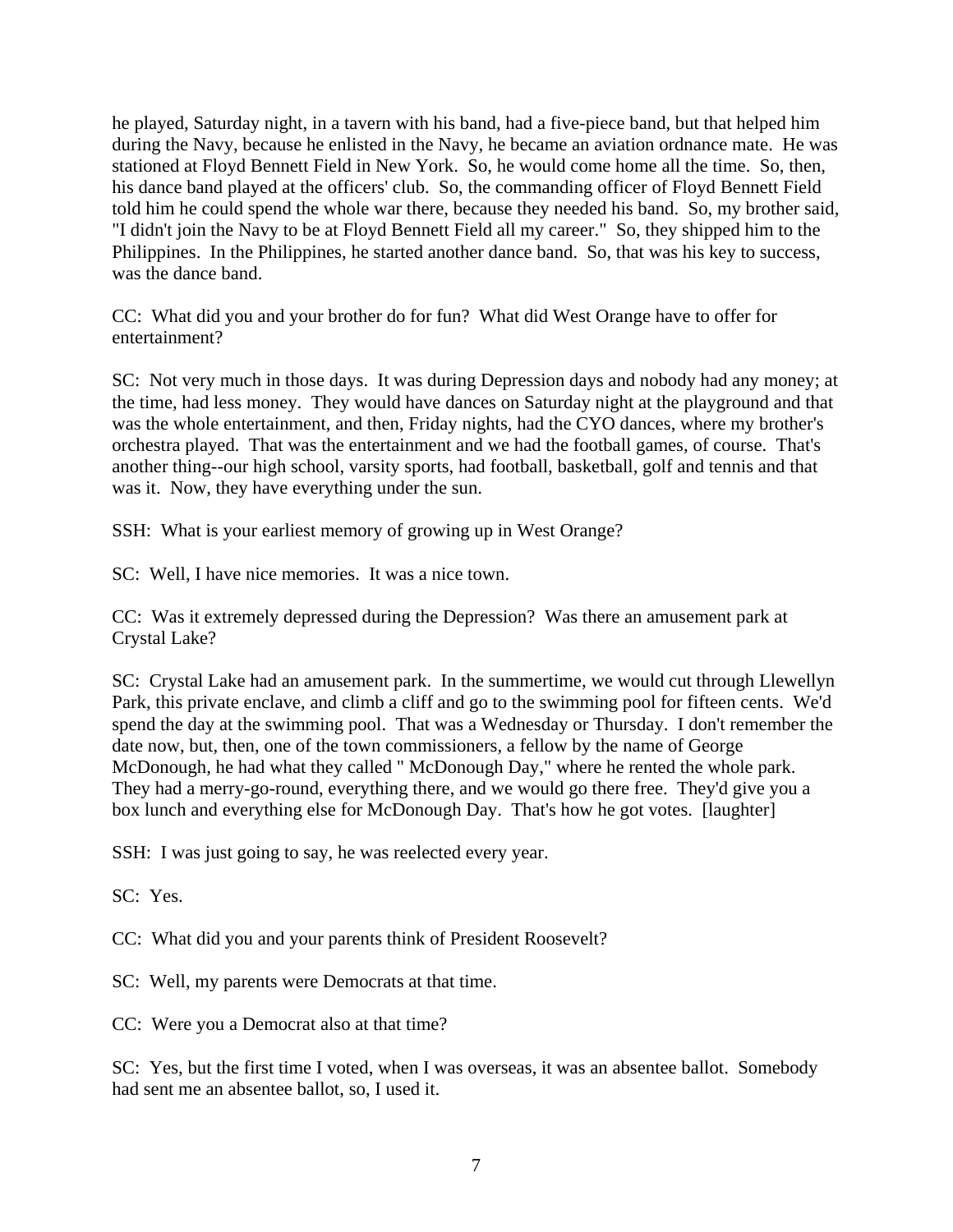he played, Saturday night, in a tavern with his band, had a five-piece band, but that helped him during the Navy, because he enlisted in the Navy, he became an aviation ordnance mate. He was stationed at Floyd Bennett Field in New York. So, he would come home all the time. So, then, his dance band played at the officers' club. So, the commanding officer of Floyd Bennett Field told him he could spend the whole war there, because they needed his band. So, my brother said, "I didn't join the Navy to be at Floyd Bennett Field all my career." So, they shipped him to the Philippines. In the Philippines, he started another dance band. So, that was his key to success, was the dance band.

CC: What did you and your brother do for fun? What did West Orange have to offer for entertainment?

SC: Not very much in those days. It was during Depression days and nobody had any money; at the time, had less money. They would have dances on Saturday night at the playground and that was the whole entertainment, and then, Friday nights, had the CYO dances, where my brother's orchestra played. That was the entertainment and we had the football games, of course. That's another thing--our high school, varsity sports, had football, basketball, golf and tennis and that was it. Now, they have everything under the sun.

SSH: What is your earliest memory of growing up in West Orange?

SC: Well, I have nice memories. It was a nice town.

CC: Was it extremely depressed during the Depression? Was there an amusement park at Crystal Lake?

SC: Crystal Lake had an amusement park. In the summertime, we would cut through Llewellyn Park, this private enclave, and climb a cliff and go to the swimming pool for fifteen cents. We'd spend the day at the swimming pool. That was a Wednesday or Thursday. I don't remember the date now, but, then, one of the town commissioners, a fellow by the name of George McDonough, he had what they called " McDonough Day," where he rented the whole park. They had a merry-go-round, everything there, and we would go there free. They'd give you a box lunch and everything else for McDonough Day. That's how he got votes. [laughter]

SSH: I was just going to say, he was reelected every year.

SC: Yes.

CC: What did you and your parents think of President Roosevelt?

SC: Well, my parents were Democrats at that time.

CC: Were you a Democrat also at that time?

SC: Yes, but the first time I voted, when I was overseas, it was an absentee ballot. Somebody had sent me an absentee ballot, so, I used it.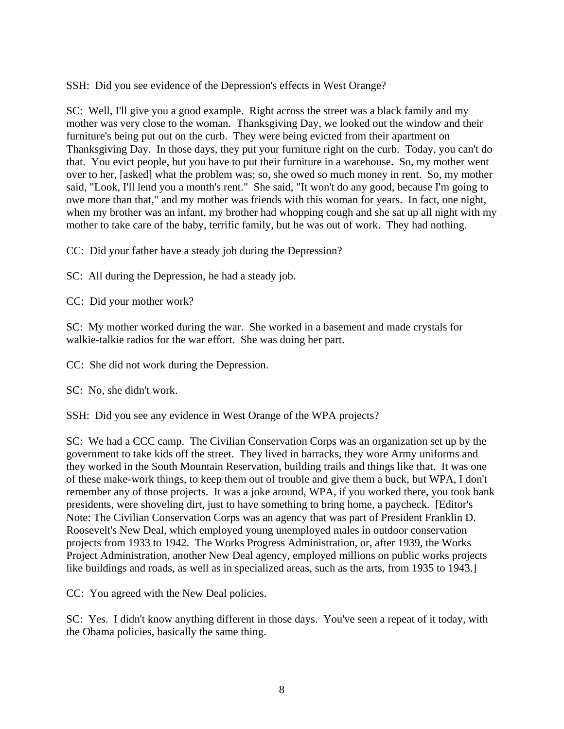SSH: Did you see evidence of the Depression's effects in West Orange?

SC: Well, I'll give you a good example. Right across the street was a black family and my mother was very close to the woman. Thanksgiving Day, we looked out the window and their furniture's being put out on the curb. They were being evicted from their apartment on Thanksgiving Day. In those days, they put your furniture right on the curb. Today, you can't do that. You evict people, but you have to put their furniture in a warehouse. So, my mother went over to her, [asked] what the problem was; so, she owed so much money in rent. So, my mother said, "Look, I'll lend you a month's rent." She said, "It won't do any good, because I'm going to owe more than that," and my mother was friends with this woman for years. In fact, one night, when my brother was an infant, my brother had whopping cough and she sat up all night with my mother to take care of the baby, terrific family, but he was out of work. They had nothing.

CC: Did your father have a steady job during the Depression?

SC: All during the Depression, he had a steady job.

CC: Did your mother work?

SC: My mother worked during the war. She worked in a basement and made crystals for walkie-talkie radios for the war effort. She was doing her part.

CC: She did not work during the Depression.

SC: No, she didn't work.

SSH: Did you see any evidence in West Orange of the WPA projects?

SC: We had a CCC camp. The Civilian Conservation Corps was an organization set up by the government to take kids off the street. They lived in barracks, they wore Army uniforms and they worked in the South Mountain Reservation, building trails and things like that. It was one of these make-work things, to keep them out of trouble and give them a buck, but WPA, I don't remember any of those projects. It was a joke around, WPA, if you worked there, you took bank presidents, were shoveling dirt, just to have something to bring home, a paycheck. [Editor's Note: The Civilian Conservation Corps was an agency that was part of President Franklin D. Roosevelt's New Deal, which employed young unemployed males in outdoor conservation projects from 1933 to 1942. The Works Progress Administration, or, after 1939, the Works Project Administration, another New Deal agency, employed millions on public works projects like buildings and roads, as well as in specialized areas, such as the arts, from 1935 to 1943.]

CC: You agreed with the New Deal policies.

SC: Yes. I didn't know anything different in those days. You've seen a repeat of it today, with the Obama policies, basically the same thing.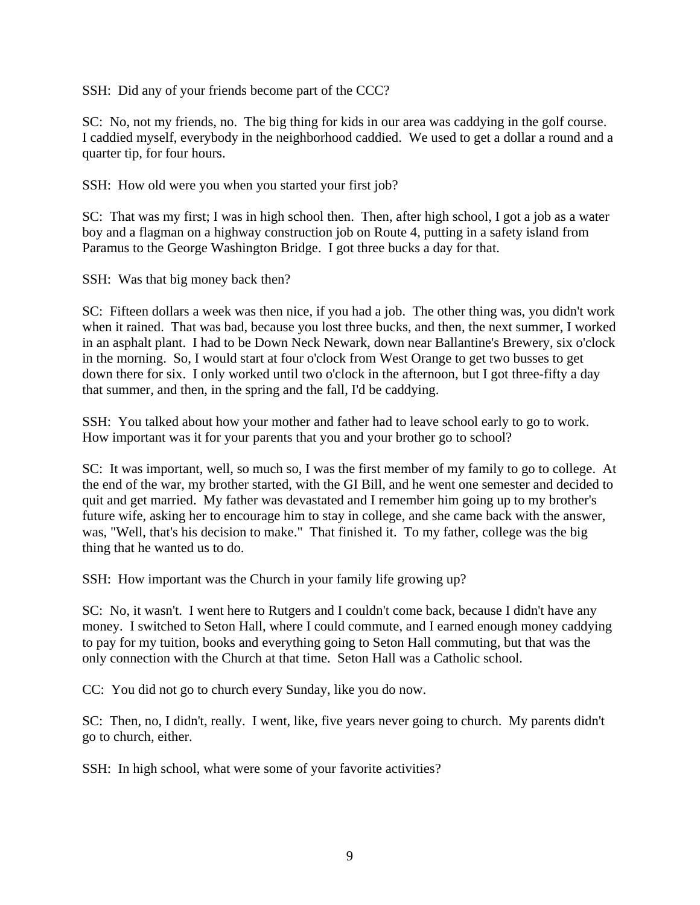SSH: Did any of your friends become part of the CCC?

SC: No, not my friends, no. The big thing for kids in our area was caddying in the golf course. I caddied myself, everybody in the neighborhood caddied. We used to get a dollar a round and a quarter tip, for four hours.

SSH: How old were you when you started your first job?

SC: That was my first; I was in high school then. Then, after high school, I got a job as a water boy and a flagman on a highway construction job on Route 4, putting in a safety island from Paramus to the George Washington Bridge. I got three bucks a day for that.

SSH: Was that big money back then?

SC: Fifteen dollars a week was then nice, if you had a job. The other thing was, you didn't work when it rained. That was bad, because you lost three bucks, and then, the next summer, I worked in an asphalt plant. I had to be Down Neck Newark, down near Ballantine's Brewery, six o'clock in the morning. So, I would start at four o'clock from West Orange to get two busses to get down there for six. I only worked until two o'clock in the afternoon, but I got three-fifty a day that summer, and then, in the spring and the fall, I'd be caddying.

SSH: You talked about how your mother and father had to leave school early to go to work. How important was it for your parents that you and your brother go to school?

SC: It was important, well, so much so, I was the first member of my family to go to college. At the end of the war, my brother started, with the GI Bill, and he went one semester and decided to quit and get married. My father was devastated and I remember him going up to my brother's future wife, asking her to encourage him to stay in college, and she came back with the answer, was, "Well, that's his decision to make." That finished it. To my father, college was the big thing that he wanted us to do.

SSH: How important was the Church in your family life growing up?

SC: No, it wasn't. I went here to Rutgers and I couldn't come back, because I didn't have any money. I switched to Seton Hall, where I could commute, and I earned enough money caddying to pay for my tuition, books and everything going to Seton Hall commuting, but that was the only connection with the Church at that time. Seton Hall was a Catholic school.

CC: You did not go to church every Sunday, like you do now.

SC: Then, no, I didn't, really. I went, like, five years never going to church. My parents didn't go to church, either.

SSH: In high school, what were some of your favorite activities?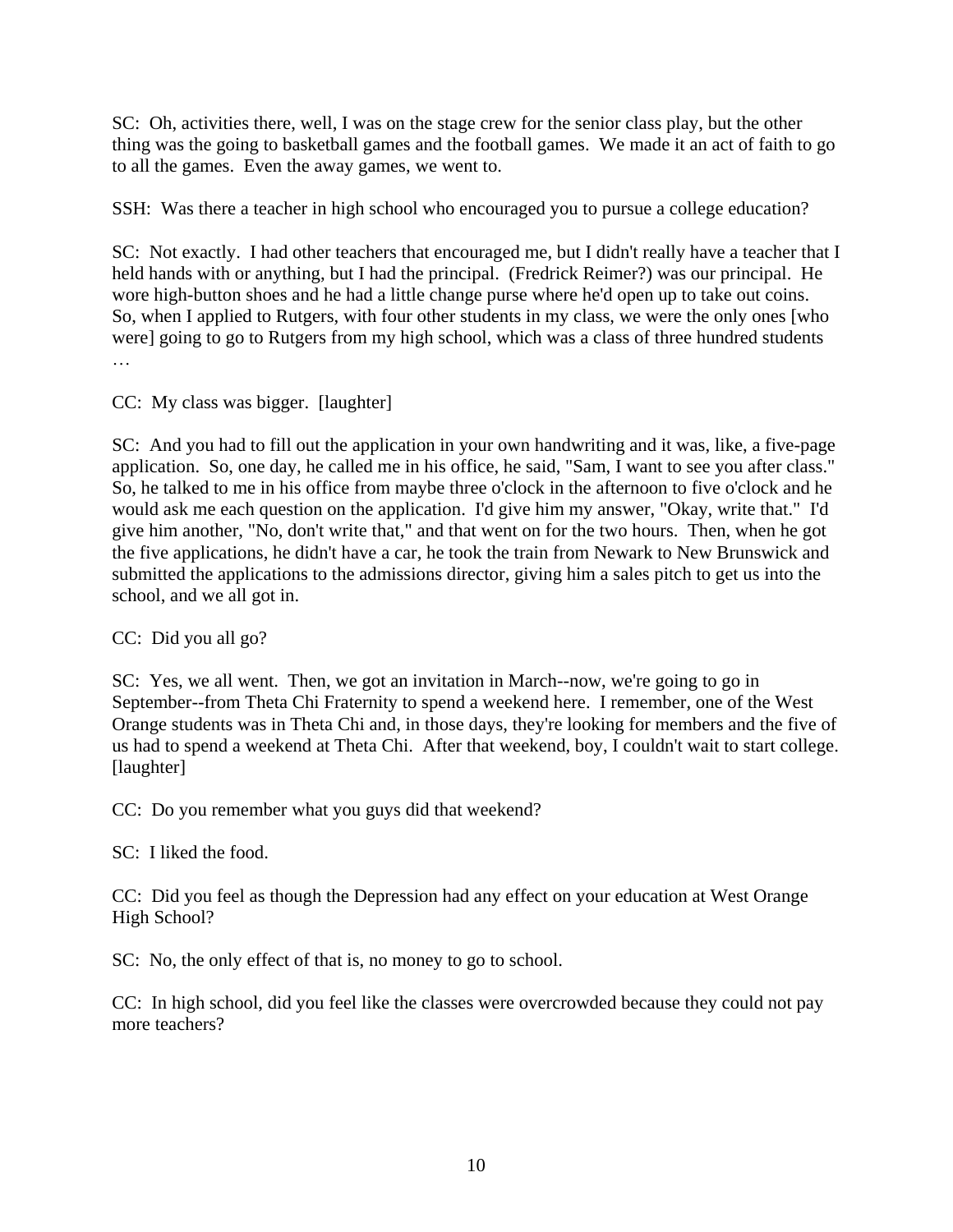SC: Oh, activities there, well, I was on the stage crew for the senior class play, but the other thing was the going to basketball games and the football games. We made it an act of faith to go to all the games. Even the away games, we went to.

SSH: Was there a teacher in high school who encouraged you to pursue a college education?

SC: Not exactly. I had other teachers that encouraged me, but I didn't really have a teacher that I held hands with or anything, but I had the principal. (Fredrick Reimer?) was our principal. He wore high-button shoes and he had a little change purse where he'd open up to take out coins. So, when I applied to Rutgers, with four other students in my class, we were the only ones [who were] going to go to Rutgers from my high school, which was a class of three hundred students …

CC: My class was bigger. [laughter]

SC: And you had to fill out the application in your own handwriting and it was, like, a five-page application. So, one day, he called me in his office, he said, "Sam, I want to see you after class." So, he talked to me in his office from maybe three o'clock in the afternoon to five o'clock and he would ask me each question on the application. I'd give him my answer, "Okay, write that." I'd give him another, "No, don't write that," and that went on for the two hours. Then, when he got the five applications, he didn't have a car, he took the train from Newark to New Brunswick and submitted the applications to the admissions director, giving him a sales pitch to get us into the school, and we all got in.

CC: Did you all go?

SC: Yes, we all went. Then, we got an invitation in March--now, we're going to go in September--from Theta Chi Fraternity to spend a weekend here. I remember, one of the West Orange students was in Theta Chi and, in those days, they're looking for members and the five of us had to spend a weekend at Theta Chi. After that weekend, boy, I couldn't wait to start college. [laughter]

CC: Do you remember what you guys did that weekend?

SC: I liked the food.

CC: Did you feel as though the Depression had any effect on your education at West Orange High School?

SC: No, the only effect of that is, no money to go to school.

CC: In high school, did you feel like the classes were overcrowded because they could not pay more teachers?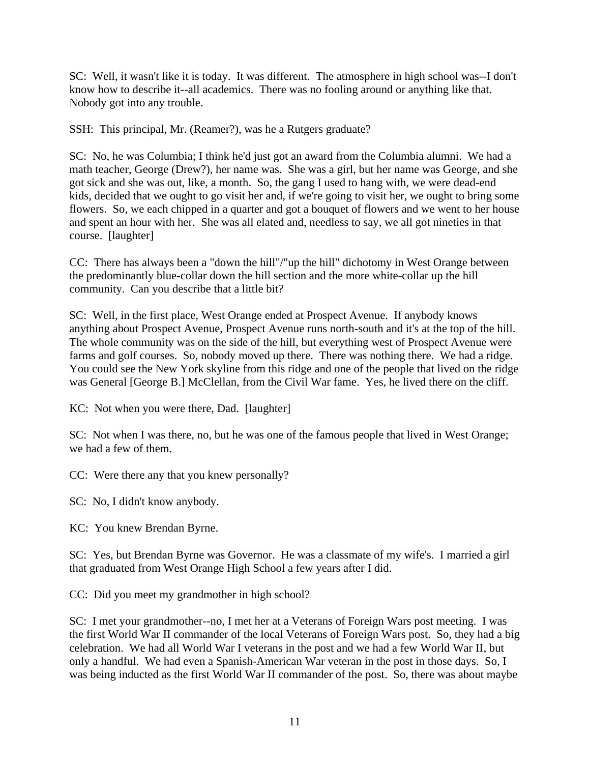SC: Well, it wasn't like it is today. It was different. The atmosphere in high school was--I don't know how to describe it--all academics. There was no fooling around or anything like that. Nobody got into any trouble.

SSH: This principal, Mr. (Reamer?), was he a Rutgers graduate?

SC: No, he was Columbia; I think he'd just got an award from the Columbia alumni. We had a math teacher, George (Drew?), her name was. She was a girl, but her name was George, and she got sick and she was out, like, a month. So, the gang I used to hang with, we were dead-end kids, decided that we ought to go visit her and, if we're going to visit her, we ought to bring some flowers. So, we each chipped in a quarter and got a bouquet of flowers and we went to her house and spent an hour with her. She was all elated and, needless to say, we all got nineties in that course. [laughter]

CC: There has always been a "down the hill"/"up the hill" dichotomy in West Orange between the predominantly blue-collar down the hill section and the more white-collar up the hill community. Can you describe that a little bit?

SC: Well, in the first place, West Orange ended at Prospect Avenue. If anybody knows anything about Prospect Avenue, Prospect Avenue runs north-south and it's at the top of the hill. The whole community was on the side of the hill, but everything west of Prospect Avenue were farms and golf courses. So, nobody moved up there. There was nothing there. We had a ridge. You could see the New York skyline from this ridge and one of the people that lived on the ridge was General [George B.] McClellan, from the Civil War fame. Yes, he lived there on the cliff.

KC: Not when you were there, Dad. [laughter]

SC: Not when I was there, no, but he was one of the famous people that lived in West Orange; we had a few of them.

CC: Were there any that you knew personally?

SC: No, I didn't know anybody.

KC: You knew Brendan Byrne.

SC: Yes, but Brendan Byrne was Governor. He was a classmate of my wife's. I married a girl that graduated from West Orange High School a few years after I did.

CC: Did you meet my grandmother in high school?

SC: I met your grandmother--no, I met her at a Veterans of Foreign Wars post meeting. I was the first World War II commander of the local Veterans of Foreign Wars post. So, they had a big celebration. We had all World War I veterans in the post and we had a few World War II, but only a handful. We had even a Spanish-American War veteran in the post in those days. So, I was being inducted as the first World War II commander of the post. So, there was about maybe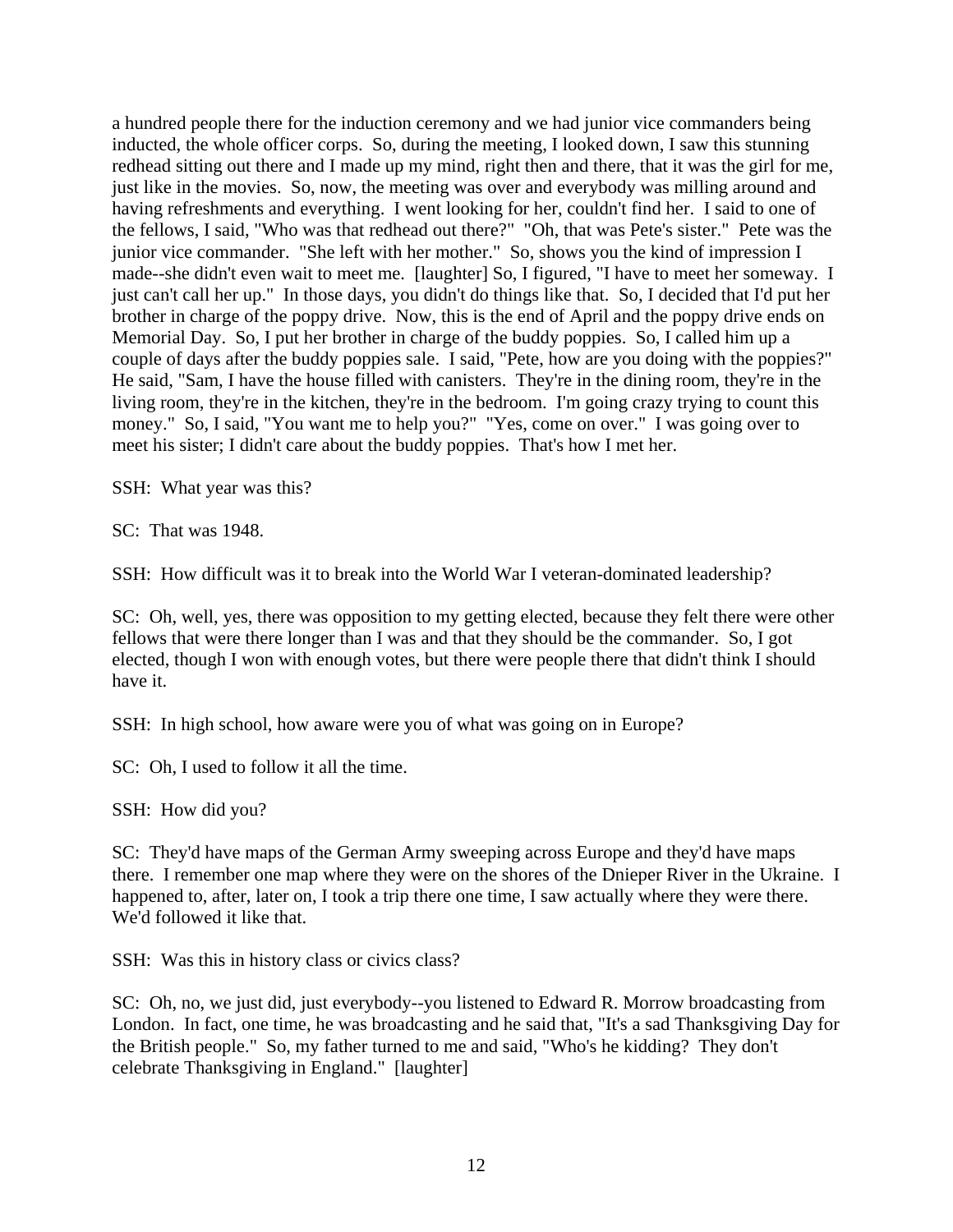a hundred people there for the induction ceremony and we had junior vice commanders being inducted, the whole officer corps. So, during the meeting, I looked down, I saw this stunning redhead sitting out there and I made up my mind, right then and there, that it was the girl for me, just like in the movies. So, now, the meeting was over and everybody was milling around and having refreshments and everything. I went looking for her, couldn't find her. I said to one of the fellows, I said, "Who was that redhead out there?" "Oh, that was Pete's sister." Pete was the junior vice commander. "She left with her mother." So, shows you the kind of impression I made--she didn't even wait to meet me. [laughter] So, I figured, "I have to meet her someway. I just can't call her up." In those days, you didn't do things like that. So, I decided that I'd put her brother in charge of the poppy drive. Now, this is the end of April and the poppy drive ends on Memorial Day. So, I put her brother in charge of the buddy poppies. So, I called him up a couple of days after the buddy poppies sale. I said, "Pete, how are you doing with the poppies?" He said, "Sam, I have the house filled with canisters. They're in the dining room, they're in the living room, they're in the kitchen, they're in the bedroom. I'm going crazy trying to count this money." So, I said, "You want me to help you?" "Yes, come on over." I was going over to meet his sister; I didn't care about the buddy poppies. That's how I met her.

SSH: What year was this?

SC: That was 1948.

SSH: How difficult was it to break into the World War I veteran-dominated leadership?

SC: Oh, well, yes, there was opposition to my getting elected, because they felt there were other fellows that were there longer than I was and that they should be the commander. So, I got elected, though I won with enough votes, but there were people there that didn't think I should have it.

SSH: In high school, how aware were you of what was going on in Europe?

SC: Oh, I used to follow it all the time.

SSH: How did you?

SC: They'd have maps of the German Army sweeping across Europe and they'd have maps there. I remember one map where they were on the shores of the Dnieper River in the Ukraine. I happened to, after, later on, I took a trip there one time, I saw actually where they were there. We'd followed it like that.

SSH: Was this in history class or civics class?

SC: Oh, no, we just did, just everybody--you listened to Edward R. Morrow broadcasting from London. In fact, one time, he was broadcasting and he said that, "It's a sad Thanksgiving Day for the British people." So, my father turned to me and said, "Who's he kidding? They don't celebrate Thanksgiving in England." [laughter]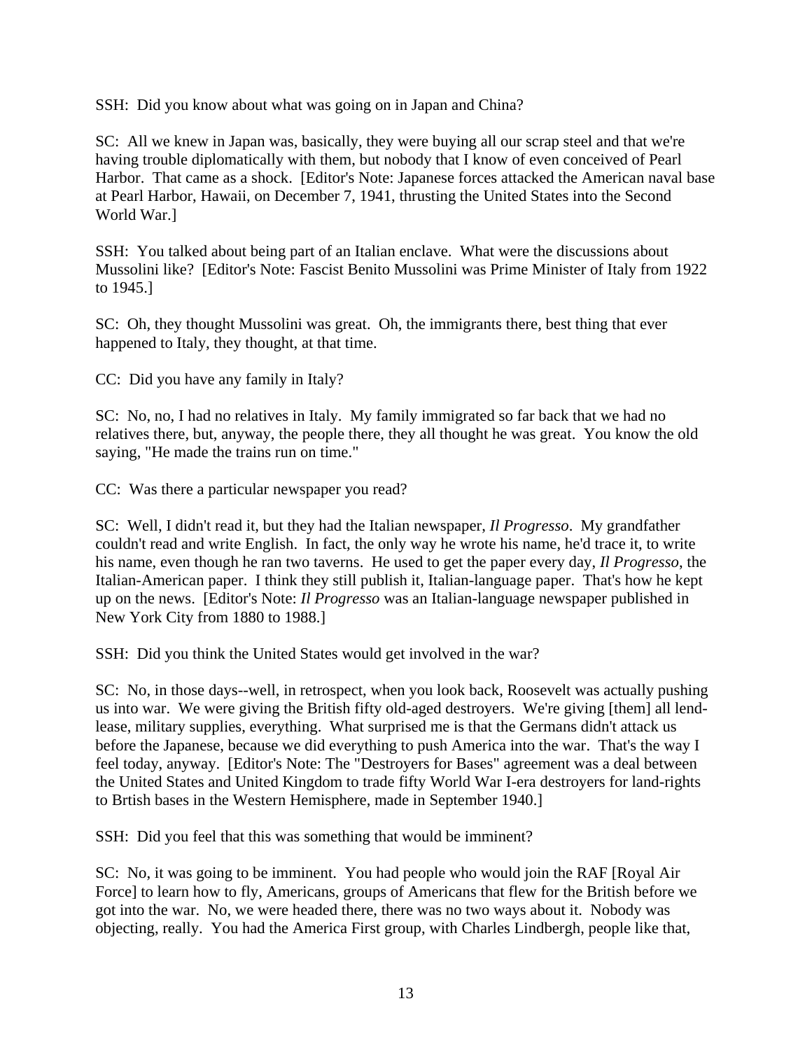SSH: Did you know about what was going on in Japan and China?

SC: All we knew in Japan was, basically, they were buying all our scrap steel and that we're having trouble diplomatically with them, but nobody that I know of even conceived of Pearl Harbor. That came as a shock. [Editor's Note: Japanese forces attacked the American naval base at Pearl Harbor, Hawaii, on December 7, 1941, thrusting the United States into the Second World War.]

SSH: You talked about being part of an Italian enclave. What were the discussions about Mussolini like? [Editor's Note: Fascist Benito Mussolini was Prime Minister of Italy from 1922 to 1945.]

SC: Oh, they thought Mussolini was great. Oh, the immigrants there, best thing that ever happened to Italy, they thought, at that time.

CC: Did you have any family in Italy?

SC: No, no, I had no relatives in Italy. My family immigrated so far back that we had no relatives there, but, anyway, the people there, they all thought he was great. You know the old saying, "He made the trains run on time."

CC: Was there a particular newspaper you read?

SC: Well, I didn't read it, but they had the Italian newspaper, *Il Progresso*. My grandfather couldn't read and write English. In fact, the only way he wrote his name, he'd trace it, to write his name, even though he ran two taverns. He used to get the paper every day, *Il Progresso*, the Italian-American paper. I think they still publish it, Italian-language paper. That's how he kept up on the news. [Editor's Note: *Il Progresso* was an Italian-language newspaper published in New York City from 1880 to 1988.]

SSH: Did you think the United States would get involved in the war?

SC: No, in those days--well, in retrospect, when you look back, Roosevelt was actually pushing us into war. We were giving the British fifty old-aged destroyers. We're giving [them] all lend-lease, military supplies, everything. What surprised me is that the Germans didn't attack us before the Japanese, because we did everything to push America into the war. That's the way I feel today, anyway. [Editor's Note: The "Destroyers for Bases" agreement was a deal between the United States and United Kingdom to trade fifty World War I-era destroyers for land-rights to Brtish bases in the Western Hemisphere, made in September 1940.]

SSH: Did you feel that this was something that would be imminent?

SC: No, it was going to be imminent. You had people who would join the RAF [Royal Air Force] to learn how to fly, Americans, groups of Americans that flew for the British before we got into the war. No, we were headed there, there was no two ways about it. Nobody was objecting, really. You had the America First group, with Charles Lindbergh, people like that,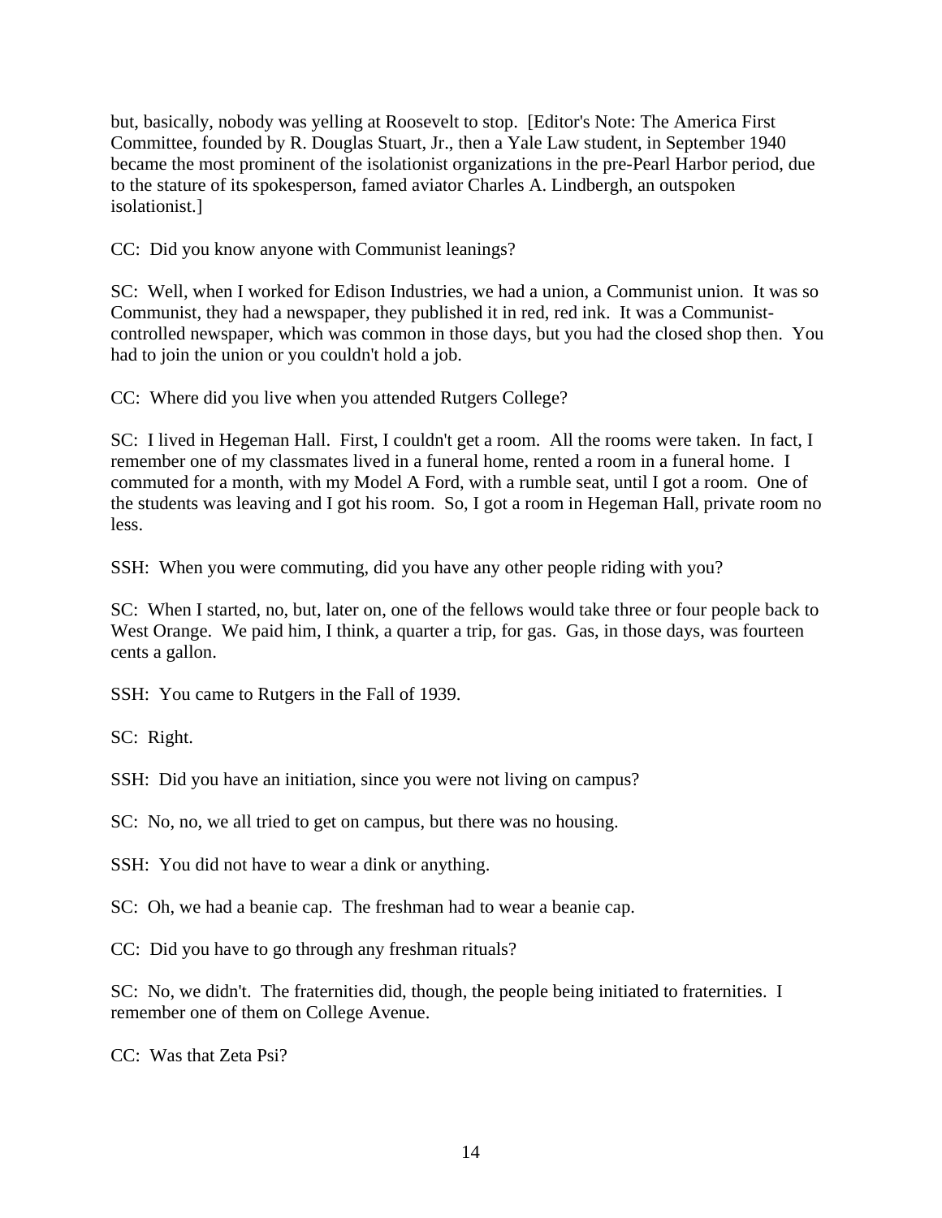but, basically, nobody was yelling at Roosevelt to stop. [Editor's Note: The America First Committee, founded by R. Douglas Stuart, Jr., then a Yale Law student, in September 1940 became the most prominent of the isolationist organizations in the pre-Pearl Harbor period, due to the stature of its spokesperson, famed aviator Charles A. Lindbergh, an outspoken isolationist.]

CC: Did you know anyone with Communist leanings?

SC: Well, when I worked for Edison Industries, we had a union, a Communist union. It was so Communist, they had a newspaper, they published it in red, red ink. It was a Communist-controlled newspaper, which was common in those days, but you had the closed shop then. You had to join the union or you couldn't hold a job.

CC: Where did you live when you attended Rutgers College?

SC: I lived in Hegeman Hall. First, I couldn't get a room. All the rooms were taken. In fact, I remember one of my classmates lived in a funeral home, rented a room in a funeral home. I commuted for a month, with my Model A Ford, with a rumble seat, until I got a room. One of the students was leaving and I got his room. So, I got a room in Hegeman Hall, private room no less.

SSH: When you were commuting, did you have any other people riding with you?

SC: When I started, no, but, later on, one of the fellows would take three or four people back to West Orange. We paid him, I think, a quarter a trip, for gas. Gas, in those days, was fourteen cents a gallon.

SSH: You came to Rutgers in the Fall of 1939.

SC: Right.

SSH: Did you have an initiation, since you were not living on campus?

SC: No, no, we all tried to get on campus, but there was no housing.

SSH: You did not have to wear a dink or anything.

SC: Oh, we had a beanie cap. The freshman had to wear a beanie cap.

CC: Did you have to go through any freshman rituals?

SC: No, we didn't. The fraternities did, though, the people being initiated to fraternities. I remember one of them on College Avenue.

CC: Was that Zeta Psi?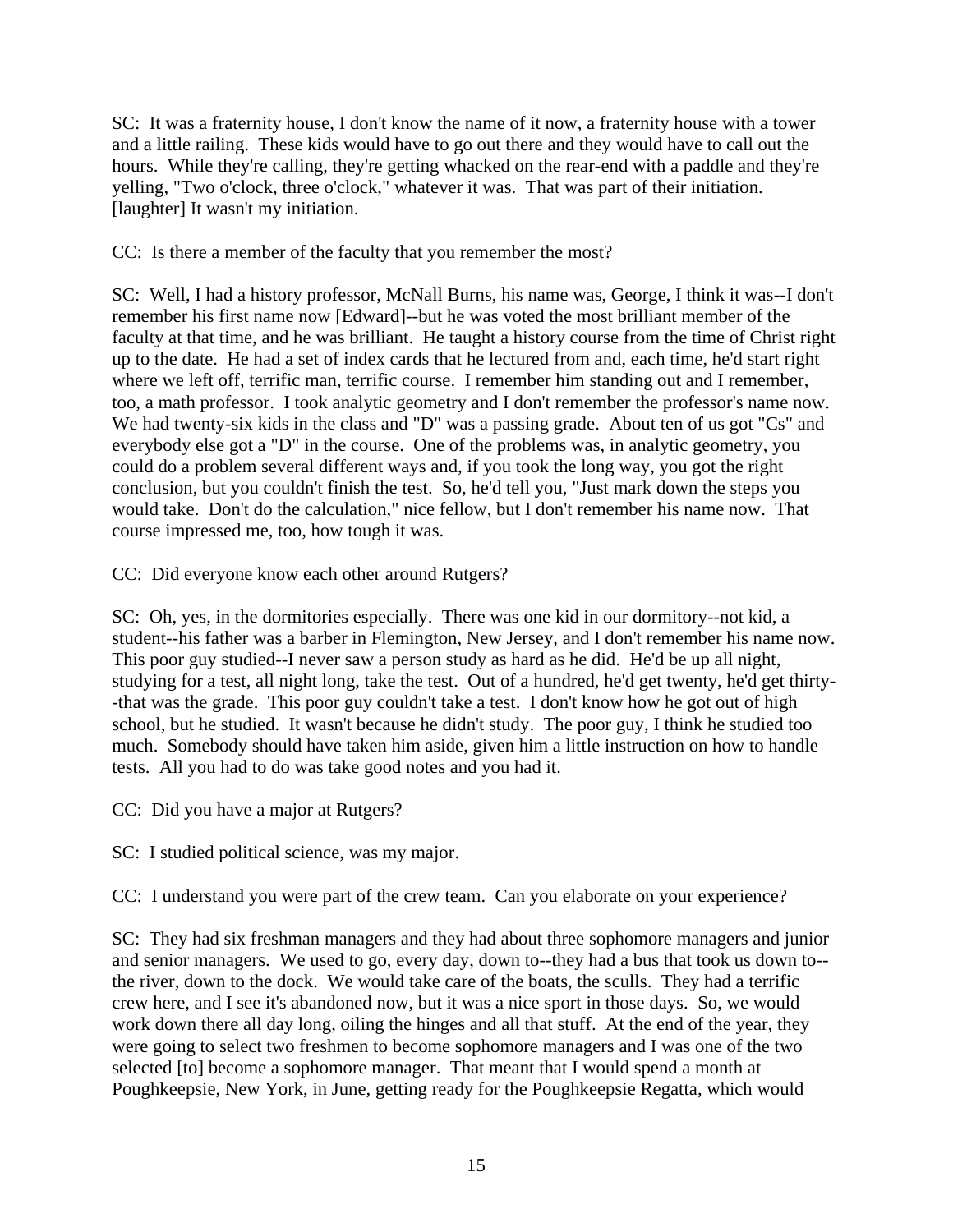SC: It was a fraternity house, I don't know the name of it now, a fraternity house with a tower and a little railing. These kids would have to go out there and they would have to call out the hours. While they're calling, they're getting whacked on the rear-end with a paddle and they're yelling, "Two o'clock, three o'clock," whatever it was. That was part of their initiation. [laughter] It wasn't my initiation.

CC: Is there a member of the faculty that you remember the most?

SC: Well, I had a history professor, McNall Burns, his name was, George, I think it was--I don't remember his first name now [Edward]--but he was voted the most brilliant member of the faculty at that time, and he was brilliant. He taught a history course from the time of Christ right up to the date. He had a set of index cards that he lectured from and, each time, he'd start right where we left off, terrific man, terrific course. I remember him standing out and I remember, too, a math professor. I took analytic geometry and I don't remember the professor's name now. We had twenty-six kids in the class and "D" was a passing grade. About ten of us got "Cs" and everybody else got a "D" in the course. One of the problems was, in analytic geometry, you could do a problem several different ways and, if you took the long way, you got the right conclusion, but you couldn't finish the test. So, he'd tell you, "Just mark down the steps you would take. Don't do the calculation," nice fellow, but I don't remember his name now. That course impressed me, too, how tough it was.

CC: Did everyone know each other around Rutgers?

SC: Oh, yes, in the dormitories especially. There was one kid in our dormitory--not kid, a student--his father was a barber in Flemington, New Jersey, and I don't remember his name now. This poor guy studied--I never saw a person study as hard as he did. He'd be up all night, studying for a test, all night long, take the test. Out of a hundred, he'd get twenty, he'd get thirty--that was the grade. This poor guy couldn't take a test. I don't know how he got out of high school, but he studied. It wasn't because he didn't study. The poor guy, I think he studied too much. Somebody should have taken him aside, given him a little instruction on how to handle tests. All you had to do was take good notes and you had it.

CC: Did you have a major at Rutgers?

SC: I studied political science, was my major.

CC: I understand you were part of the crew team. Can you elaborate on your experience?

SC: They had six freshman managers and they had about three sophomore managers and junior and senior managers. We used to go, every day, down to--they had a bus that took us down to--the river, down to the dock. We would take care of the boats, the sculls. They had a terrific crew here, and I see it's abandoned now, but it was a nice sport in those days. So, we would work down there all day long, oiling the hinges and all that stuff. At the end of the year, they were going to select two freshmen to become sophomore managers and I was one of the two selected [to] become a sophomore manager. That meant that I would spend a month at Poughkeepsie, New York, in June, getting ready for the Poughkeepsie Regatta, which would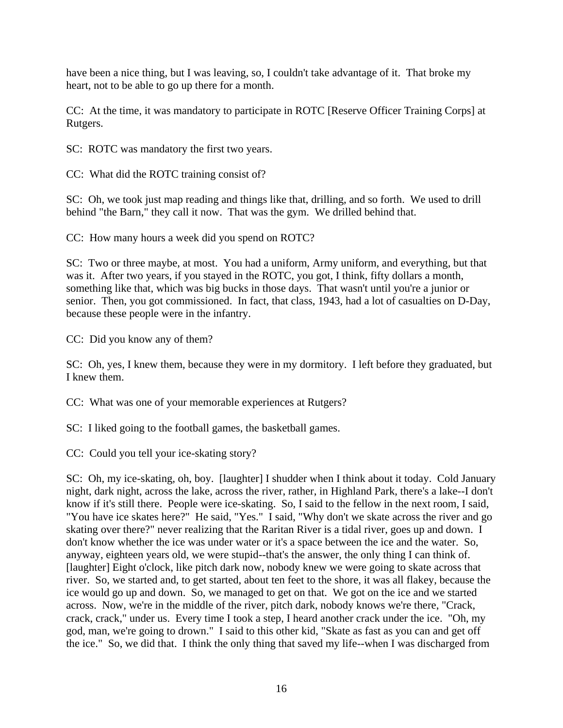have been a nice thing, but I was leaving, so, I couldn't take advantage of it. That broke my heart, not to be able to go up there for a month.

CC: At the time, it was mandatory to participate in ROTC [Reserve Officer Training Corps] at Rutgers.

SC: ROTC was mandatory the first two years.

CC: What did the ROTC training consist of?

SC: Oh, we took just map reading and things like that, drilling, and so forth. We used to drill behind "the Barn," they call it now. That was the gym. We drilled behind that.

CC: How many hours a week did you spend on ROTC?

SC: Two or three maybe, at most. You had a uniform, Army uniform, and everything, but that was it. After two years, if you stayed in the ROTC, you got, I think, fifty dollars a month, something like that, which was big bucks in those days. That wasn't until you're a junior or senior. Then, you got commissioned. In fact, that class, 1943, had a lot of casualties on D-Day, because these people were in the infantry.

CC: Did you know any of them?

SC: Oh, yes, I knew them, because they were in my dormitory. I left before they graduated, but I knew them.

CC: What was one of your memorable experiences at Rutgers?

SC: I liked going to the football games, the basketball games.

CC: Could you tell your ice-skating story?

SC: Oh, my ice-skating, oh, boy. [laughter] I shudder when I think about it today. Cold January night, dark night, across the lake, across the river, rather, in Highland Park, there's a lake--I don't know if it's still there. People were ice-skating. So, I said to the fellow in the next room, I said, "You have ice skates here?" He said, "Yes." I said, "Why don't we skate across the river and go skating over there?" never realizing that the Raritan River is a tidal river, goes up and down. I don't know whether the ice was under water or it's a space between the ice and the water. So, anyway, eighteen years old, we were stupid--that's the answer, the only thing I can think of. [laughter] Eight o'clock, like pitch dark now, nobody knew we were going to skate across that river. So, we started and, to get started, about ten feet to the shore, it was all flakey, because the ice would go up and down. So, we managed to get on that. We got on the ice and we started across. Now, we're in the middle of the river, pitch dark, nobody knows we're there, "Crack, crack, crack," under us. Every time I took a step, I heard another crack under the ice. "Oh, my god, man, we're going to drown." I said to this other kid, "Skate as fast as you can and get off the ice." So, we did that. I think the only thing that saved my life--when I was discharged from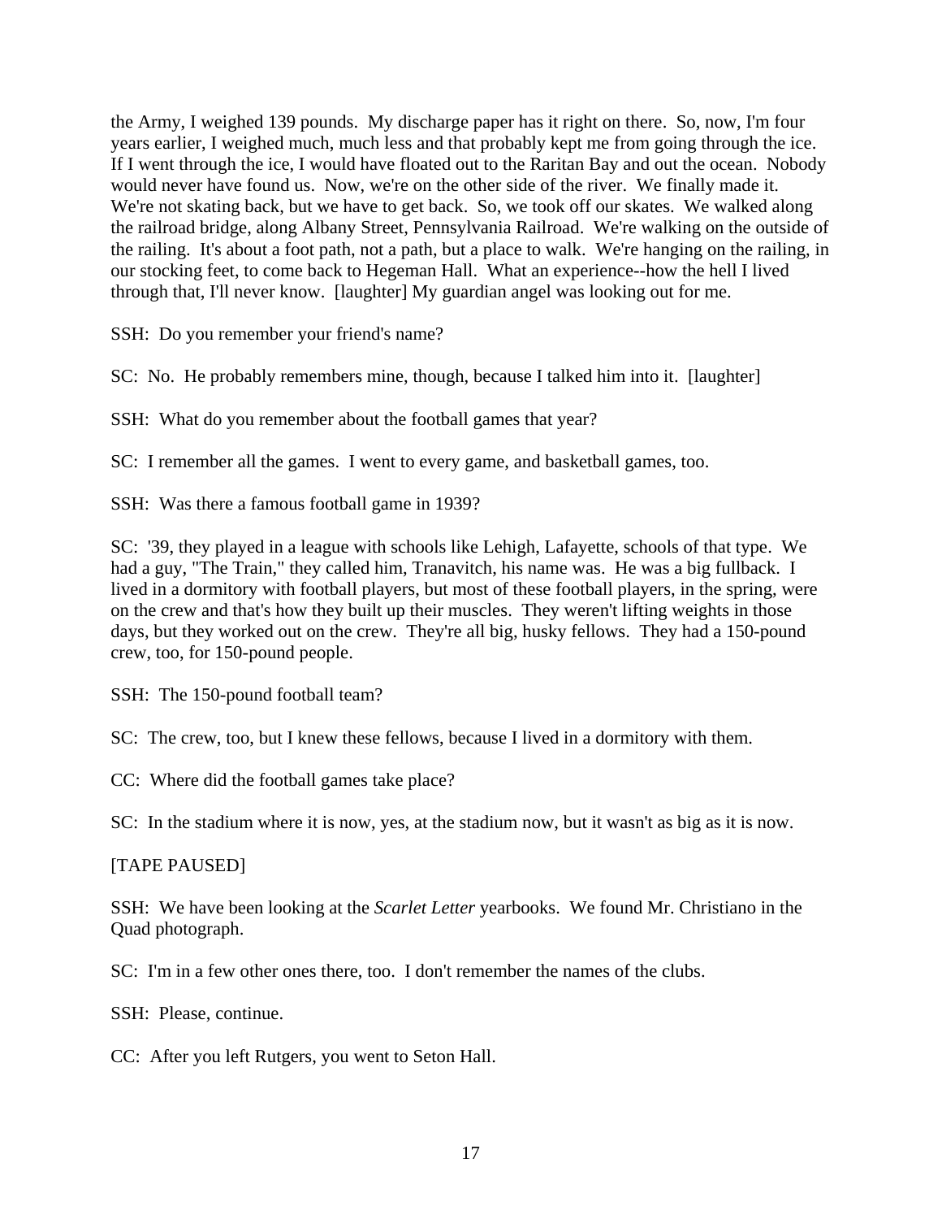the Army, I weighed 139 pounds. My discharge paper has it right on there. So, now, I'm four years earlier, I weighed much, much less and that probably kept me from going through the ice. If I went through the ice, I would have floated out to the Raritan Bay and out the ocean. Nobody would never have found us. Now, we're on the other side of the river. We finally made it. We're not skating back, but we have to get back. So, we took off our skates. We walked along the railroad bridge, along Albany Street, Pennsylvania Railroad. We're walking on the outside of the railing. It's about a foot path, not a path, but a place to walk. We're hanging on the railing, in our stocking feet, to come back to Hegeman Hall. What an experience--how the hell I lived through that, I'll never know. [laughter] My guardian angel was looking out for me.

SSH: Do you remember your friend's name?

SC: No. He probably remembers mine, though, because I talked him into it. [laughter]

SSH: What do you remember about the football games that year?

SC: I remember all the games. I went to every game, and basketball games, too.

SSH: Was there a famous football game in 1939?

SC: '39, they played in a league with schools like Lehigh, Lafayette, schools of that type. We had a guy, "The Train," they called him, Tranavitch, his name was. He was a big fullback. I lived in a dormitory with football players, but most of these football players, in the spring, were on the crew and that's how they built up their muscles. They weren't lifting weights in those days, but they worked out on the crew. They're all big, husky fellows. They had a 150-pound crew, too, for 150-pound people.

SSH: The 150-pound football team?

SC: The crew, too, but I knew these fellows, because I lived in a dormitory with them.

CC: Where did the football games take place?

SC: In the stadium where it is now, yes, at the stadium now, but it wasn't as big as it is now.

[TAPE PAUSED]

SSH: We have been looking at the *Scarlet Letter* yearbooks. We found Mr. Christiano in the Quad photograph.

SC: I'm in a few other ones there, too. I don't remember the names of the clubs.

SSH: Please, continue.

CC: After you left Rutgers, you went to Seton Hall.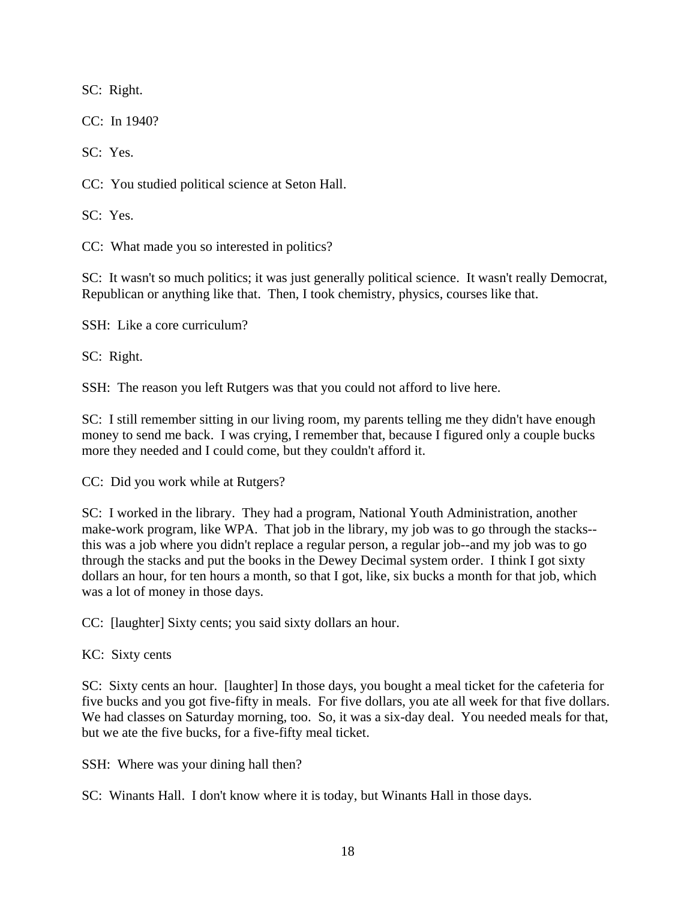SC: Right.

CC: In 1940?

SC: Yes.

CC: You studied political science at Seton Hall.

SC: Yes.

CC: What made you so interested in politics?

SC: It wasn't so much politics; it was just generally political science. It wasn't really Democrat, Republican or anything like that. Then, I took chemistry, physics, courses like that.

SSH: Like a core curriculum?

SC: Right.

SSH: The reason you left Rutgers was that you could not afford to live here.

SC: I still remember sitting in our living room, my parents telling me they didn't have enough money to send me back. I was crying, I remember that, because I figured only a couple bucks more they needed and I could come, but they couldn't afford it.

CC: Did you work while at Rutgers?

SC: I worked in the library. They had a program, National Youth Administration, another make-work program, like WPA. That job in the library, my job was to go through the stacks--this was a job where you didn't replace a regular person, a regular job--and my job was to go through the stacks and put the books in the Dewey Decimal system order. I think I got sixty dollars an hour, for ten hours a month, so that I got, like, six bucks a month for that job, which was a lot of money in those days.

CC: [laughter] Sixty cents; you said sixty dollars an hour.

KC: Sixty cents

SC: Sixty cents an hour. [laughter] In those days, you bought a meal ticket for the cafeteria for five bucks and you got five-fifty in meals. For five dollars, you ate all week for that five dollars. We had classes on Saturday morning, too. So, it was a six-day deal. You needed meals for that, but we ate the five bucks, for a five-fifty meal ticket.

SSH: Where was your dining hall then?

SC: Winants Hall. I don't know where it is today, but Winants Hall in those days.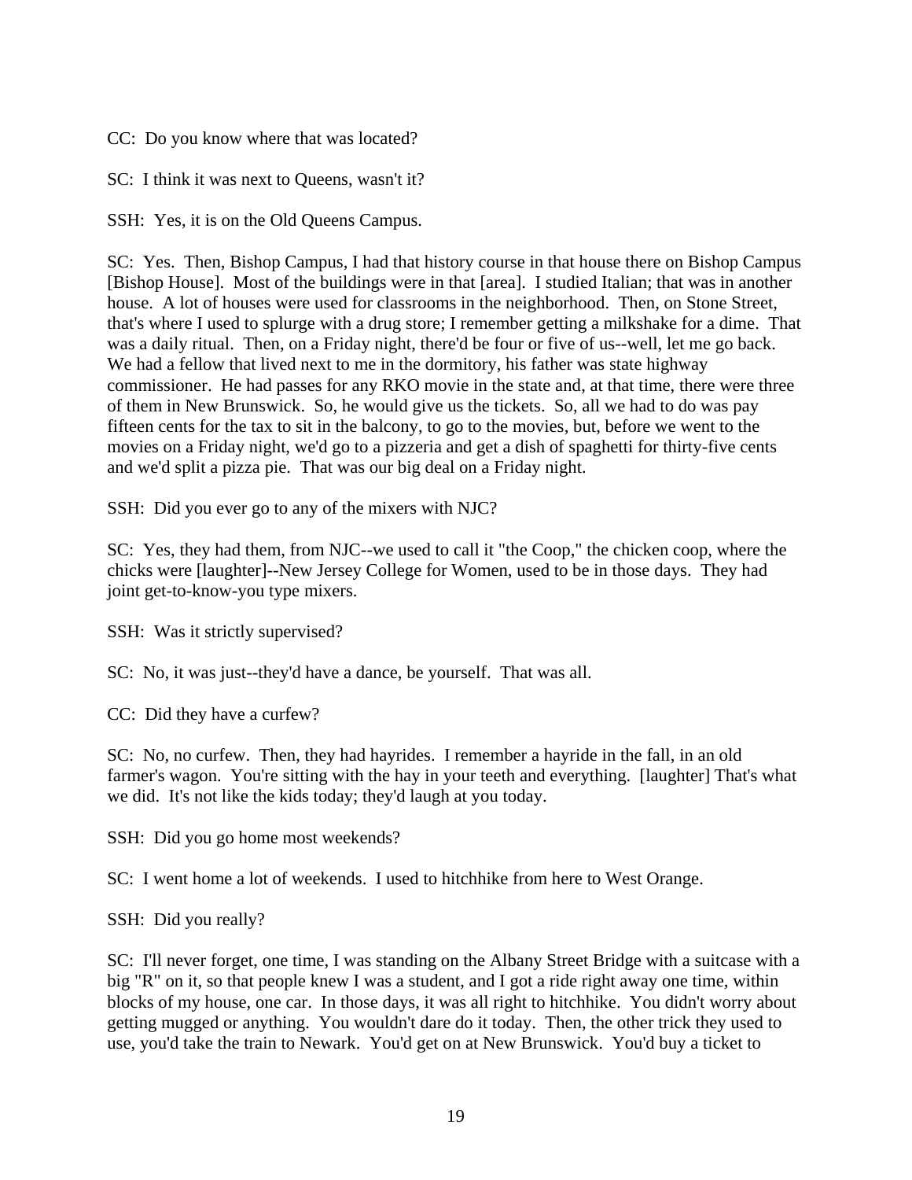CC: Do you know where that was located?

SC: I think it was next to Queens, wasn't it?

SSH: Yes, it is on the Old Queens Campus.

SC: Yes. Then, Bishop Campus, I had that history course in that house there on Bishop Campus [Bishop House]. Most of the buildings were in that [area]. I studied Italian; that was in another house. A lot of houses were used for classrooms in the neighborhood. Then, on Stone Street, that's where I used to splurge with a drug store; I remember getting a milkshake for a dime. That was a daily ritual. Then, on a Friday night, there'd be four or five of us--well, let me go back. We had a fellow that lived next to me in the dormitory, his father was state highway commissioner. He had passes for any RKO movie in the state and, at that time, there were three of them in New Brunswick. So, he would give us the tickets. So, all we had to do was pay fifteen cents for the tax to sit in the balcony, to go to the movies, but, before we went to the movies on a Friday night, we'd go to a pizzeria and get a dish of spaghetti for thirty-five cents and we'd split a pizza pie. That was our big deal on a Friday night.

SSH: Did you ever go to any of the mixers with NJC?

SC: Yes, they had them, from NJC--we used to call it "the Coop," the chicken coop, where the chicks were [laughter]--New Jersey College for Women, used to be in those days. They had joint get-to-know-you type mixers.

SSH: Was it strictly supervised?

SC: No, it was just--they'd have a dance, be yourself. That was all.

CC: Did they have a curfew?

SC: No, no curfew. Then, they had hayrides. I remember a hayride in the fall, in an old farmer's wagon. You're sitting with the hay in your teeth and everything. [laughter] That's what we did. It's not like the kids today; they'd laugh at you today.

SSH: Did you go home most weekends?

SC: I went home a lot of weekends. I used to hitchhike from here to West Orange.

SSH: Did you really?

SC: I'll never forget, one time, I was standing on the Albany Street Bridge with a suitcase with a big "R" on it, so that people knew I was a student, and I got a ride right away one time, within blocks of my house, one car. In those days, it was all right to hitchhike. You didn't worry about getting mugged or anything. You wouldn't dare do it today. Then, the other trick they used to use, you'd take the train to Newark. You'd get on at New Brunswick. You'd buy a ticket to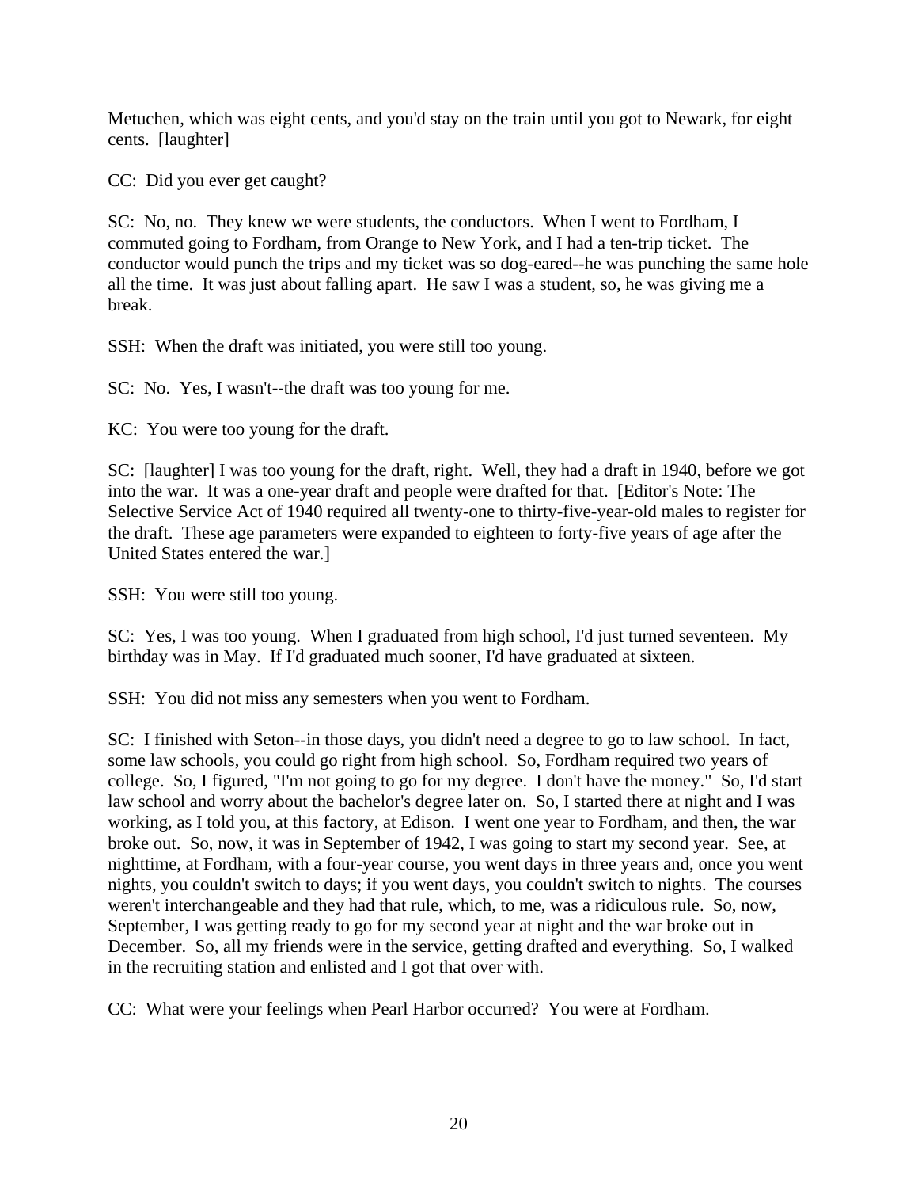Metuchen, which was eight cents, and you'd stay on the train until you got to Newark, for eight cents. [laughter]

CC: Did you ever get caught?

SC: No, no. They knew we were students, the conductors. When I went to Fordham, I commuted going to Fordham, from Orange to New York, and I had a ten-trip ticket. The conductor would punch the trips and my ticket was so dog-eared--he was punching the same hole all the time. It was just about falling apart. He saw I was a student, so, he was giving me a break.

SSH: When the draft was initiated, you were still too young.

SC: No. Yes, I wasn't--the draft was too young for me.

KC: You were too young for the draft.

SC: [laughter] I was too young for the draft, right. Well, they had a draft in 1940, before we got into the war. It was a one-year draft and people were drafted for that. [Editor's Note: The Selective Service Act of 1940 required all twenty-one to thirty-five-year-old males to register for the draft. These age parameters were expanded to eighteen to forty-five years of age after the United States entered the war.]

SSH: You were still too young.

SC: Yes, I was too young. When I graduated from high school, I'd just turned seventeen. My birthday was in May. If I'd graduated much sooner, I'd have graduated at sixteen.

SSH: You did not miss any semesters when you went to Fordham.

SC: I finished with Seton--in those days, you didn't need a degree to go to law school. In fact, some law schools, you could go right from high school. So, Fordham required two years of college. So, I figured, "I'm not going to go for my degree. I don't have the money." So, I'd start law school and worry about the bachelor's degree later on. So, I started there at night and I was working, as I told you, at this factory, at Edison. I went one year to Fordham, and then, the war broke out. So, now, it was in September of 1942, I was going to start my second year. See, at nighttime, at Fordham, with a four-year course, you went days in three years and, once you went nights, you couldn't switch to days; if you went days, you couldn't switch to nights. The courses weren't interchangeable and they had that rule, which, to me, was a ridiculous rule. So, now, September, I was getting ready to go for my second year at night and the war broke out in December. So, all my friends were in the service, getting drafted and everything. So, I walked in the recruiting station and enlisted and I got that over with.

CC: What were your feelings when Pearl Harbor occurred? You were at Fordham.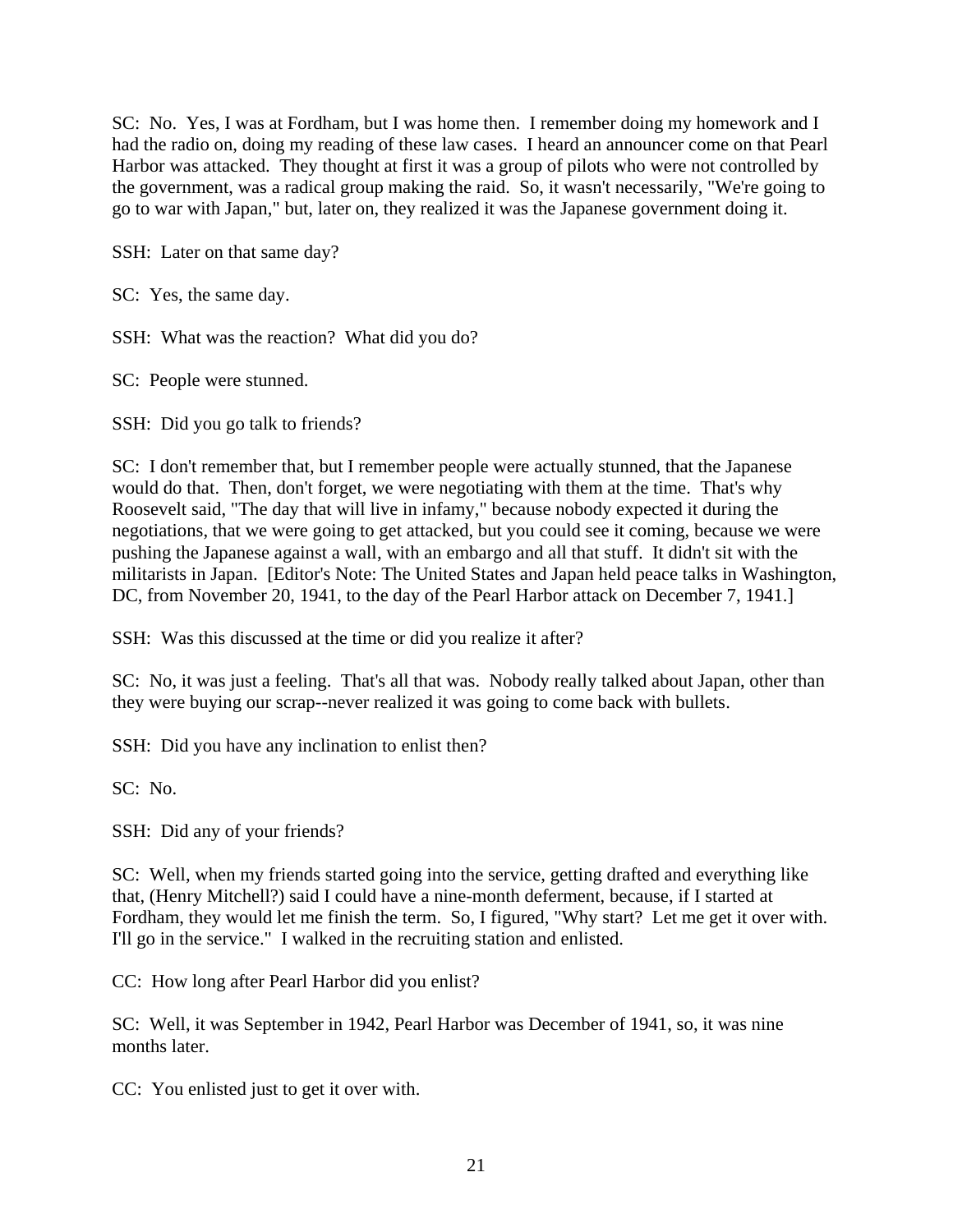SC: No. Yes, I was at Fordham, but I was home then. I remember doing my homework and I had the radio on, doing my reading of these law cases. I heard an announcer come on that Pearl Harbor was attacked. They thought at first it was a group of pilots who were not controlled by the government, was a radical group making the raid. So, it wasn't necessarily, "We're going to go to war with Japan," but, later on, they realized it was the Japanese government doing it.

SSH: Later on that same day?

SC: Yes, the same day.

SSH: What was the reaction? What did you do?

SC: People were stunned.

SSH: Did you go talk to friends?

SC: I don't remember that, but I remember people were actually stunned, that the Japanese would do that. Then, don't forget, we were negotiating with them at the time. That's why Roosevelt said, "The day that will live in infamy," because nobody expected it during the negotiations, that we were going to get attacked, but you could see it coming, because we were pushing the Japanese against a wall, with an embargo and all that stuff. It didn't sit with the militarists in Japan. [Editor's Note: The United States and Japan held peace talks in Washington, DC, from November 20, 1941, to the day of the Pearl Harbor attack on December 7, 1941.]

SSH: Was this discussed at the time or did you realize it after?

SC: No, it was just a feeling. That's all that was. Nobody really talked about Japan, other than they were buying our scrap--never realized it was going to come back with bullets.

SSH: Did you have any inclination to enlist then?

SC: No.

SSH: Did any of your friends?

SC: Well, when my friends started going into the service, getting drafted and everything like that, (Henry Mitchell?) said I could have a nine-month deferment, because, if I started at Fordham, they would let me finish the term. So, I figured, "Why start? Let me get it over with. I'll go in the service." I walked in the recruiting station and enlisted.

CC: How long after Pearl Harbor did you enlist?

SC: Well, it was September in 1942, Pearl Harbor was December of 1941, so, it was nine months later.

CC: You enlisted just to get it over with.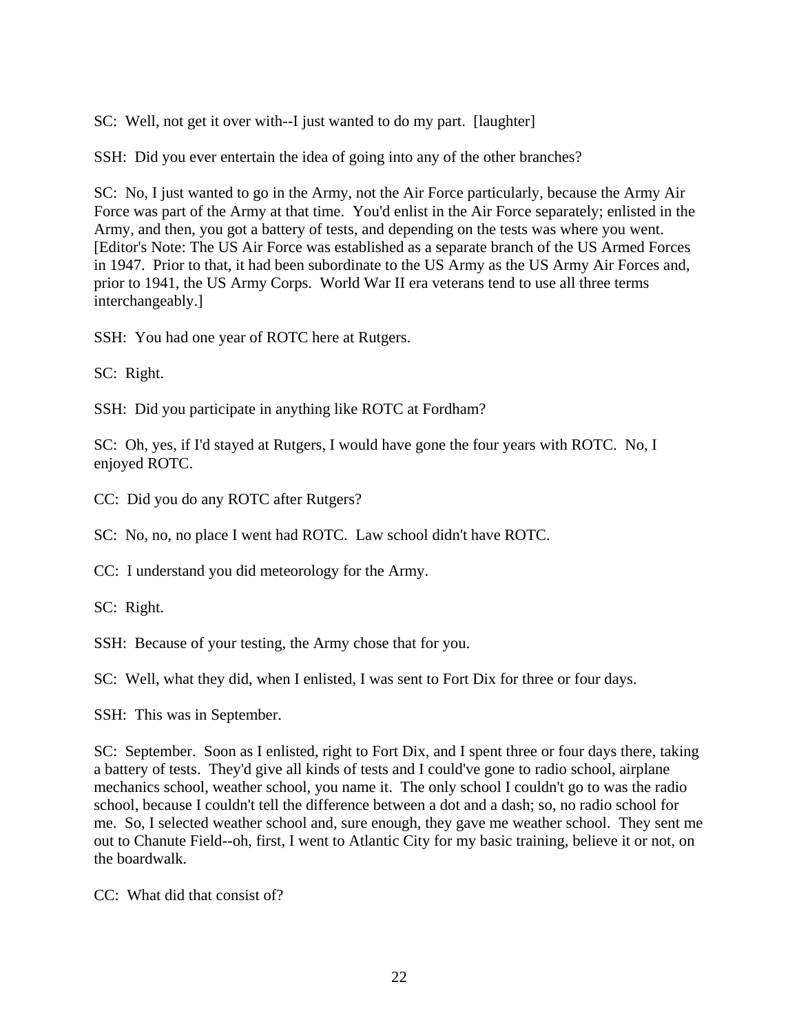SC: Well, not get it over with--I just wanted to do my part. [laughter]

SSH: Did you ever entertain the idea of going into any of the other branches?

SC: No, I just wanted to go in the Army, not the Air Force particularly, because the Army Air Force was part of the Army at that time. You'd enlist in the Air Force separately; enlisted in the Army, and then, you got a battery of tests, and depending on the tests was where you went. [Editor's Note: The US Air Force was established as a separate branch of the US Armed Forces in 1947. Prior to that, it had been subordinate to the US Army as the US Army Air Forces and, prior to 1941, the US Army Corps. World War II era veterans tend to use all three terms interchangeably.]

SSH: You had one year of ROTC here at Rutgers.

SC: Right.

SSH: Did you participate in anything like ROTC at Fordham?

SC: Oh, yes, if I'd stayed at Rutgers, I would have gone the four years with ROTC. No, I enjoyed ROTC.

CC: Did you do any ROTC after Rutgers?

SC: No, no, no place I went had ROTC. Law school didn't have ROTC.

CC: I understand you did meteorology for the Army.

SC: Right.

SSH: Because of your testing, the Army chose that for you.

SC: Well, what they did, when I enlisted, I was sent to Fort Dix for three or four days.

SSH: This was in September.

SC: September. Soon as I enlisted, right to Fort Dix, and I spent three or four days there, taking a battery of tests. They'd give all kinds of tests and I could've gone to radio school, airplane mechanics school, weather school, you name it. The only school I couldn't go to was the radio school, because I couldn't tell the difference between a dot and a dash; so, no radio school for me. So, I selected weather school and, sure enough, they gave me weather school. They sent me out to Chanute Field--oh, first, I went to Atlantic City for my basic training, believe it or not, on the boardwalk.

CC: What did that consist of?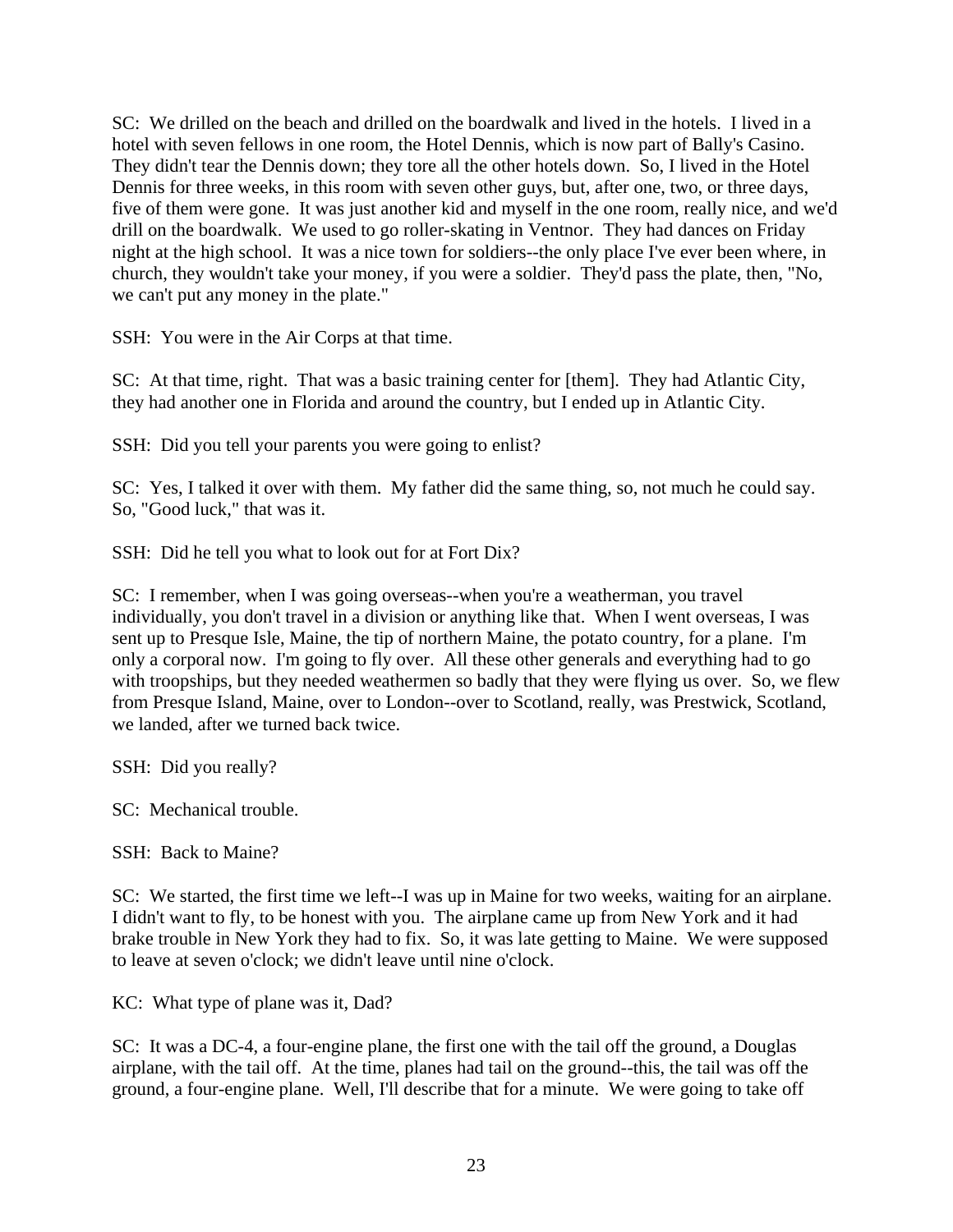SC: We drilled on the beach and drilled on the boardwalk and lived in the hotels. I lived in a hotel with seven fellows in one room, the Hotel Dennis, which is now part of Bally's Casino. They didn't tear the Dennis down; they tore all the other hotels down. So, I lived in the Hotel Dennis for three weeks, in this room with seven other guys, but, after one, two, or three days, five of them were gone. It was just another kid and myself in the one room, really nice, and we'd drill on the boardwalk. We used to go roller-skating in Ventnor. They had dances on Friday night at the high school. It was a nice town for soldiers--the only place I've ever been where, in church, they wouldn't take your money, if you were a soldier. They'd pass the plate, then, "No, we can't put any money in the plate."

SSH: You were in the Air Corps at that time.

SC: At that time, right. That was a basic training center for [them]. They had Atlantic City, they had another one in Florida and around the country, but I ended up in Atlantic City.

SSH: Did you tell your parents you were going to enlist?

SC: Yes, I talked it over with them. My father did the same thing, so, not much he could say. So, "Good luck," that was it.

SSH: Did he tell you what to look out for at Fort Dix?

SC: I remember, when I was going overseas--when you're a weatherman, you travel individually, you don't travel in a division or anything like that. When I went overseas, I was sent up to Presque Isle, Maine, the tip of northern Maine, the potato country, for a plane. I'm only a corporal now. I'm going to fly over. All these other generals and everything had to go with troopships, but they needed weathermen so badly that they were flying us over. So, we flew from Presque Island, Maine, over to London--over to Scotland, really, was Prestwick, Scotland, we landed, after we turned back twice.

SSH: Did you really?

SC: Mechanical trouble.

SSH: Back to Maine?

SC: We started, the first time we left--I was up in Maine for two weeks, waiting for an airplane. I didn't want to fly, to be honest with you. The airplane came up from New York and it had brake trouble in New York they had to fix. So, it was late getting to Maine. We were supposed to leave at seven o'clock; we didn't leave until nine o'clock.

KC: What type of plane was it, Dad?

SC: It was a DC-4, a four-engine plane, the first one with the tail off the ground, a Douglas airplane, with the tail off. At the time, planes had tail on the ground--this, the tail was off the ground, a four-engine plane. Well, I'll describe that for a minute. We were going to take off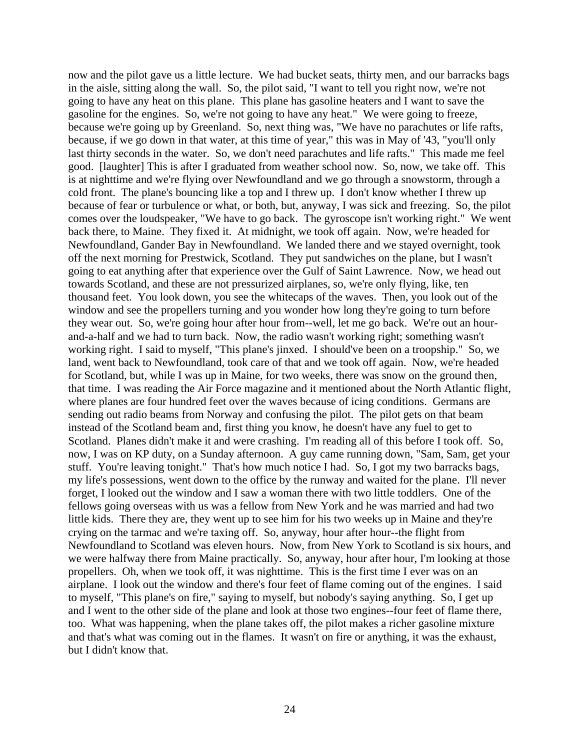now and the pilot gave us a little lecture. We had bucket seats, thirty men, and our barracks bags in the aisle, sitting along the wall. So, the pilot said, "I want to tell you right now, we're not going to have any heat on this plane. This plane has gasoline heaters and I want to save the gasoline for the engines. So, we're not going to have any heat." We were going to freeze, because we're going up by Greenland. So, next thing was, "We have no parachutes or life rafts, because, if we go down in that water, at this time of year," this was in May of '43, "you'll only last thirty seconds in the water. So, we don't need parachutes and life rafts." This made me feel good. [laughter] This is after I graduated from weather school now. So, now, we take off. This is at nighttime and we're flying over Newfoundland and we go through a snowstorm, through a cold front. The plane's bouncing like a top and I threw up. I don't know whether I threw up because of fear or turbulence or what, or both, but, anyway, I was sick and freezing. So, the pilot comes over the loudspeaker, "We have to go back. The gyroscope isn't working right." We went back there, to Maine. They fixed it. At midnight, we took off again. Now, we're headed for Newfoundland, Gander Bay in Newfoundland. We landed there and we stayed overnight, took off the next morning for Prestwick, Scotland. They put sandwiches on the plane, but I wasn't going to eat anything after that experience over the Gulf of Saint Lawrence. Now, we head out towards Scotland, and these are not pressurized airplanes, so, we're only flying, like, ten thousand feet. You look down, you see the whitecaps of the waves. Then, you look out of the window and see the propellers turning and you wonder how long they're going to turn before they wear out. So, we're going hour after hour from--well, let me go back. We're out an hour-and-a-half and we had to turn back. Now, the radio wasn't working right; something wasn't working right. I said to myself, "This plane's jinxed. I should've been on a troopship." So, we land, went back to Newfoundland, took care of that and we took off again. Now, we're headed for Scotland, but, while I was up in Maine, for two weeks, there was snow on the ground then, that time. I was reading the Air Force magazine and it mentioned about the North Atlantic flight, where planes are four hundred feet over the waves because of icing conditions. Germans are sending out radio beams from Norway and confusing the pilot. The pilot gets on that beam instead of the Scotland beam and, first thing you know, he doesn't have any fuel to get to Scotland. Planes didn't make it and were crashing. I'm reading all of this before I took off. So, now, I was on KP duty, on a Sunday afternoon. A guy came running down, "Sam, Sam, get your stuff. You're leaving tonight." That's how much notice I had. So, I got my two barracks bags, my life's possessions, went down to the office by the runway and waited for the plane. I'll never forget, I looked out the window and I saw a woman there with two little toddlers. One of the fellows going overseas with us was a fellow from New York and he was married and had two little kids. There they are, they went up to see him for his two weeks up in Maine and they're crying on the tarmac and we're taxing off. So, anyway, hour after hour--the flight from Newfoundland to Scotland was eleven hours. Now, from New York to Scotland is six hours, and we were halfway there from Maine practically. So, anyway, hour after hour, I'm looking at those propellers. Oh, when we took off, it was nighttime. This is the first time I ever was on an airplane. I look out the window and there's four feet of flame coming out of the engines. I said to myself, "This plane's on fire," saying to myself, but nobody's saying anything. So, I get up and I went to the other side of the plane and look at those two engines--four feet of flame there, too. What was happening, when the plane takes off, the pilot makes a richer gasoline mixture and that's what was coming out in the flames. It wasn't on fire or anything, it was the exhaust, but I didn't know that.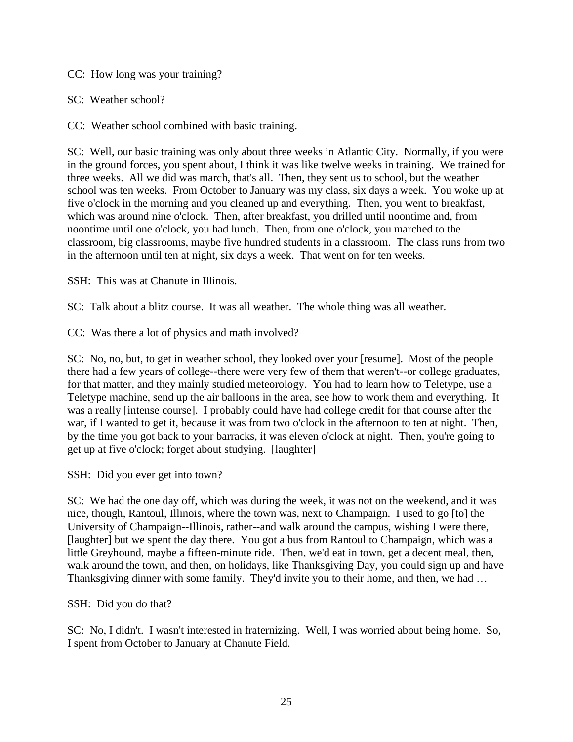CC: How long was your training?

SC: Weather school?

CC: Weather school combined with basic training.

SC: Well, our basic training was only about three weeks in Atlantic City. Normally, if you were in the ground forces, you spent about, I think it was like twelve weeks in training. We trained for three weeks. All we did was march, that's all. Then, they sent us to school, but the weather school was ten weeks. From October to January was my class, six days a week. You woke up at five o'clock in the morning and you cleaned up and everything. Then, you went to breakfast, which was around nine o'clock. Then, after breakfast, you drilled until noontime and, from noontime until one o'clock, you had lunch. Then, from one o'clock, you marched to the classroom, big classrooms, maybe five hundred students in a classroom. The class runs from two in the afternoon until ten at night, six days a week. That went on for ten weeks.

SSH: This was at Chanute in Illinois.

SC: Talk about a blitz course. It was all weather. The whole thing was all weather.

CC: Was there a lot of physics and math involved?

SC: No, no, but, to get in weather school, they looked over your [resume]. Most of the people there had a few years of college--there were very few of them that weren't--or college graduates, for that matter, and they mainly studied meteorology. You had to learn how to Teletype, use a Teletype machine, send up the air balloons in the area, see how to work them and everything. It was a really [intense course]. I probably could have had college credit for that course after the war, if I wanted to get it, because it was from two o'clock in the afternoon to ten at night. Then, by the time you got back to your barracks, it was eleven o'clock at night. Then, you're going to get up at five o'clock; forget about studying. [laughter]

SSH: Did you ever get into town?

SC: We had the one day off, which was during the week, it was not on the weekend, and it was nice, though, Rantoul, Illinois, where the town was, next to Champaign. I used to go [to] the University of Champaign--Illinois, rather--and walk around the campus, wishing I were there, [laughter] but we spent the day there. You got a bus from Rantoul to Champaign, which was a little Greyhound, maybe a fifteen-minute ride. Then, we'd eat in town, get a decent meal, then, walk around the town, and then, on holidays, like Thanksgiving Day, you could sign up and have Thanksgiving dinner with some family. They'd invite you to their home, and then, we had …

SSH: Did you do that?

SC: No, I didn't. I wasn't interested in fraternizing. Well, I was worried about being home. So, I spent from October to January at Chanute Field.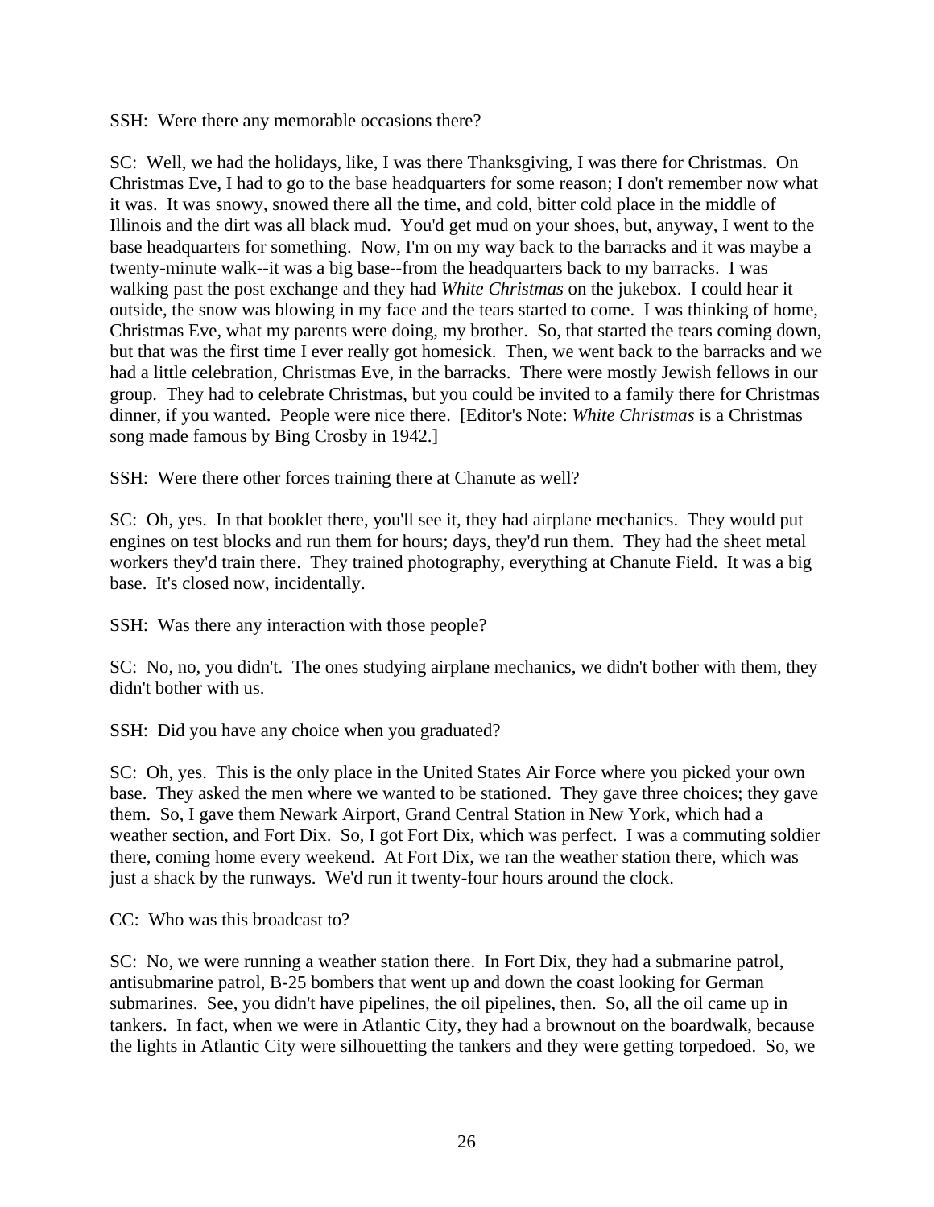SSH: Were there any memorable occasions there?

SC: Well, we had the holidays, like, I was there Thanksgiving, I was there for Christmas. On Christmas Eve, I had to go to the base headquarters for some reason; I don't remember now what it was. It was snowy, snowed there all the time, and cold, bitter cold place in the middle of Illinois and the dirt was all black mud. You'd get mud on your shoes, but, anyway, I went to the base headquarters for something. Now, I'm on my way back to the barracks and it was maybe a twenty-minute walk--it was a big base--from the headquarters back to my barracks. I was walking past the post exchange and they had *White Christmas* on the jukebox. I could hear it outside, the snow was blowing in my face and the tears started to come. I was thinking of home, Christmas Eve, what my parents were doing, my brother. So, that started the tears coming down, but that was the first time I ever really got homesick. Then, we went back to the barracks and we had a little celebration, Christmas Eve, in the barracks. There were mostly Jewish fellows in our group. They had to celebrate Christmas, but you could be invited to a family there for Christmas dinner, if you wanted. People were nice there. [Editor's Note: *White Christmas* is a Christmas song made famous by Bing Crosby in 1942.]

SSH: Were there other forces training there at Chanute as well?

SC: Oh, yes. In that booklet there, you'll see it, they had airplane mechanics. They would put engines on test blocks and run them for hours; days, they'd run them. They had the sheet metal workers they'd train there. They trained photography, everything at Chanute Field. It was a big base. It's closed now, incidentally.

SSH: Was there any interaction with those people?

SC: No, no, you didn't. The ones studying airplane mechanics, we didn't bother with them, they didn't bother with us.

SSH: Did you have any choice when you graduated?

SC: Oh, yes. This is the only place in the United States Air Force where you picked your own base. They asked the men where we wanted to be stationed. They gave three choices; they gave them. So, I gave them Newark Airport, Grand Central Station in New York, which had a weather section, and Fort Dix. So, I got Fort Dix, which was perfect. I was a commuting soldier there, coming home every weekend. At Fort Dix, we ran the weather station there, which was just a shack by the runways. We'd run it twenty-four hours around the clock.

CC: Who was this broadcast to?

SC: No, we were running a weather station there. In Fort Dix, they had a submarine patrol, antisubmarine patrol, B-25 bombers that went up and down the coast looking for German submarines. See, you didn't have pipelines, the oil pipelines, then. So, all the oil came up in tankers. In fact, when we were in Atlantic City, they had a brownout on the boardwalk, because the lights in Atlantic City were silhouetting the tankers and they were getting torpedoed. So, we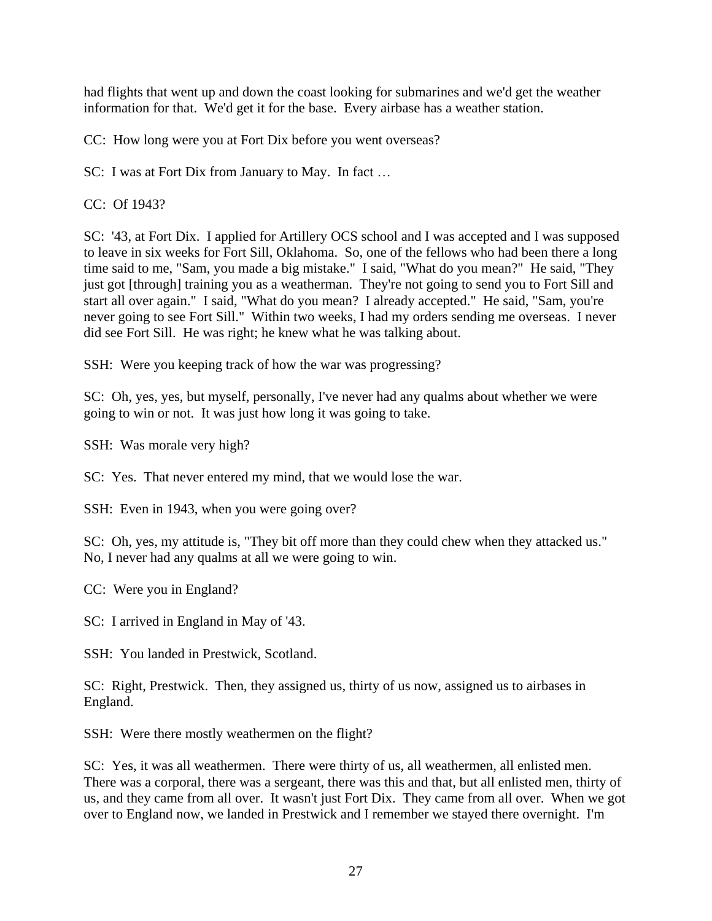had flights that went up and down the coast looking for submarines and we'd get the weather information for that. We'd get it for the base. Every airbase has a weather station.

CC: How long were you at Fort Dix before you went overseas?

SC: I was at Fort Dix from January to May. In fact …

CC: Of 1943?

SC: '43, at Fort Dix. I applied for Artillery OCS school and I was accepted and I was supposed to leave in six weeks for Fort Sill, Oklahoma. So, one of the fellows who had been there a long time said to me, "Sam, you made a big mistake." I said, "What do you mean?" He said, "They just got [through] training you as a weatherman. They're not going to send you to Fort Sill and start all over again." I said, "What do you mean? I already accepted." He said, "Sam, you're never going to see Fort Sill." Within two weeks, I had my orders sending me overseas. I never did see Fort Sill. He was right; he knew what he was talking about.

SSH: Were you keeping track of how the war was progressing?

SC: Oh, yes, yes, but myself, personally, I've never had any qualms about whether we were going to win or not. It was just how long it was going to take.

SSH: Was morale very high?

SC: Yes. That never entered my mind, that we would lose the war.

SSH: Even in 1943, when you were going over?

SC: Oh, yes, my attitude is, "They bit off more than they could chew when they attacked us." No, I never had any qualms at all we were going to win.

CC: Were you in England?

SC: I arrived in England in May of '43.

SSH: You landed in Prestwick, Scotland.

SC: Right, Prestwick. Then, they assigned us, thirty of us now, assigned us to airbases in England.

SSH: Were there mostly weathermen on the flight?

SC: Yes, it was all weathermen. There were thirty of us, all weathermen, all enlisted men. There was a corporal, there was a sergeant, there was this and that, but all enlisted men, thirty of us, and they came from all over. It wasn't just Fort Dix. They came from all over. When we got over to England now, we landed in Prestwick and I remember we stayed there overnight. I'm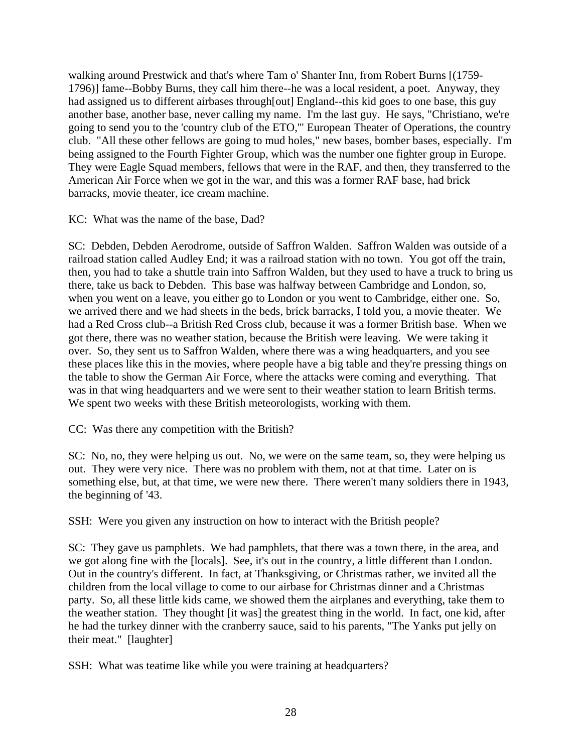walking around Prestwick and that's where Tam o' Shanter Inn, from Robert Burns [(1759-1796)] fame--Bobby Burns, they call him there--he was a local resident, a poet. Anyway, they had assigned us to different airbases through[out] England--this kid goes to one base, this guy another base, another base, never calling my name. I'm the last guy. He says, "Christiano, we're going to send you to the 'country club of the ETO,'" European Theater of Operations, the country club. "All these other fellows are going to mud holes," new bases, bomber bases, especially. I'm being assigned to the Fourth Fighter Group, which was the number one fighter group in Europe. They were Eagle Squad members, fellows that were in the RAF, and then, they transferred to the American Air Force when we got in the war, and this was a former RAF base, had brick barracks, movie theater, ice cream machine.

KC: What was the name of the base, Dad?

SC: Debden, Debden Aerodrome, outside of Saffron Walden. Saffron Walden was outside of a railroad station called Audley End; it was a railroad station with no town. You got off the train, then, you had to take a shuttle train into Saffron Walden, but they used to have a truck to bring us there, take us back to Debden. This base was halfway between Cambridge and London, so, when you went on a leave, you either go to London or you went to Cambridge, either one. So, we arrived there and we had sheets in the beds, brick barracks, I told you, a movie theater. We had a Red Cross club--a British Red Cross club, because it was a former British base. When we got there, there was no weather station, because the British were leaving. We were taking it over. So, they sent us to Saffron Walden, where there was a wing headquarters, and you see these places like this in the movies, where people have a big table and they're pressing things on the table to show the German Air Force, where the attacks were coming and everything. That was in that wing headquarters and we were sent to their weather station to learn British terms. We spent two weeks with these British meteorologists, working with them.

CC: Was there any competition with the British?

SC: No, no, they were helping us out. No, we were on the same team, so, they were helping us out. They were very nice. There was no problem with them, not at that time. Later on is something else, but, at that time, we were new there. There weren't many soldiers there in 1943, the beginning of '43.

SSH: Were you given any instruction on how to interact with the British people?

SC: They gave us pamphlets. We had pamphlets, that there was a town there, in the area, and we got along fine with the [locals]. See, it's out in the country, a little different than London. Out in the country's different. In fact, at Thanksgiving, or Christmas rather, we invited all the children from the local village to come to our airbase for Christmas dinner and a Christmas party. So, all these little kids came, we showed them the airplanes and everything, take them to the weather station. They thought [it was] the greatest thing in the world. In fact, one kid, after he had the turkey dinner with the cranberry sauce, said to his parents, "The Yanks put jelly on their meat." [laughter]

SSH: What was teatime like while you were training at headquarters?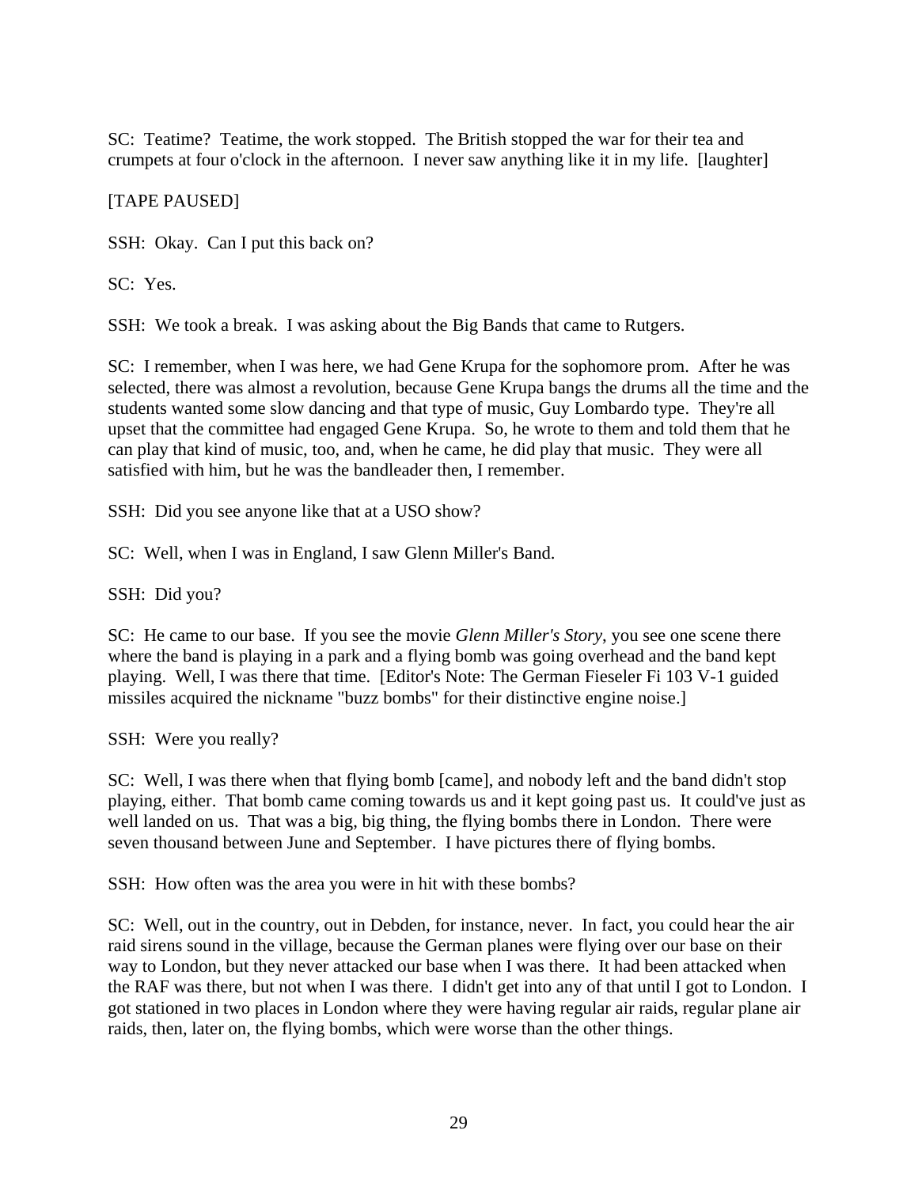SC: Teatime? Teatime, the work stopped. The British stopped the war for their tea and crumpets at four o'clock in the afternoon. I never saw anything like it in my life. [laughter]

[TAPE PAUSED]

SSH: Okay. Can I put this back on?

SC: Yes.

SSH: We took a break. I was asking about the Big Bands that came to Rutgers.

SC: I remember, when I was here, we had Gene Krupa for the sophomore prom. After he was selected, there was almost a revolution, because Gene Krupa bangs the drums all the time and the students wanted some slow dancing and that type of music, Guy Lombardo type. They're all upset that the committee had engaged Gene Krupa. So, he wrote to them and told them that he can play that kind of music, too, and, when he came, he did play that music. They were all satisfied with him, but he was the bandleader then, I remember.

SSH: Did you see anyone like that at a USO show?

SC: Well, when I was in England, I saw Glenn Miller's Band.

SSH: Did you?

SC: He came to our base. If you see the movie *Glenn Miller's Story*, you see one scene there where the band is playing in a park and a flying bomb was going overhead and the band kept playing. Well, I was there that time. [Editor's Note: The German Fieseler Fi 103 V-1 guided missiles acquired the nickname "buzz bombs" for their distinctive engine noise.]

SSH: Were you really?

SC: Well, I was there when that flying bomb [came], and nobody left and the band didn't stop playing, either. That bomb came coming towards us and it kept going past us. It could've just as well landed on us. That was a big, big thing, the flying bombs there in London. There were seven thousand between June and September. I have pictures there of flying bombs.

SSH: How often was the area you were in hit with these bombs?

SC: Well, out in the country, out in Debden, for instance, never. In fact, you could hear the air raid sirens sound in the village, because the German planes were flying over our base on their way to London, but they never attacked our base when I was there. It had been attacked when the RAF was there, but not when I was there. I didn't get into any of that until I got to London. I got stationed in two places in London where they were having regular air raids, regular plane air raids, then, later on, the flying bombs, which were worse than the other things.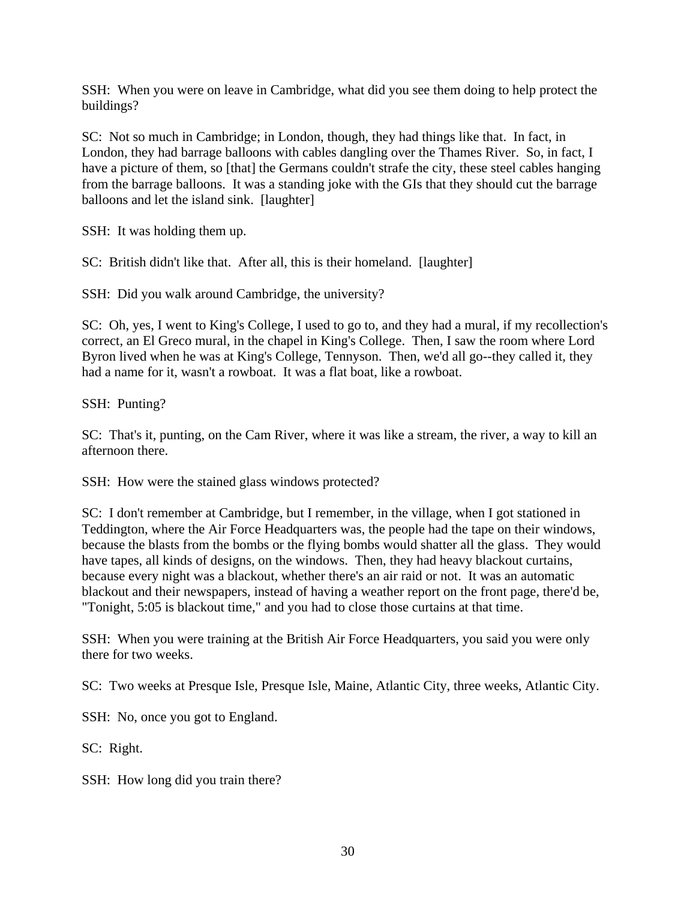SSH: When you were on leave in Cambridge, what did you see them doing to help protect the buildings?

SC: Not so much in Cambridge; in London, though, they had things like that. In fact, in London, they had barrage balloons with cables dangling over the Thames River. So, in fact, I have a picture of them, so [that] the Germans couldn't strafe the city, these steel cables hanging from the barrage balloons. It was a standing joke with the GIs that they should cut the barrage balloons and let the island sink. [laughter]

SSH: It was holding them up.

SC: British didn't like that. After all, this is their homeland. [laughter]

SSH: Did you walk around Cambridge, the university?

SC: Oh, yes, I went to King's College, I used to go to, and they had a mural, if my recollection's correct, an El Greco mural, in the chapel in King's College. Then, I saw the room where Lord Byron lived when he was at King's College, Tennyson. Then, we'd all go--they called it, they had a name for it, wasn't a rowboat. It was a flat boat, like a rowboat.

SSH: Punting?

SC: That's it, punting, on the Cam River, where it was like a stream, the river, a way to kill an afternoon there.

SSH: How were the stained glass windows protected?

SC: I don't remember at Cambridge, but I remember, in the village, when I got stationed in Teddington, where the Air Force Headquarters was, the people had the tape on their windows, because the blasts from the bombs or the flying bombs would shatter all the glass. They would have tapes, all kinds of designs, on the windows. Then, they had heavy blackout curtains, because every night was a blackout, whether there's an air raid or not. It was an automatic blackout and their newspapers, instead of having a weather report on the front page, there'd be, "Tonight, 5:05 is blackout time," and you had to close those curtains at that time.

SSH: When you were training at the British Air Force Headquarters, you said you were only there for two weeks.

SC: Two weeks at Presque Isle, Presque Isle, Maine, Atlantic City, three weeks, Atlantic City.

SSH: No, once you got to England.

SC: Right.

SSH: How long did you train there?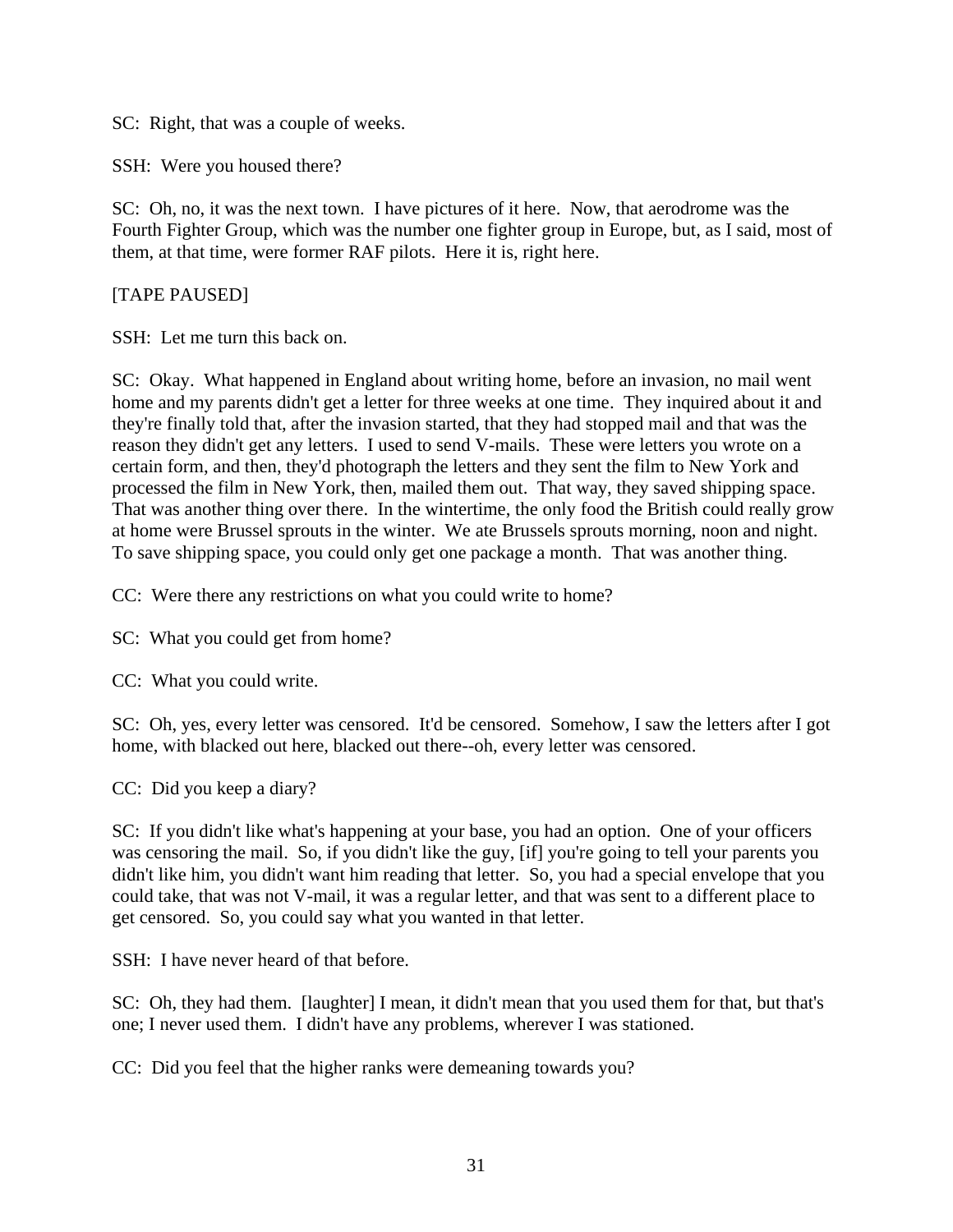SC: Right, that was a couple of weeks.

SSH: Were you housed there?

SC: Oh, no, it was the next town. I have pictures of it here. Now, that aerodrome was the Fourth Fighter Group, which was the number one fighter group in Europe, but, as I said, most of them, at that time, were former RAF pilots. Here it is, right here.

[TAPE PAUSED]

SSH: Let me turn this back on.

SC: Okay. What happened in England about writing home, before an invasion, no mail went home and my parents didn't get a letter for three weeks at one time. They inquired about it and they're finally told that, after the invasion started, that they had stopped mail and that was the reason they didn't get any letters. I used to send V-mails. These were letters you wrote on a certain form, and then, they'd photograph the letters and they sent the film to New York and processed the film in New York, then, mailed them out. That way, they saved shipping space. That was another thing over there. In the wintertime, the only food the British could really grow at home were Brussel sprouts in the winter. We ate Brussels sprouts morning, noon and night. To save shipping space, you could only get one package a month. That was another thing.

CC: Were there any restrictions on what you could write to home?

SC: What you could get from home?

CC: What you could write.

SC: Oh, yes, every letter was censored. It'd be censored. Somehow, I saw the letters after I got home, with blacked out here, blacked out there--oh, every letter was censored.

CC: Did you keep a diary?

SC: If you didn't like what's happening at your base, you had an option. One of your officers was censoring the mail. So, if you didn't like the guy, [if] you're going to tell your parents you didn't like him, you didn't want him reading that letter. So, you had a special envelope that you could take, that was not V-mail, it was a regular letter, and that was sent to a different place to get censored. So, you could say what you wanted in that letter.

SSH: I have never heard of that before.

SC: Oh, they had them. [laughter] I mean, it didn't mean that you used them for that, but that's one; I never used them. I didn't have any problems, wherever I was stationed.

CC: Did you feel that the higher ranks were demeaning towards you?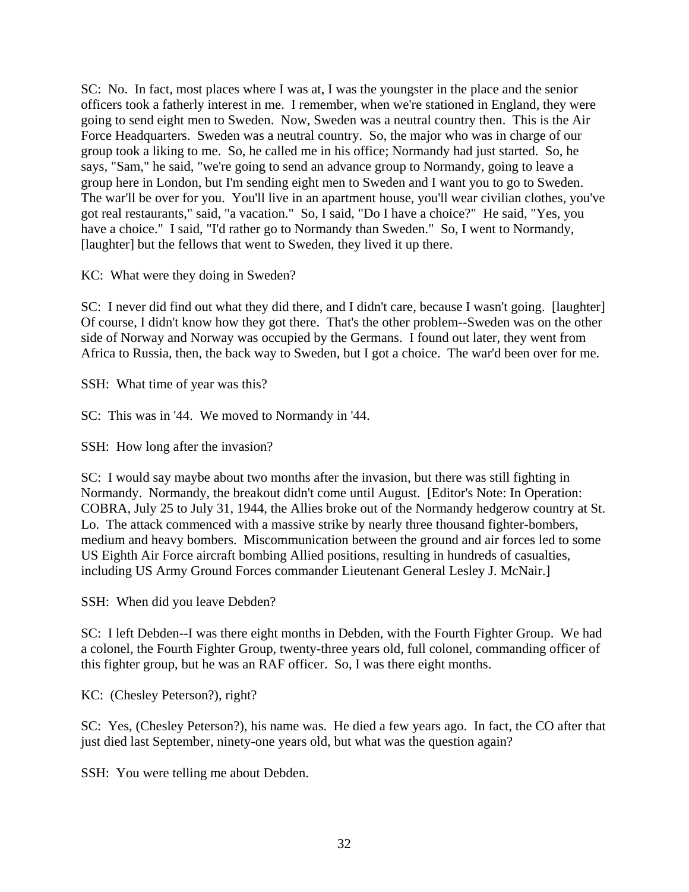SC: No. In fact, most places where I was at, I was the youngster in the place and the senior officers took a fatherly interest in me. I remember, when we're stationed in England, they were going to send eight men to Sweden. Now, Sweden was a neutral country then. This is the Air Force Headquarters. Sweden was a neutral country. So, the major who was in charge of our group took a liking to me. So, he called me in his office; Normandy had just started. So, he says, "Sam," he said, "we're going to send an advance group to Normandy, going to leave a group here in London, but I'm sending eight men to Sweden and I want you to go to Sweden. The war'll be over for you. You'll live in an apartment house, you'll wear civilian clothes, you've got real restaurants," said, "a vacation." So, I said, "Do I have a choice?" He said, "Yes, you have a choice." I said, "I'd rather go to Normandy than Sweden." So, I went to Normandy, [laughter] but the fellows that went to Sweden, they lived it up there.

KC: What were they doing in Sweden?

SC: I never did find out what they did there, and I didn't care, because I wasn't going. [laughter] Of course, I didn't know how they got there. That's the other problem--Sweden was on the other side of Norway and Norway was occupied by the Germans. I found out later, they went from Africa to Russia, then, the back way to Sweden, but I got a choice. The war'd been over for me.

SSH: What time of year was this?

SC: This was in '44. We moved to Normandy in '44.

SSH: How long after the invasion?

SC: I would say maybe about two months after the invasion, but there was still fighting in Normandy. Normandy, the breakout didn't come until August. [Editor's Note: In Operation: COBRA, July 25 to July 31, 1944, the Allies broke out of the Normandy hedgerow country at St. Lo. The attack commenced with a massive strike by nearly three thousand fighter-bombers, medium and heavy bombers. Miscommunication between the ground and air forces led to some US Eighth Air Force aircraft bombing Allied positions, resulting in hundreds of casualties, including US Army Ground Forces commander Lieutenant General Lesley J. McNair.]

SSH: When did you leave Debden?

SC: I left Debden--I was there eight months in Debden, with the Fourth Fighter Group. We had a colonel, the Fourth Fighter Group, twenty-three years old, full colonel, commanding officer of this fighter group, but he was an RAF officer. So, I was there eight months.

KC: (Chesley Peterson?), right?

SC: Yes, (Chesley Peterson?), his name was. He died a few years ago. In fact, the CO after that just died last September, ninety-one years old, but what was the question again?

SSH: You were telling me about Debden.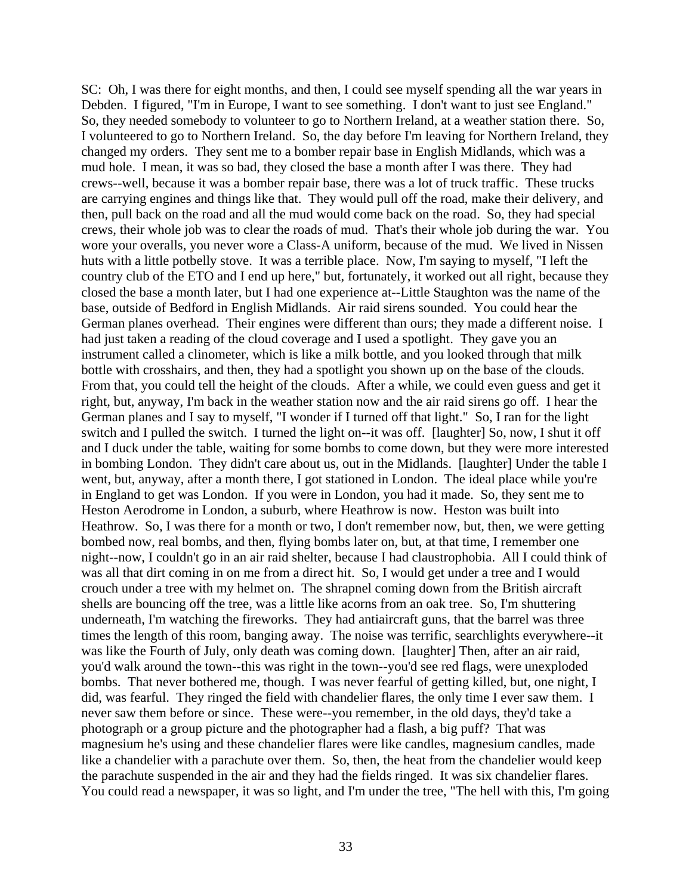SC: Oh, I was there for eight months, and then, I could see myself spending all the war years in Debden. I figured, "I'm in Europe, I want to see something. I don't want to just see England." So, they needed somebody to volunteer to go to Northern Ireland, at a weather station there. So, I volunteered to go to Northern Ireland. So, the day before I'm leaving for Northern Ireland, they changed my orders. They sent me to a bomber repair base in English Midlands, which was a mud hole. I mean, it was so bad, they closed the base a month after I was there. They had crews--well, because it was a bomber repair base, there was a lot of truck traffic. These trucks are carrying engines and things like that. They would pull off the road, make their delivery, and then, pull back on the road and all the mud would come back on the road. So, they had special crews, their whole job was to clear the roads of mud. That's their whole job during the war. You wore your overalls, you never wore a Class-A uniform, because of the mud. We lived in Nissen huts with a little potbelly stove. It was a terrible place. Now, I'm saying to myself, "I left the country club of the ETO and I end up here," but, fortunately, it worked out all right, because they closed the base a month later, but I had one experience at--Little Staughton was the name of the base, outside of Bedford in English Midlands. Air raid sirens sounded. You could hear the German planes overhead. Their engines were different than ours; they made a different noise. I had just taken a reading of the cloud coverage and I used a spotlight. They gave you an instrument called a clinometer, which is like a milk bottle, and you looked through that milk bottle with crosshairs, and then, they had a spotlight you shown up on the base of the clouds. From that, you could tell the height of the clouds. After a while, we could even guess and get it right, but, anyway, I'm back in the weather station now and the air raid sirens go off. I hear the German planes and I say to myself, "I wonder if I turned off that light." So, I ran for the light switch and I pulled the switch. I turned the light on--it was off. [laughter] So, now, I shut it off and I duck under the table, waiting for some bombs to come down, but they were more interested in bombing London. They didn't care about us, out in the Midlands. [laughter] Under the table I went, but, anyway, after a month there, I got stationed in London. The ideal place while you're in England to get was London. If you were in London, you had it made. So, they sent me to Heston Aerodrome in London, a suburb, where Heathrow is now. Heston was built into Heathrow. So, I was there for a month or two, I don't remember now, but, then, we were getting bombed now, real bombs, and then, flying bombs later on, but, at that time, I remember one night--now, I couldn't go in an air raid shelter, because I had claustrophobia. All I could think of was all that dirt coming in on me from a direct hit. So, I would get under a tree and I would crouch under a tree with my helmet on. The shrapnel coming down from the British aircraft shells are bouncing off the tree, was a little like acorns from an oak tree. So, I'm shuttering underneath, I'm watching the fireworks. They had antiaircraft guns, that the barrel was three times the length of this room, banging away. The noise was terrific, searchlights everywhere--it was like the Fourth of July, only death was coming down. [laughter] Then, after an air raid, you'd walk around the town--this was right in the town--you'd see red flags, were unexploded bombs. That never bothered me, though. I was never fearful of getting killed, but, one night, I did, was fearful. They ringed the field with chandelier flares, the only time I ever saw them. I never saw them before or since. These were--you remember, in the old days, they'd take a photograph or a group picture and the photographer had a flash, a big puff? That was magnesium he's using and these chandelier flares were like candles, magnesium candles, made like a chandelier with a parachute over them. So, then, the heat from the chandelier would keep the parachute suspended in the air and they had the fields ringed. It was six chandelier flares. You could read a newspaper, it was so light, and I'm under the tree, "The hell with this, I'm going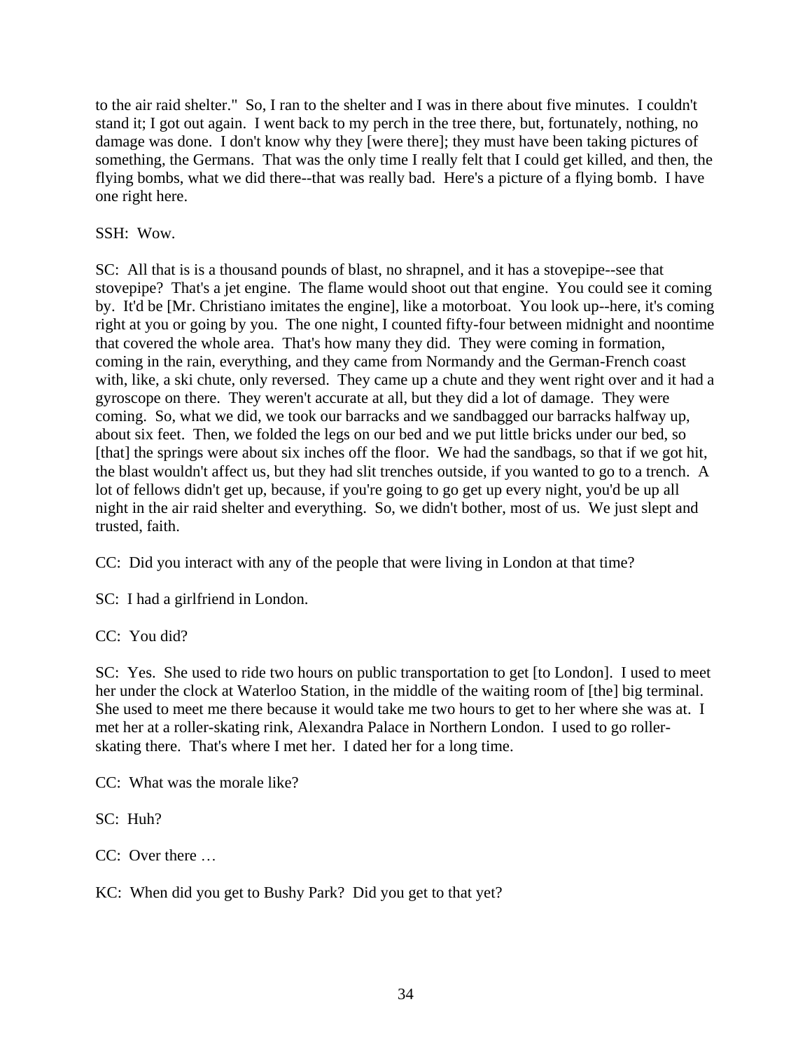to the air raid shelter." So, I ran to the shelter and I was in there about five minutes. I couldn't stand it; I got out again. I went back to my perch in the tree there, but, fortunately, nothing, no damage was done. I don't know why they [were there]; they must have been taking pictures of something, the Germans. That was the only time I really felt that I could get killed, and then, the flying bombs, what we did there--that was really bad. Here's a picture of a flying bomb. I have one right here.

SSH: Wow.

SC: All that is is a thousand pounds of blast, no shrapnel, and it has a stovepipe--see that stovepipe? That's a jet engine. The flame would shoot out that engine. You could see it coming by. It'd be [Mr. Christiano imitates the engine], like a motorboat. You look up--here, it's coming right at you or going by you. The one night, I counted fifty-four between midnight and noontime that covered the whole area. That's how many they did. They were coming in formation, coming in the rain, everything, and they came from Normandy and the German-French coast with, like, a ski chute, only reversed. They came up a chute and they went right over and it had a gyroscope on there. They weren't accurate at all, but they did a lot of damage. They were coming. So, what we did, we took our barracks and we sandbagged our barracks halfway up, about six feet. Then, we folded the legs on our bed and we put little bricks under our bed, so [that] the springs were about six inches off the floor. We had the sandbags, so that if we got hit, the blast wouldn't affect us, but they had slit trenches outside, if you wanted to go to a trench. A lot of fellows didn't get up, because, if you're going to go get up every night, you'd be up all night in the air raid shelter and everything. So, we didn't bother, most of us. We just slept and trusted, faith.

CC: Did you interact with any of the people that were living in London at that time?

SC: I had a girlfriend in London.

CC: You did?

SC: Yes. She used to ride two hours on public transportation to get [to London]. I used to meet her under the clock at Waterloo Station, in the middle of the waiting room of [the] big terminal. She used to meet me there because it would take me two hours to get to her where she was at. I met her at a roller-skating rink, Alexandra Palace in Northern London. I used to go roller-skating there. That's where I met her. I dated her for a long time.

CC: What was the morale like?

SC: Huh?

CC: Over there …

KC: When did you get to Bushy Park? Did you get to that yet?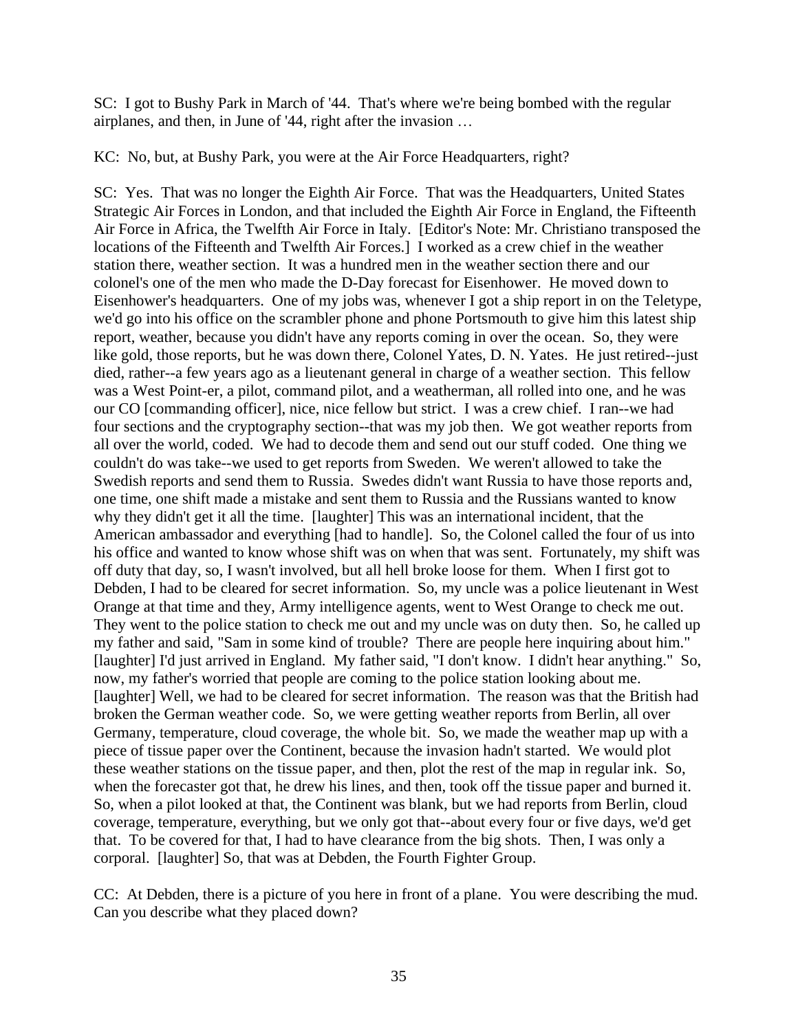SC: I got to Bushy Park in March of '44. That's where we're being bombed with the regular airplanes, and then, in June of '44, right after the invasion …

KC: No, but, at Bushy Park, you were at the Air Force Headquarters, right?

SC: Yes. That was no longer the Eighth Air Force. That was the Headquarters, United States Strategic Air Forces in London, and that included the Eighth Air Force in England, the Fifteenth Air Force in Africa, the Twelfth Air Force in Italy. [Editor's Note: Mr. Christiano transposed the locations of the Fifteenth and Twelfth Air Forces.] I worked as a crew chief in the weather station there, weather section. It was a hundred men in the weather section there and our colonel's one of the men who made the D-Day forecast for Eisenhower. He moved down to Eisenhower's headquarters. One of my jobs was, whenever I got a ship report in on the Teletype, we'd go into his office on the scrambler phone and phone Portsmouth to give him this latest ship report, weather, because you didn't have any reports coming in over the ocean. So, they were like gold, those reports, but he was down there, Colonel Yates, D. N. Yates. He just retired--just died, rather--a few years ago as a lieutenant general in charge of a weather section. This fellow was a West Point-er, a pilot, command pilot, and a weatherman, all rolled into one, and he was our CO [commanding officer], nice, nice fellow but strict. I was a crew chief. I ran--we had four sections and the cryptography section--that was my job then. We got weather reports from all over the world, coded. We had to decode them and send out our stuff coded. One thing we couldn't do was take--we used to get reports from Sweden. We weren't allowed to take the Swedish reports and send them to Russia. Swedes didn't want Russia to have those reports and, one time, one shift made a mistake and sent them to Russia and the Russians wanted to know why they didn't get it all the time. [laughter] This was an international incident, that the American ambassador and everything [had to handle]. So, the Colonel called the four of us into his office and wanted to know whose shift was on when that was sent. Fortunately, my shift was off duty that day, so, I wasn't involved, but all hell broke loose for them. When I first got to Debden, I had to be cleared for secret information. So, my uncle was a police lieutenant in West Orange at that time and they, Army intelligence agents, went to West Orange to check me out. They went to the police station to check me out and my uncle was on duty then. So, he called up my father and said, "Sam in some kind of trouble? There are people here inquiring about him." [laughter] I'd just arrived in England. My father said, "I don't know. I didn't hear anything." So, now, my father's worried that people are coming to the police station looking about me. [laughter] Well, we had to be cleared for secret information. The reason was that the British had broken the German weather code. So, we were getting weather reports from Berlin, all over Germany, temperature, cloud coverage, the whole bit. So, we made the weather map up with a piece of tissue paper over the Continent, because the invasion hadn't started. We would plot these weather stations on the tissue paper, and then, plot the rest of the map in regular ink. So, when the forecaster got that, he drew his lines, and then, took off the tissue paper and burned it. So, when a pilot looked at that, the Continent was blank, but we had reports from Berlin, cloud coverage, temperature, everything, but we only got that--about every four or five days, we'd get that. To be covered for that, I had to have clearance from the big shots. Then, I was only a corporal. [laughter] So, that was at Debden, the Fourth Fighter Group.

CC: At Debden, there is a picture of you here in front of a plane. You were describing the mud. Can you describe what they placed down?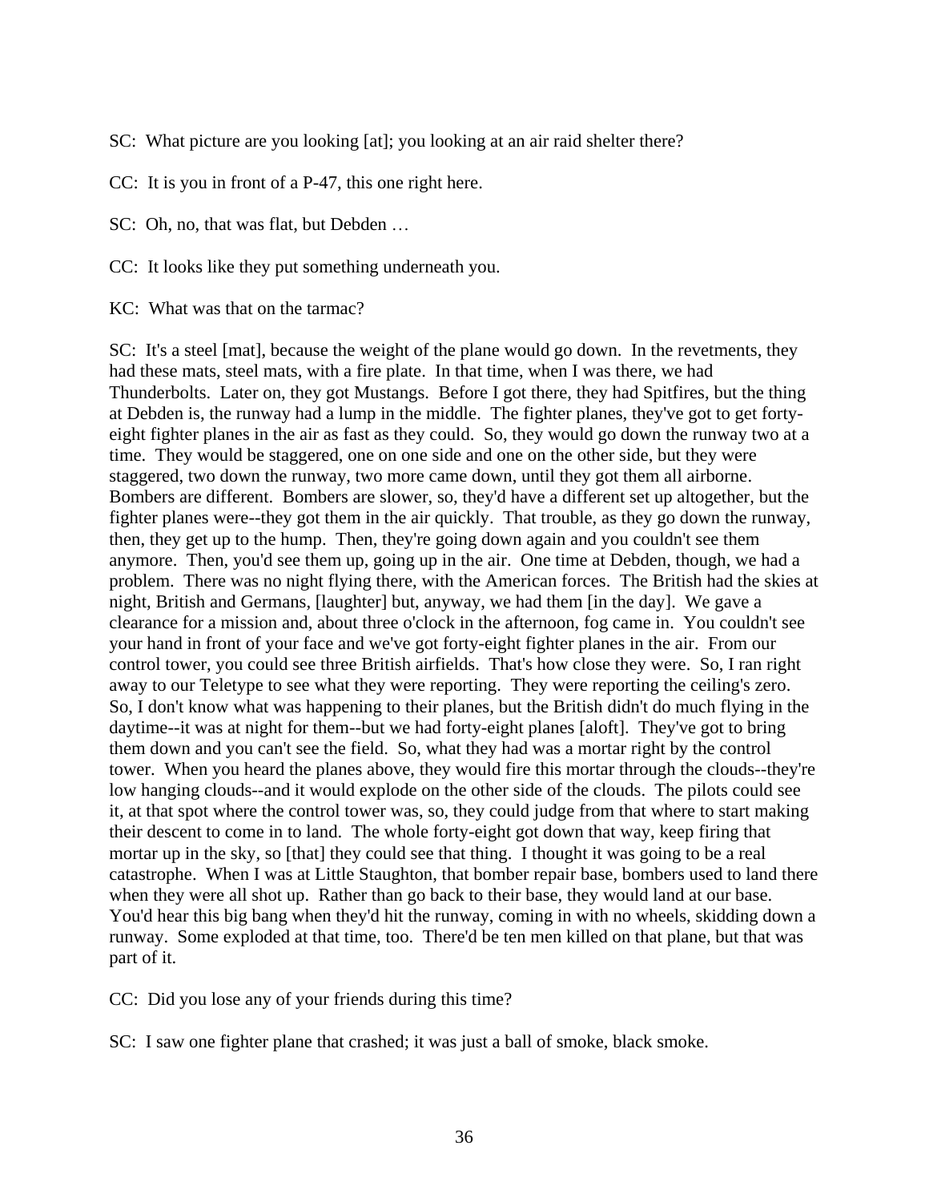SC: What picture are you looking [at]; you looking at an air raid shelter there?

CC: It is you in front of a P-47, this one right here.

SC: Oh, no, that was flat, but Debden …

CC: It looks like they put something underneath you.

KC: What was that on the tarmac?

SC: It's a steel [mat], because the weight of the plane would go down. In the revetments, they had these mats, steel mats, with a fire plate. In that time, when I was there, we had Thunderbolts. Later on, they got Mustangs. Before I got there, they had Spitfires, but the thing at Debden is, the runway had a lump in the middle. The fighter planes, they've got to get forty-eight fighter planes in the air as fast as they could. So, they would go down the runway two at a time. They would be staggered, one on one side and one on the other side, but they were staggered, two down the runway, two more came down, until they got them all airborne. Bombers are different. Bombers are slower, so, they'd have a different set up altogether, but the fighter planes were--they got them in the air quickly. That trouble, as they go down the runway, then, they get up to the hump. Then, they're going down again and you couldn't see them anymore. Then, you'd see them up, going up in the air. One time at Debden, though, we had a problem. There was no night flying there, with the American forces. The British had the skies at night, British and Germans, [laughter] but, anyway, we had them [in the day]. We gave a clearance for a mission and, about three o'clock in the afternoon, fog came in. You couldn't see your hand in front of your face and we've got forty-eight fighter planes in the air. From our control tower, you could see three British airfields. That's how close they were. So, I ran right away to our Teletype to see what they were reporting. They were reporting the ceiling's zero. So, I don't know what was happening to their planes, but the British didn't do much flying in the daytime--it was at night for them--but we had forty-eight planes [aloft]. They've got to bring them down and you can't see the field. So, what they had was a mortar right by the control tower. When you heard the planes above, they would fire this mortar through the clouds--they're low hanging clouds--and it would explode on the other side of the clouds. The pilots could see it, at that spot where the control tower was, so, they could judge from that where to start making their descent to come in to land. The whole forty-eight got down that way, keep firing that mortar up in the sky, so [that] they could see that thing. I thought it was going to be a real catastrophe. When I was at Little Staughton, that bomber repair base, bombers used to land there when they were all shot up. Rather than go back to their base, they would land at our base. You'd hear this big bang when they'd hit the runway, coming in with no wheels, skidding down a runway. Some exploded at that time, too. There'd be ten men killed on that plane, but that was part of it.

CC: Did you lose any of your friends during this time?

SC: I saw one fighter plane that crashed; it was just a ball of smoke, black smoke.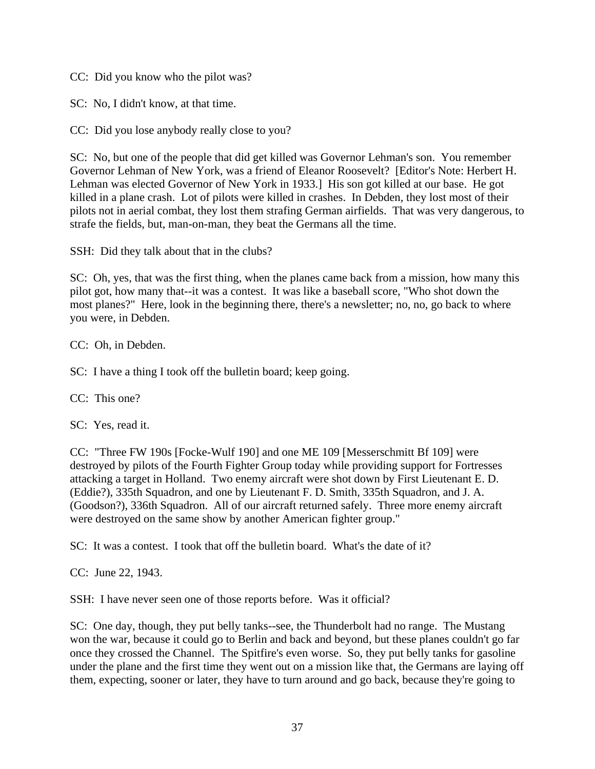CC: Did you know who the pilot was?

SC: No, I didn't know, at that time.

CC: Did you lose anybody really close to you?

SC: No, but one of the people that did get killed was Governor Lehman's son. You remember Governor Lehman of New York, was a friend of Eleanor Roosevelt? [Editor's Note: Herbert H. Lehman was elected Governor of New York in 1933.] His son got killed at our base. He got killed in a plane crash. Lot of pilots were killed in crashes. In Debden, they lost most of their pilots not in aerial combat, they lost them strafing German airfields. That was very dangerous, to strafe the fields, but, man-on-man, they beat the Germans all the time.

SSH: Did they talk about that in the clubs?

SC: Oh, yes, that was the first thing, when the planes came back from a mission, how many this pilot got, how many that--it was a contest. It was like a baseball score, "Who shot down the most planes?" Here, look in the beginning there, there's a newsletter; no, no, go back to where you were, in Debden.

CC: Oh, in Debden.

SC: I have a thing I took off the bulletin board; keep going.

CC: This one?

SC: Yes, read it.

CC: "Three FW 190s [Focke-Wulf 190] and one ME 109 [Messerschmitt Bf 109] were destroyed by pilots of the Fourth Fighter Group today while providing support for Fortresses attacking a target in Holland. Two enemy aircraft were shot down by First Lieutenant E. D. (Eddie?), 335th Squadron, and one by Lieutenant F. D. Smith, 335th Squadron, and J. A. (Goodson?), 336th Squadron. All of our aircraft returned safely. Three more enemy aircraft were destroyed on the same show by another American fighter group."

SC: It was a contest. I took that off the bulletin board. What's the date of it?

CC: June 22, 1943.

SSH: I have never seen one of those reports before. Was it official?

SC: One day, though, they put belly tanks--see, the Thunderbolt had no range. The Mustang won the war, because it could go to Berlin and back and beyond, but these planes couldn't go far once they crossed the Channel. The Spitfire's even worse. So, they put belly tanks for gasoline under the plane and the first time they went out on a mission like that, the Germans are laying off them, expecting, sooner or later, they have to turn around and go back, because they're going to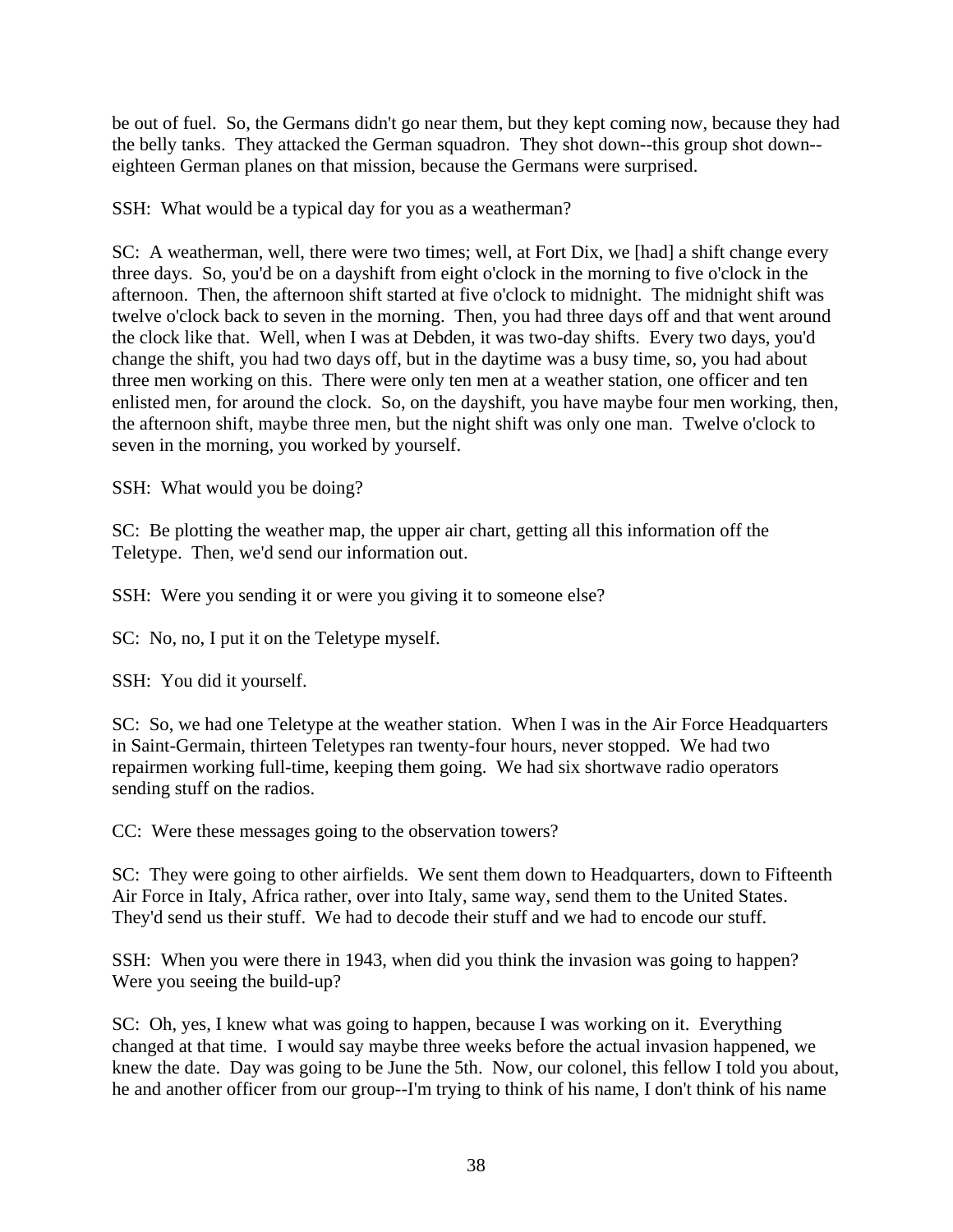be out of fuel. So, the Germans didn't go near them, but they kept coming now, because they had the belly tanks. They attacked the German squadron. They shot down--this group shot down--eighteen German planes on that mission, because the Germans were surprised.

SSH: What would be a typical day for you as a weatherman?

SC: A weatherman, well, there were two times; well, at Fort Dix, we [had] a shift change every three days. So, you'd be on a dayshift from eight o'clock in the morning to five o'clock in the afternoon. Then, the afternoon shift started at five o'clock to midnight. The midnight shift was twelve o'clock back to seven in the morning. Then, you had three days off and that went around the clock like that. Well, when I was at Debden, it was two-day shifts. Every two days, you'd change the shift, you had two days off, but in the daytime was a busy time, so, you had about three men working on this. There were only ten men at a weather station, one officer and ten enlisted men, for around the clock. So, on the dayshift, you have maybe four men working, then, the afternoon shift, maybe three men, but the night shift was only one man. Twelve o'clock to seven in the morning, you worked by yourself.

SSH: What would you be doing?

SC: Be plotting the weather map, the upper air chart, getting all this information off the Teletype. Then, we'd send our information out.

SSH: Were you sending it or were you giving it to someone else?

SC: No, no, I put it on the Teletype myself.

SSH: You did it yourself.

SC: So, we had one Teletype at the weather station. When I was in the Air Force Headquarters in Saint-Germain, thirteen Teletypes ran twenty-four hours, never stopped. We had two repairmen working full-time, keeping them going. We had six shortwave radio operators sending stuff on the radios.

CC: Were these messages going to the observation towers?

SC: They were going to other airfields. We sent them down to Headquarters, down to Fifteenth Air Force in Italy, Africa rather, over into Italy, same way, send them to the United States. They'd send us their stuff. We had to decode their stuff and we had to encode our stuff.

SSH: When you were there in 1943, when did you think the invasion was going to happen? Were you seeing the build-up?

SC: Oh, yes, I knew what was going to happen, because I was working on it. Everything changed at that time. I would say maybe three weeks before the actual invasion happened, we knew the date. Day was going to be June the 5th. Now, our colonel, this fellow I told you about, he and another officer from our group--I'm trying to think of his name, I don't think of his name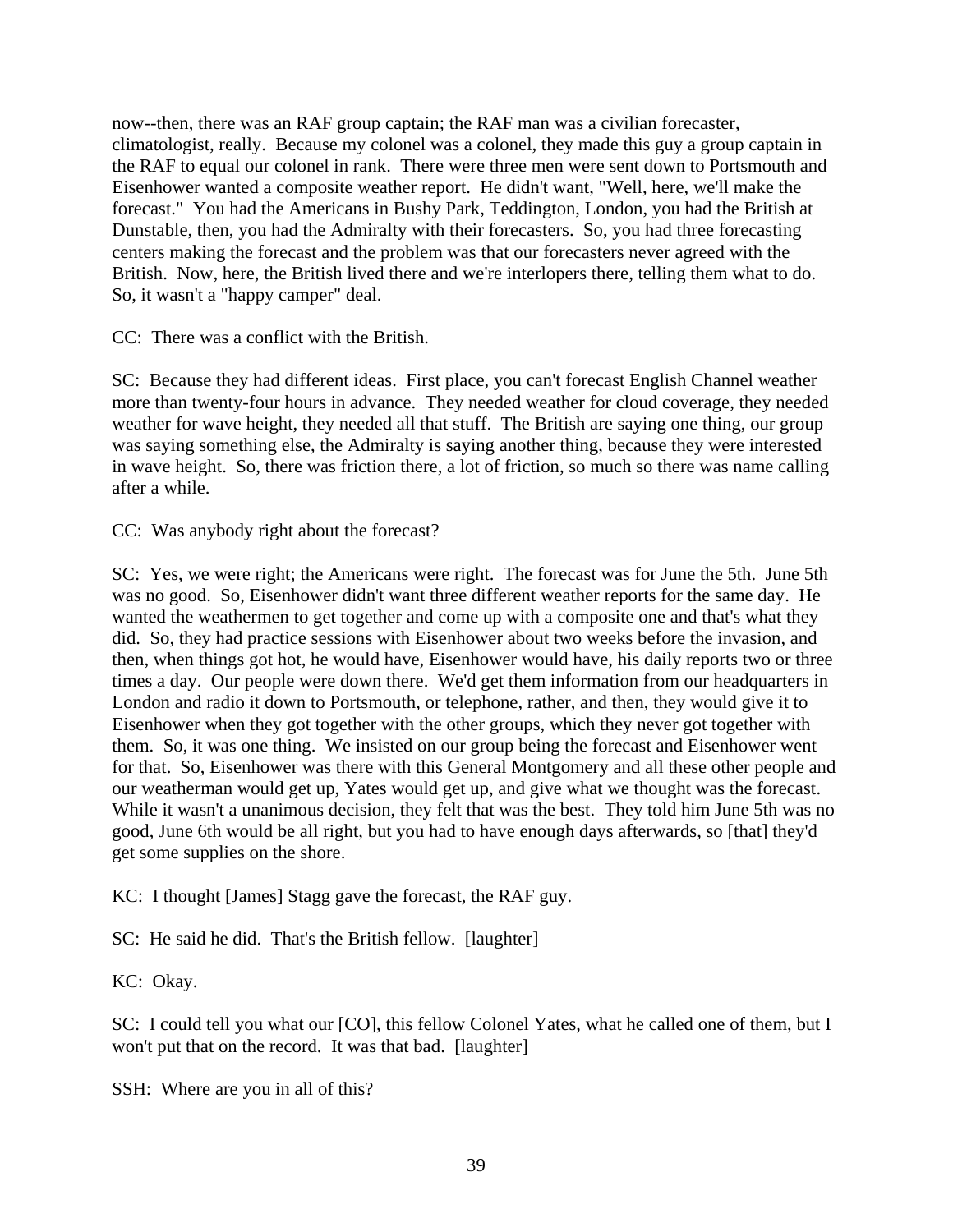now--then, there was an RAF group captain; the RAF man was a civilian forecaster, climatologist, really. Because my colonel was a colonel, they made this guy a group captain in the RAF to equal our colonel in rank. There were three men were sent down to Portsmouth and Eisenhower wanted a composite weather report. He didn't want, "Well, here, we'll make the forecast." You had the Americans in Bushy Park, Teddington, London, you had the British at Dunstable, then, you had the Admiralty with their forecasters. So, you had three forecasting centers making the forecast and the problem was that our forecasters never agreed with the British. Now, here, the British lived there and we're interlopers there, telling them what to do. So, it wasn't a "happy camper" deal.

CC: There was a conflict with the British.

SC: Because they had different ideas. First place, you can't forecast English Channel weather more than twenty-four hours in advance. They needed weather for cloud coverage, they needed weather for wave height, they needed all that stuff. The British are saying one thing, our group was saying something else, the Admiralty is saying another thing, because they were interested in wave height. So, there was friction there, a lot of friction, so much so there was name calling after a while.

CC: Was anybody right about the forecast?

SC: Yes, we were right; the Americans were right. The forecast was for June the 5th. June 5th was no good. So, Eisenhower didn't want three different weather reports for the same day. He wanted the weathermen to get together and come up with a composite one and that's what they did. So, they had practice sessions with Eisenhower about two weeks before the invasion, and then, when things got hot, he would have, Eisenhower would have, his daily reports two or three times a day. Our people were down there. We'd get them information from our headquarters in London and radio it down to Portsmouth, or telephone, rather, and then, they would give it to Eisenhower when they got together with the other groups, which they never got together with them. So, it was one thing. We insisted on our group being the forecast and Eisenhower went for that. So, Eisenhower was there with this General Montgomery and all these other people and our weatherman would get up, Yates would get up, and give what we thought was the forecast. While it wasn't a unanimous decision, they felt that was the best. They told him June 5th was no good, June 6th would be all right, but you had to have enough days afterwards, so [that] they'd get some supplies on the shore.

KC: I thought [James] Stagg gave the forecast, the RAF guy.

SC: He said he did. That's the British fellow. [laughter]

KC: Okay.

SC: I could tell you what our [CO], this fellow Colonel Yates, what he called one of them, but I won't put that on the record. It was that bad. [laughter]

SSH: Where are you in all of this?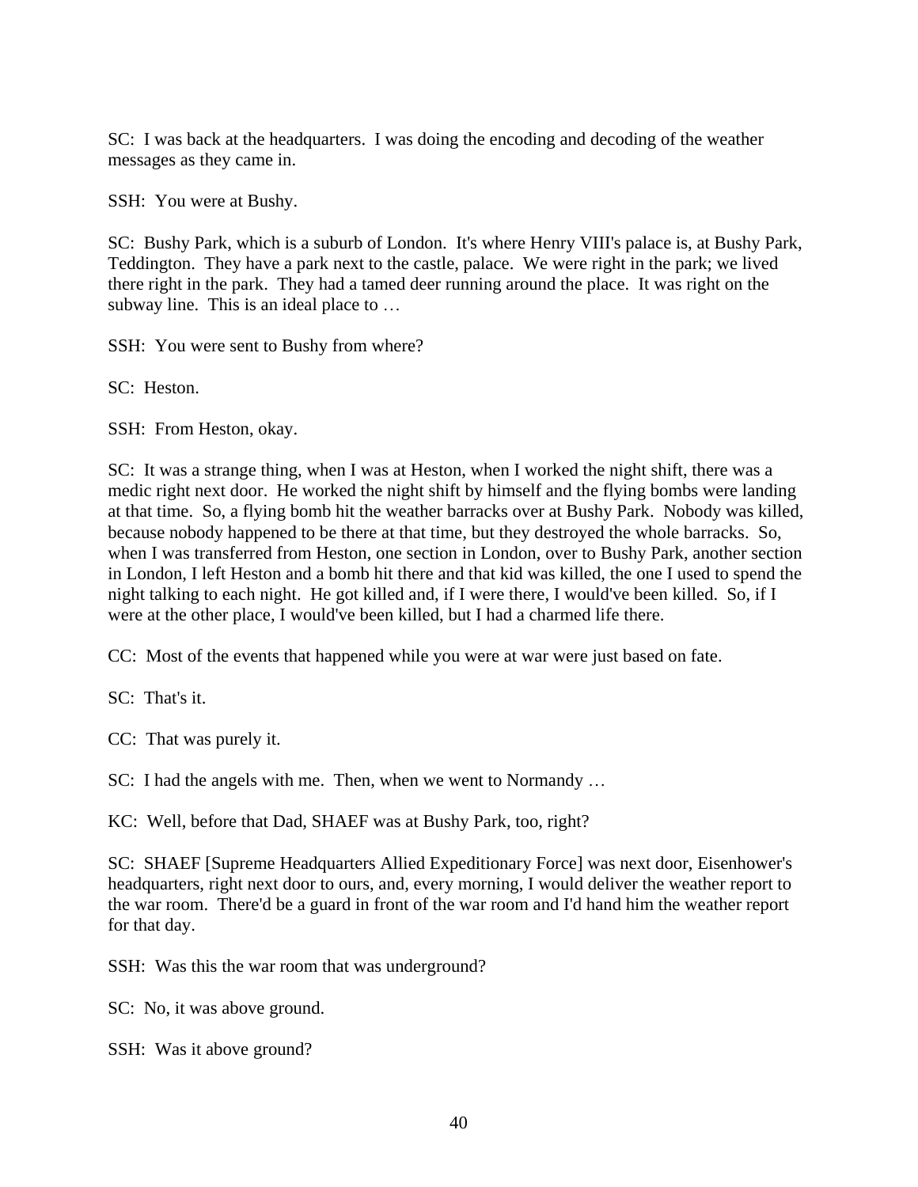SC: I was back at the headquarters. I was doing the encoding and decoding of the weather messages as they came in.

SSH: You were at Bushy.

SC: Bushy Park, which is a suburb of London. It's where Henry VIII's palace is, at Bushy Park, Teddington. They have a park next to the castle, palace. We were right in the park; we lived there right in the park. They had a tamed deer running around the place. It was right on the subway line. This is an ideal place to …

SSH: You were sent to Bushy from where?

SC: Heston.

SSH: From Heston, okay.

SC: It was a strange thing, when I was at Heston, when I worked the night shift, there was a medic right next door. He worked the night shift by himself and the flying bombs were landing at that time. So, a flying bomb hit the weather barracks over at Bushy Park. Nobody was killed, because nobody happened to be there at that time, but they destroyed the whole barracks. So, when I was transferred from Heston, one section in London, over to Bushy Park, another section in London, I left Heston and a bomb hit there and that kid was killed, the one I used to spend the night talking to each night. He got killed and, if I were there, I would've been killed. So, if I were at the other place, I would've been killed, but I had a charmed life there.

CC: Most of the events that happened while you were at war were just based on fate.

SC: That's it.

CC: That was purely it.

SC: I had the angels with me. Then, when we went to Normandy …

KC: Well, before that Dad, SHAEF was at Bushy Park, too, right?

SC: SHAEF [Supreme Headquarters Allied Expeditionary Force] was next door, Eisenhower's headquarters, right next door to ours, and, every morning, I would deliver the weather report to the war room. There'd be a guard in front of the war room and I'd hand him the weather report for that day.

SSH: Was this the war room that was underground?

SC: No, it was above ground.

SSH: Was it above ground?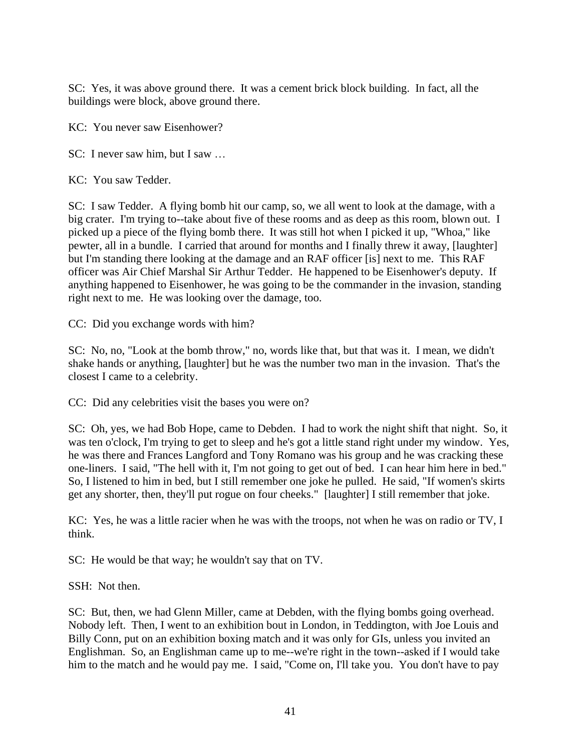SC: Yes, it was above ground there. It was a cement brick block building. In fact, all the buildings were block, above ground there.

KC: You never saw Eisenhower?

SC: I never saw him, but I saw …

KC: You saw Tedder.

SC: I saw Tedder. A flying bomb hit our camp, so, we all went to look at the damage, with a big crater. I'm trying to--take about five of these rooms and as deep as this room, blown out. I picked up a piece of the flying bomb there. It was still hot when I picked it up, "Whoa," like pewter, all in a bundle. I carried that around for months and I finally threw it away, [laughter] but I'm standing there looking at the damage and an RAF officer [is] next to me. This RAF officer was Air Chief Marshal Sir Arthur Tedder. He happened to be Eisenhower's deputy. If anything happened to Eisenhower, he was going to be the commander in the invasion, standing right next to me. He was looking over the damage, too.

CC: Did you exchange words with him?

SC: No, no, "Look at the bomb throw," no, words like that, but that was it. I mean, we didn't shake hands or anything, [laughter] but he was the number two man in the invasion. That's the closest I came to a celebrity.

CC: Did any celebrities visit the bases you were on?

SC: Oh, yes, we had Bob Hope, came to Debden. I had to work the night shift that night. So, it was ten o'clock, I'm trying to get to sleep and he's got a little stand right under my window. Yes, he was there and Frances Langford and Tony Romano was his group and he was cracking these one-liners. I said, "The hell with it, I'm not going to get out of bed. I can hear him here in bed." So, I listened to him in bed, but I still remember one joke he pulled. He said, "If women's skirts get any shorter, then, they'll put rogue on four cheeks." [laughter] I still remember that joke.

KC: Yes, he was a little racier when he was with the troops, not when he was on radio or TV, I think.

SC: He would be that way; he wouldn't say that on TV.

SSH: Not then.

SC: But, then, we had Glenn Miller, came at Debden, with the flying bombs going overhead. Nobody left. Then, I went to an exhibition bout in London, in Teddington, with Joe Louis and Billy Conn, put on an exhibition boxing match and it was only for GIs, unless you invited an Englishman. So, an Englishman came up to me--we're right in the town--asked if I would take him to the match and he would pay me. I said, "Come on, I'll take you. You don't have to pay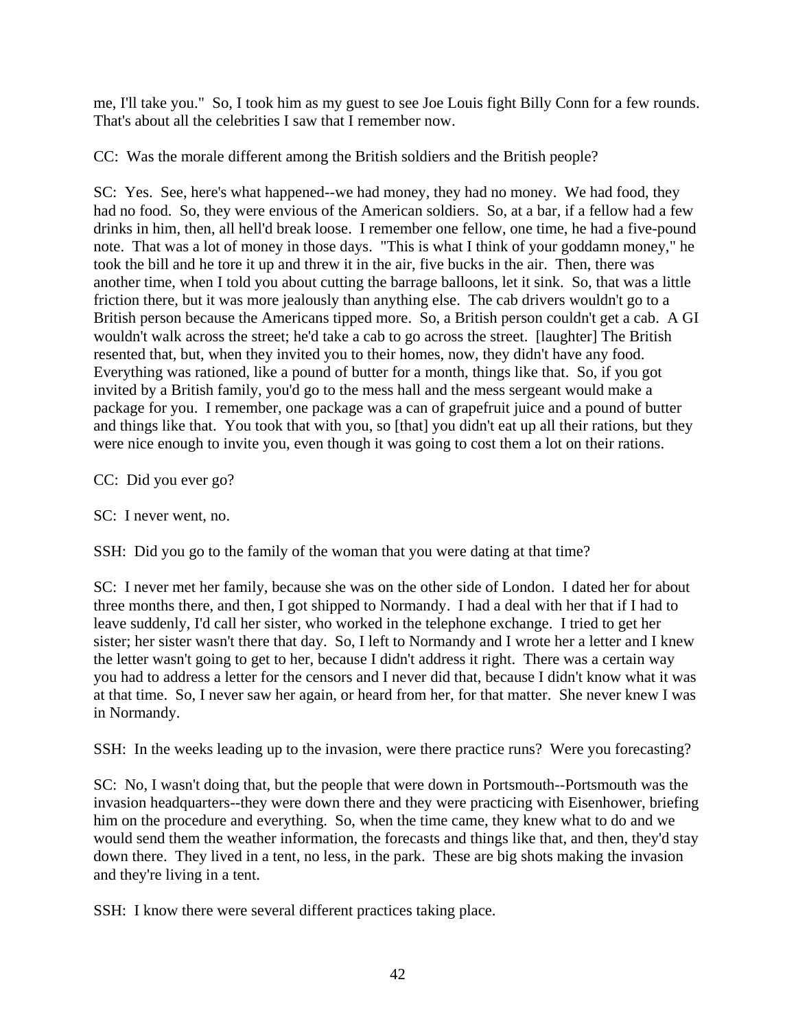me, I'll take you." So, I took him as my guest to see Joe Louis fight Billy Conn for a few rounds. That's about all the celebrities I saw that I remember now.

CC: Was the morale different among the British soldiers and the British people?

SC: Yes. See, here's what happened--we had money, they had no money. We had food, they had no food. So, they were envious of the American soldiers. So, at a bar, if a fellow had a few drinks in him, then, all hell'd break loose. I remember one fellow, one time, he had a five-pound note. That was a lot of money in those days. "This is what I think of your goddamn money," he took the bill and he tore it up and threw it in the air, five bucks in the air. Then, there was another time, when I told you about cutting the barrage balloons, let it sink. So, that was a little friction there, but it was more jealously than anything else. The cab drivers wouldn't go to a British person because the Americans tipped more. So, a British person couldn't get a cab. A GI wouldn't walk across the street; he'd take a cab to go across the street. [laughter] The British resented that, but, when they invited you to their homes, now, they didn't have any food. Everything was rationed, like a pound of butter for a month, things like that. So, if you got invited by a British family, you'd go to the mess hall and the mess sergeant would make a package for you. I remember, one package was a can of grapefruit juice and a pound of butter and things like that. You took that with you, so [that] you didn't eat up all their rations, but they were nice enough to invite you, even though it was going to cost them a lot on their rations.

CC: Did you ever go?

SC: I never went, no.

SSH: Did you go to the family of the woman that you were dating at that time?

SC: I never met her family, because she was on the other side of London. I dated her for about three months there, and then, I got shipped to Normandy. I had a deal with her that if I had to leave suddenly, I'd call her sister, who worked in the telephone exchange. I tried to get her sister; her sister wasn't there that day. So, I left to Normandy and I wrote her a letter and I knew the letter wasn't going to get to her, because I didn't address it right. There was a certain way you had to address a letter for the censors and I never did that, because I didn't know what it was at that time. So, I never saw her again, or heard from her, for that matter. She never knew I was in Normandy.

SSH: In the weeks leading up to the invasion, were there practice runs? Were you forecasting?

SC: No, I wasn't doing that, but the people that were down in Portsmouth--Portsmouth was the invasion headquarters--they were down there and they were practicing with Eisenhower, briefing him on the procedure and everything. So, when the time came, they knew what to do and we would send them the weather information, the forecasts and things like that, and then, they'd stay down there. They lived in a tent, no less, in the park. These are big shots making the invasion and they're living in a tent.

SSH: I know there were several different practices taking place.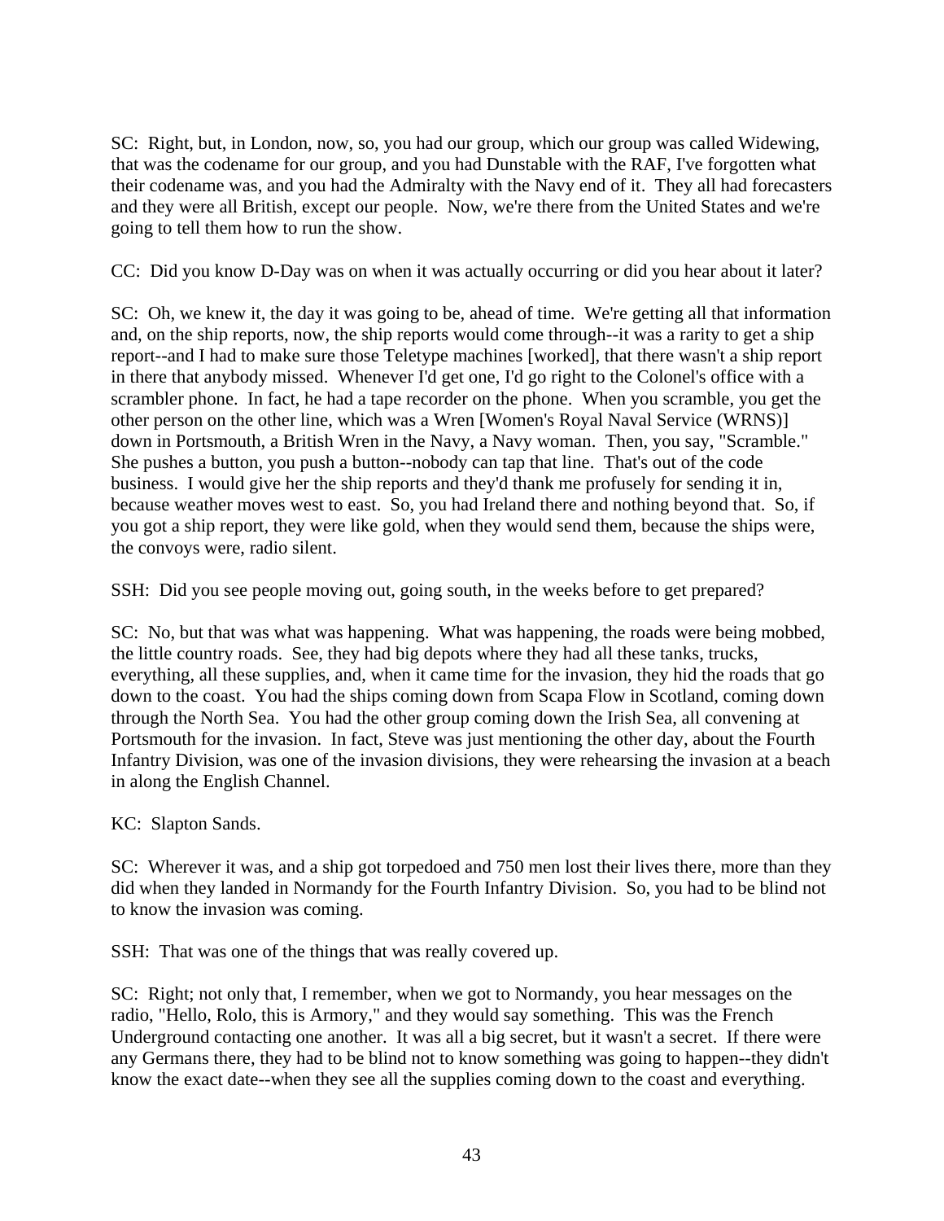SC: Right, but, in London, now, so, you had our group, which our group was called Widewing, that was the codename for our group, and you had Dunstable with the RAF, I've forgotten what their codename was, and you had the Admiralty with the Navy end of it. They all had forecasters and they were all British, except our people. Now, we're there from the United States and we're going to tell them how to run the show.

CC: Did you know D-Day was on when it was actually occurring or did you hear about it later?

SC: Oh, we knew it, the day it was going to be, ahead of time. We're getting all that information and, on the ship reports, now, the ship reports would come through--it was a rarity to get a ship report--and I had to make sure those Teletype machines [worked], that there wasn't a ship report in there that anybody missed. Whenever I'd get one, I'd go right to the Colonel's office with a scrambler phone. In fact, he had a tape recorder on the phone. When you scramble, you get the other person on the other line, which was a Wren [Women's Royal Naval Service (WRNS)] down in Portsmouth, a British Wren in the Navy, a Navy woman. Then, you say, "Scramble." She pushes a button, you push a button--nobody can tap that line. That's out of the code business. I would give her the ship reports and they'd thank me profusely for sending it in, because weather moves west to east. So, you had Ireland there and nothing beyond that. So, if you got a ship report, they were like gold, when they would send them, because the ships were, the convoys were, radio silent.

SSH: Did you see people moving out, going south, in the weeks before to get prepared?

SC: No, but that was what was happening. What was happening, the roads were being mobbed, the little country roads. See, they had big depots where they had all these tanks, trucks, everything, all these supplies, and, when it came time for the invasion, they hid the roads that go down to the coast. You had the ships coming down from Scapa Flow in Scotland, coming down through the North Sea. You had the other group coming down the Irish Sea, all convening at Portsmouth for the invasion. In fact, Steve was just mentioning the other day, about the Fourth Infantry Division, was one of the invasion divisions, they were rehearsing the invasion at a beach in along the English Channel.

KC: Slapton Sands.

SC: Wherever it was, and a ship got torpedoed and 750 men lost their lives there, more than they did when they landed in Normandy for the Fourth Infantry Division. So, you had to be blind not to know the invasion was coming.

SSH: That was one of the things that was really covered up.

SC: Right; not only that, I remember, when we got to Normandy, you hear messages on the radio, "Hello, Rolo, this is Armory," and they would say something. This was the French Underground contacting one another. It was all a big secret, but it wasn't a secret. If there were any Germans there, they had to be blind not to know something was going to happen--they didn't know the exact date--when they see all the supplies coming down to the coast and everything.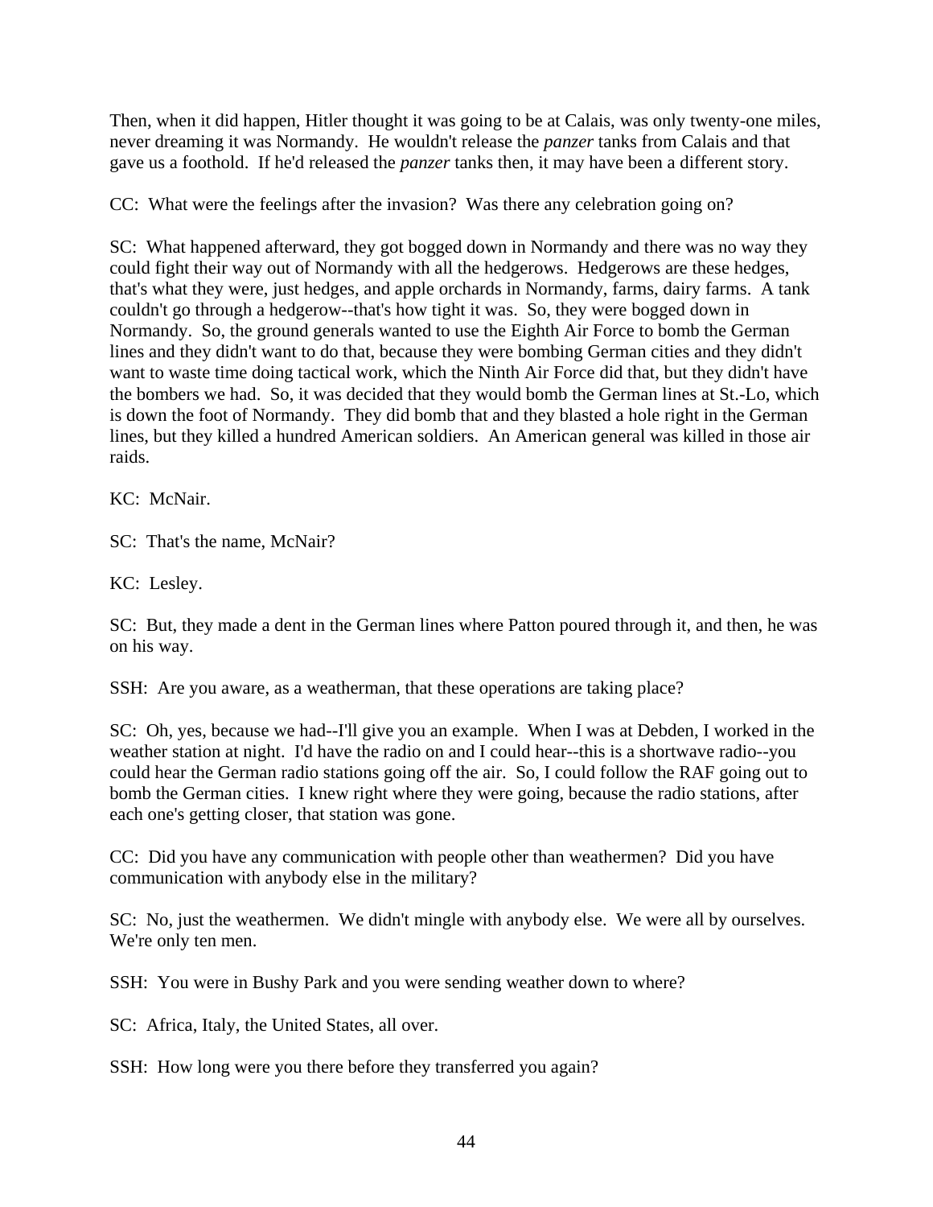Then, when it did happen, Hitler thought it was going to be at Calais, was only twenty-one miles, never dreaming it was Normandy. He wouldn't release the *panzer* tanks from Calais and that gave us a foothold. If he'd released the *panzer* tanks then, it may have been a different story.

CC: What were the feelings after the invasion? Was there any celebration going on?

SC: What happened afterward, they got bogged down in Normandy and there was no way they could fight their way out of Normandy with all the hedgerows. Hedgerows are these hedges, that's what they were, just hedges, and apple orchards in Normandy, farms, dairy farms. A tank couldn't go through a hedgerow--that's how tight it was. So, they were bogged down in Normandy. So, the ground generals wanted to use the Eighth Air Force to bomb the German lines and they didn't want to do that, because they were bombing German cities and they didn't want to waste time doing tactical work, which the Ninth Air Force did that, but they didn't have the bombers we had. So, it was decided that they would bomb the German lines at St.-Lo, which is down the foot of Normandy. They did bomb that and they blasted a hole right in the German lines, but they killed a hundred American soldiers. An American general was killed in those air raids.

KC: McNair.

SC: That's the name, McNair?

KC: Lesley.

SC: But, they made a dent in the German lines where Patton poured through it, and then, he was on his way.

SSH: Are you aware, as a weatherman, that these operations are taking place?

SC: Oh, yes, because we had--I'll give you an example. When I was at Debden, I worked in the weather station at night. I'd have the radio on and I could hear--this is a shortwave radio--you could hear the German radio stations going off the air. So, I could follow the RAF going out to bomb the German cities. I knew right where they were going, because the radio stations, after each one's getting closer, that station was gone.

CC: Did you have any communication with people other than weathermen? Did you have communication with anybody else in the military?

SC: No, just the weathermen. We didn't mingle with anybody else. We were all by ourselves. We're only ten men.

SSH: You were in Bushy Park and you were sending weather down to where?

SC: Africa, Italy, the United States, all over.

SSH: How long were you there before they transferred you again?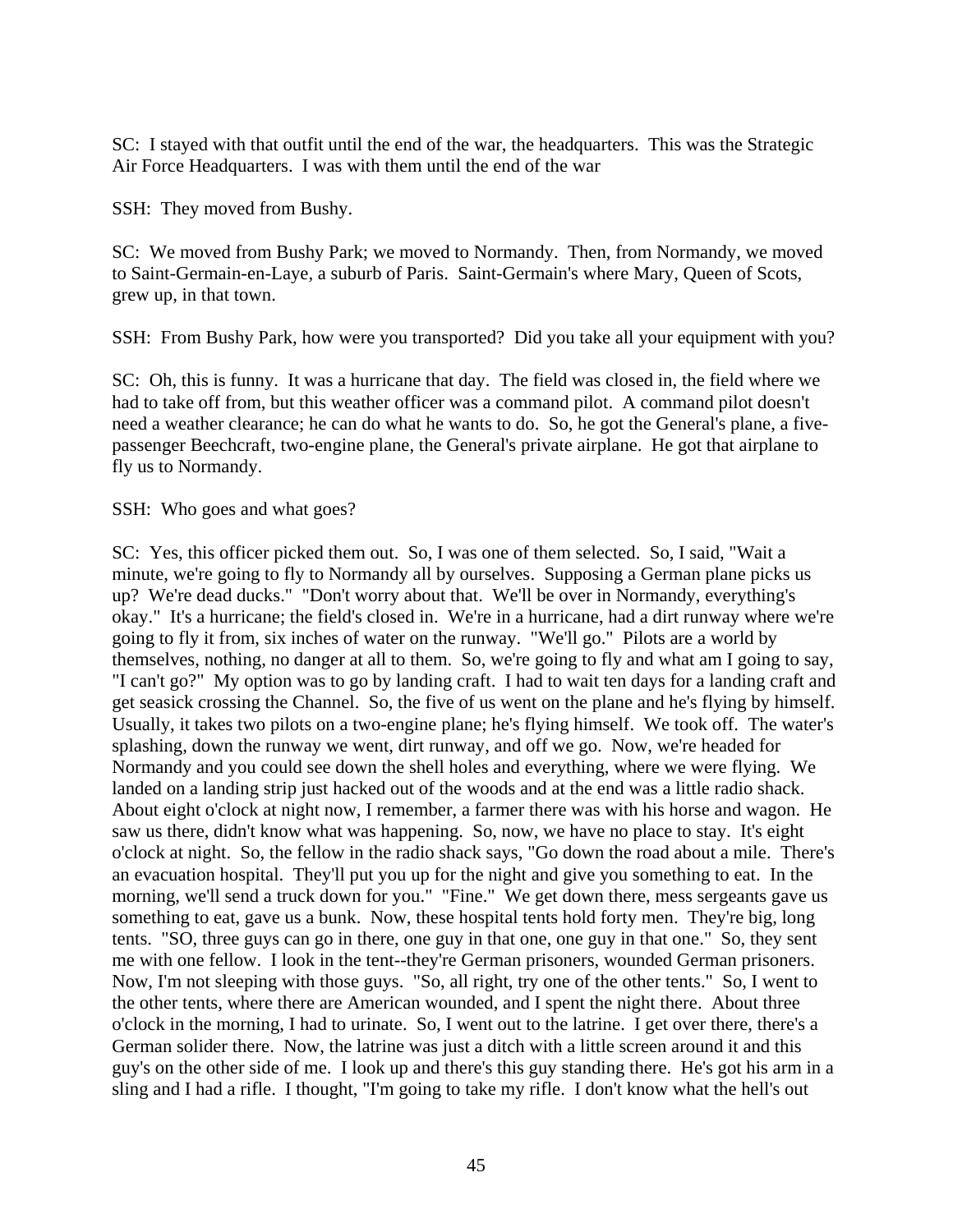SC: I stayed with that outfit until the end of the war, the headquarters. This was the Strategic Air Force Headquarters. I was with them until the end of the war

SSH: They moved from Bushy.

SC: We moved from Bushy Park; we moved to Normandy. Then, from Normandy, we moved to Saint-Germain-en-Laye, a suburb of Paris. Saint-Germain's where Mary, Queen of Scots, grew up, in that town.

SSH: From Bushy Park, how were you transported? Did you take all your equipment with you?

SC: Oh, this is funny. It was a hurricane that day. The field was closed in, the field where we had to take off from, but this weather officer was a command pilot. A command pilot doesn't need a weather clearance; he can do what he wants to do. So, he got the General's plane, a five-passenger Beechcraft, two-engine plane, the General's private airplane. He got that airplane to fly us to Normandy.

SSH: Who goes and what goes?

SC: Yes, this officer picked them out. So, I was one of them selected. So, I said, "Wait a minute, we're going to fly to Normandy all by ourselves. Supposing a German plane picks us up? We're dead ducks." "Don't worry about that. We'll be over in Normandy, everything's okay." It's a hurricane; the field's closed in. We're in a hurricane, had a dirt runway where we're going to fly it from, six inches of water on the runway. "We'll go." Pilots are a world by themselves, nothing, no danger at all to them. So, we're going to fly and what am I going to say, "I can't go?" My option was to go by landing craft. I had to wait ten days for a landing craft and get seasick crossing the Channel. So, the five of us went on the plane and he's flying by himself. Usually, it takes two pilots on a two-engine plane; he's flying himself. We took off. The water's splashing, down the runway we went, dirt runway, and off we go. Now, we're headed for Normandy and you could see down the shell holes and everything, where we were flying. We landed on a landing strip just hacked out of the woods and at the end was a little radio shack. About eight o'clock at night now, I remember, a farmer there was with his horse and wagon. He saw us there, didn't know what was happening. So, now, we have no place to stay. It's eight o'clock at night. So, the fellow in the radio shack says, "Go down the road about a mile. There's an evacuation hospital. They'll put you up for the night and give you something to eat. In the morning, we'll send a truck down for you." "Fine." We get down there, mess sergeants gave us something to eat, gave us a bunk. Now, these hospital tents hold forty men. They're big, long tents. "SO, three guys can go in there, one guy in that one, one guy in that one." So, they sent me with one fellow. I look in the tent--they're German prisoners, wounded German prisoners. Now, I'm not sleeping with those guys. "So, all right, try one of the other tents." So, I went to the other tents, where there are American wounded, and I spent the night there. About three o'clock in the morning, I had to urinate. So, I went out to the latrine. I get over there, there's a German solider there. Now, the latrine was just a ditch with a little screen around it and this guy's on the other side of me. I look up and there's this guy standing there. He's got his arm in a sling and I had a rifle. I thought, "I'm going to take my rifle. I don't know what the hell's out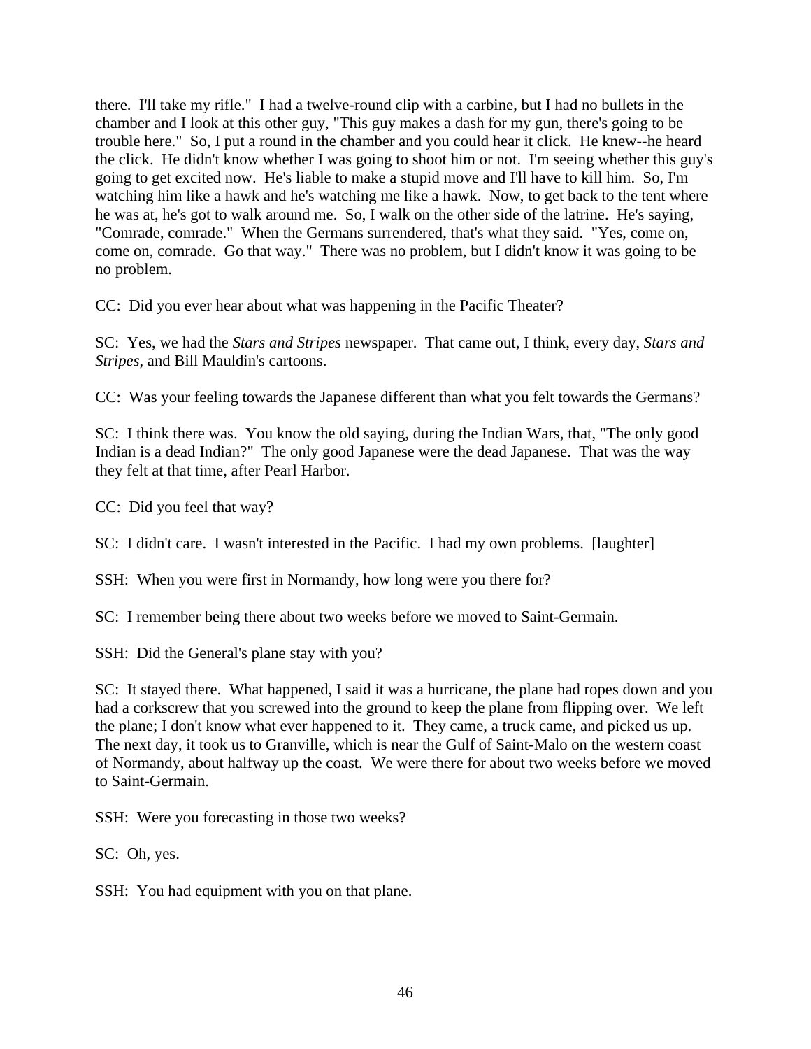there. I'll take my rifle." I had a twelve-round clip with a carbine, but I had no bullets in the chamber and I look at this other guy, "This guy makes a dash for my gun, there's going to be trouble here." So, I put a round in the chamber and you could hear it click. He knew--he heard the click. He didn't know whether I was going to shoot him or not. I'm seeing whether this guy's going to get excited now. He's liable to make a stupid move and I'll have to kill him. So, I'm watching him like a hawk and he's watching me like a hawk. Now, to get back to the tent where he was at, he's got to walk around me. So, I walk on the other side of the latrine. He's saying, "Comrade, comrade." When the Germans surrendered, that's what they said. "Yes, come on, come on, comrade. Go that way." There was no problem, but I didn't know it was going to be no problem.

CC: Did you ever hear about what was happening in the Pacific Theater?

SC: Yes, we had the *Stars and Stripes* newspaper. That came out, I think, every day, *Stars and Stripes*, and Bill Mauldin's cartoons.

CC: Was your feeling towards the Japanese different than what you felt towards the Germans?

SC: I think there was. You know the old saying, during the Indian Wars, that, "The only good Indian is a dead Indian?" The only good Japanese were the dead Japanese. That was the way they felt at that time, after Pearl Harbor.

CC: Did you feel that way?

SC: I didn't care. I wasn't interested in the Pacific. I had my own problems. [laughter]

SSH: When you were first in Normandy, how long were you there for?

SC: I remember being there about two weeks before we moved to Saint-Germain.

SSH: Did the General's plane stay with you?

SC: It stayed there. What happened, I said it was a hurricane, the plane had ropes down and you had a corkscrew that you screwed into the ground to keep the plane from flipping over. We left the plane; I don't know what ever happened to it. They came, a truck came, and picked us up. The next day, it took us to Granville, which is near the Gulf of Saint-Malo on the western coast of Normandy, about halfway up the coast. We were there for about two weeks before we moved to Saint-Germain.

SSH: Were you forecasting in those two weeks?

SC: Oh, yes.

SSH: You had equipment with you on that plane.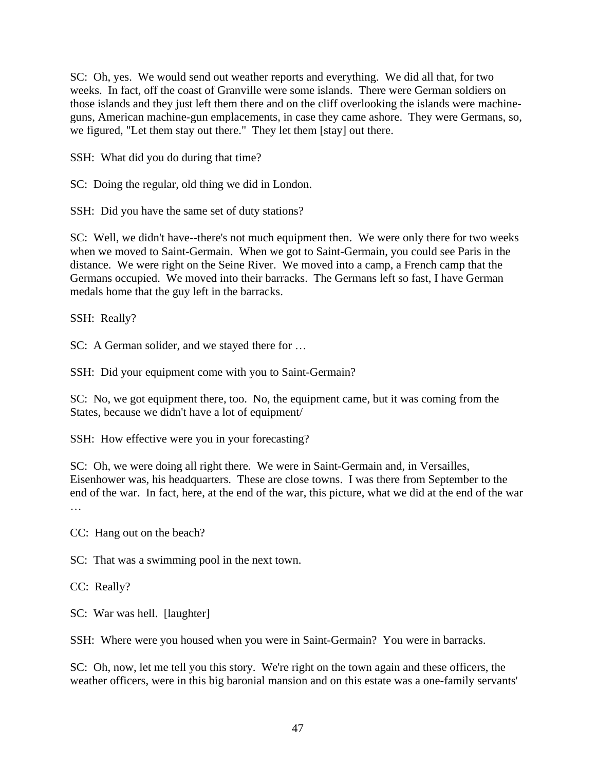SC: Oh, yes. We would send out weather reports and everything. We did all that, for two weeks. In fact, off the coast of Granville were some islands. There were German soldiers on those islands and they just left them there and on the cliff overlooking the islands were machine-guns, American machine-gun emplacements, in case they came ashore. They were Germans, so, we figured, "Let them stay out there." They let them [stay] out there.

SSH: What did you do during that time?

SC: Doing the regular, old thing we did in London.

SSH: Did you have the same set of duty stations?

SC: Well, we didn't have--there's not much equipment then. We were only there for two weeks when we moved to Saint-Germain. When we got to Saint-Germain, you could see Paris in the distance. We were right on the Seine River. We moved into a camp, a French camp that the Germans occupied. We moved into their barracks. The Germans left so fast, I have German medals home that the guy left in the barracks.

SSH: Really?

SC: A German solider, and we stayed there for …

SSH: Did your equipment come with you to Saint-Germain?

SC: No, we got equipment there, too. No, the equipment came, but it was coming from the States, because we didn't have a lot of equipment/

SSH: How effective were you in your forecasting?

SC: Oh, we were doing all right there. We were in Saint-Germain and, in Versailles, Eisenhower was, his headquarters. These are close towns. I was there from September to the end of the war. In fact, here, at the end of the war, this picture, what we did at the end of the war …

CC: Hang out on the beach?

SC: That was a swimming pool in the next town.

CC: Really?

SC: War was hell. [laughter]

SSH: Where were you housed when you were in Saint-Germain? You were in barracks.

SC: Oh, now, let me tell you this story. We're right on the town again and these officers, the weather officers, were in this big baronial mansion and on this estate was a one-family servants'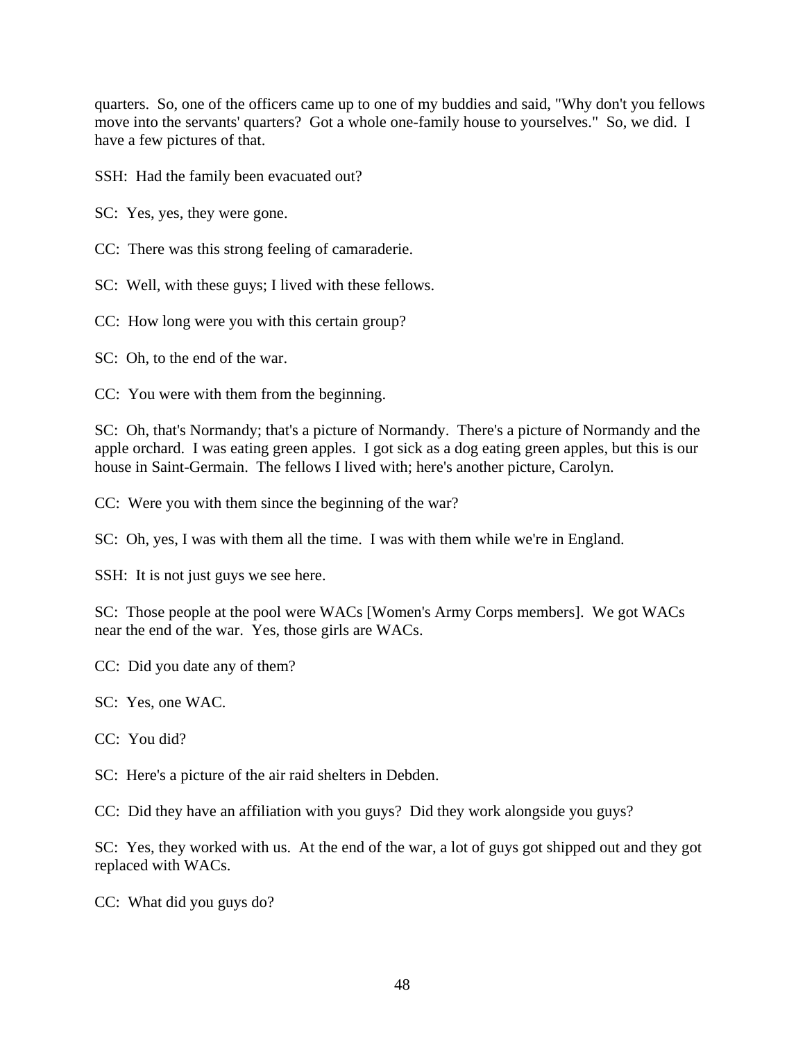quarters. So, one of the officers came up to one of my buddies and said, "Why don't you fellows move into the servants' quarters? Got a whole one-family house to yourselves." So, we did. I have a few pictures of that.

SSH: Had the family been evacuated out?

SC: Yes, yes, they were gone.

CC: There was this strong feeling of camaraderie.

SC: Well, with these guys; I lived with these fellows.

CC: How long were you with this certain group?

SC: Oh, to the end of the war.

CC: You were with them from the beginning.

SC: Oh, that's Normandy; that's a picture of Normandy. There's a picture of Normandy and the apple orchard. I was eating green apples. I got sick as a dog eating green apples, but this is our house in Saint-Germain. The fellows I lived with; here's another picture, Carolyn.

CC: Were you with them since the beginning of the war?

SC: Oh, yes, I was with them all the time. I was with them while we're in England.

SSH: It is not just guys we see here.

SC: Those people at the pool were WACs [Women's Army Corps members]. We got WACs near the end of the war. Yes, those girls are WACs.

CC: Did you date any of them?

SC: Yes, one WAC.

CC: You did?

SC: Here's a picture of the air raid shelters in Debden.

CC: Did they have an affiliation with you guys? Did they work alongside you guys?

SC: Yes, they worked with us. At the end of the war, a lot of guys got shipped out and they got replaced with WACs.

CC: What did you guys do?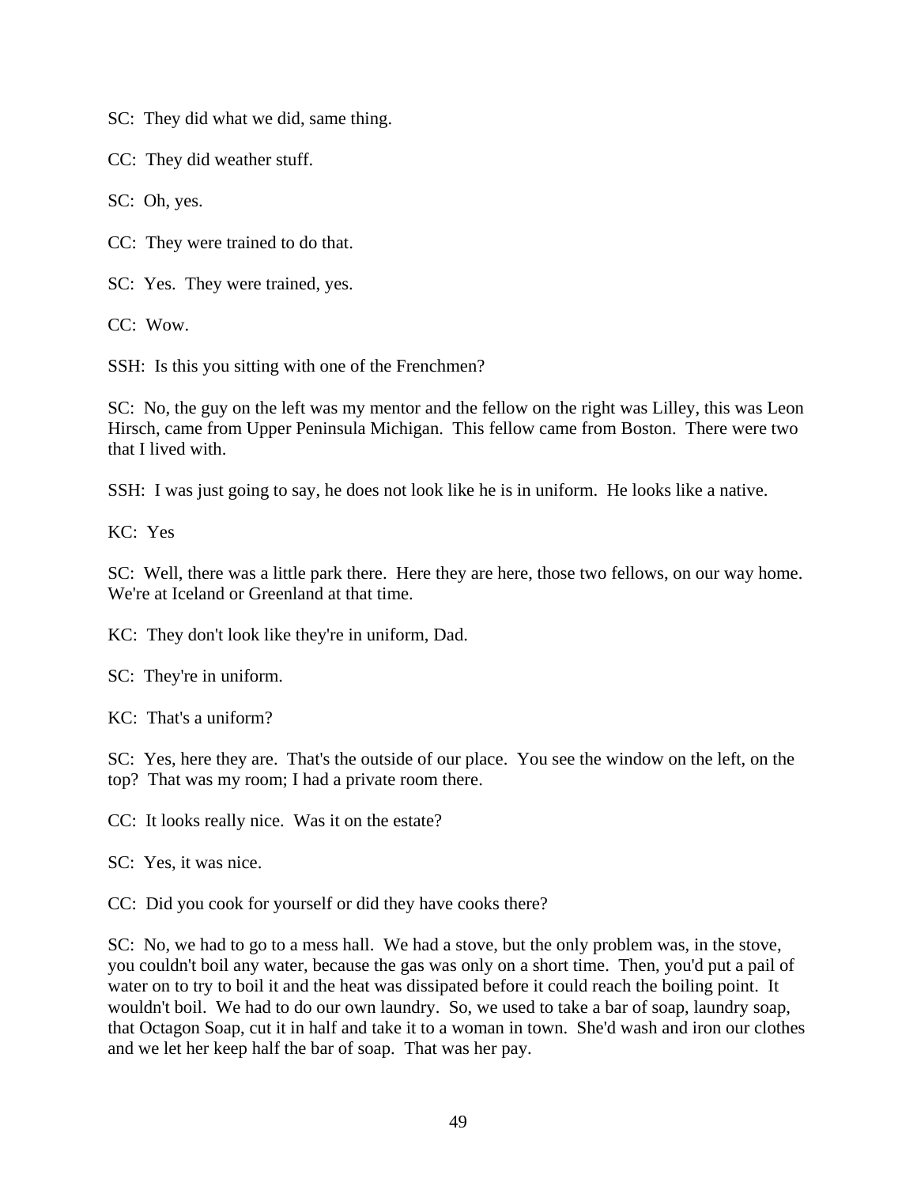SC: They did what we did, same thing.

CC: They did weather stuff.

SC: Oh, yes.

CC: They were trained to do that.

SC: Yes. They were trained, yes.

CC: Wow.

SSH: Is this you sitting with one of the Frenchmen?

SC: No, the guy on the left was my mentor and the fellow on the right was Lilley, this was Leon Hirsch, came from Upper Peninsula Michigan. This fellow came from Boston. There were two that I lived with.

SSH: I was just going to say, he does not look like he is in uniform. He looks like a native.

KC: Yes

SC: Well, there was a little park there. Here they are here, those two fellows, on our way home. We're at Iceland or Greenland at that time.

KC: They don't look like they're in uniform, Dad.

SC: They're in uniform.

KC: That's a uniform?

SC: Yes, here they are. That's the outside of our place. You see the window on the left, on the top? That was my room; I had a private room there.

CC: It looks really nice. Was it on the estate?

SC: Yes, it was nice.

CC: Did you cook for yourself or did they have cooks there?

SC: No, we had to go to a mess hall. We had a stove, but the only problem was, in the stove, you couldn't boil any water, because the gas was only on a short time. Then, you'd put a pail of water on to try to boil it and the heat was dissipated before it could reach the boiling point. It wouldn't boil. We had to do our own laundry. So, we used to take a bar of soap, laundry soap, that Octagon Soap, cut it in half and take it to a woman in town. She'd wash and iron our clothes and we let her keep half the bar of soap. That was her pay.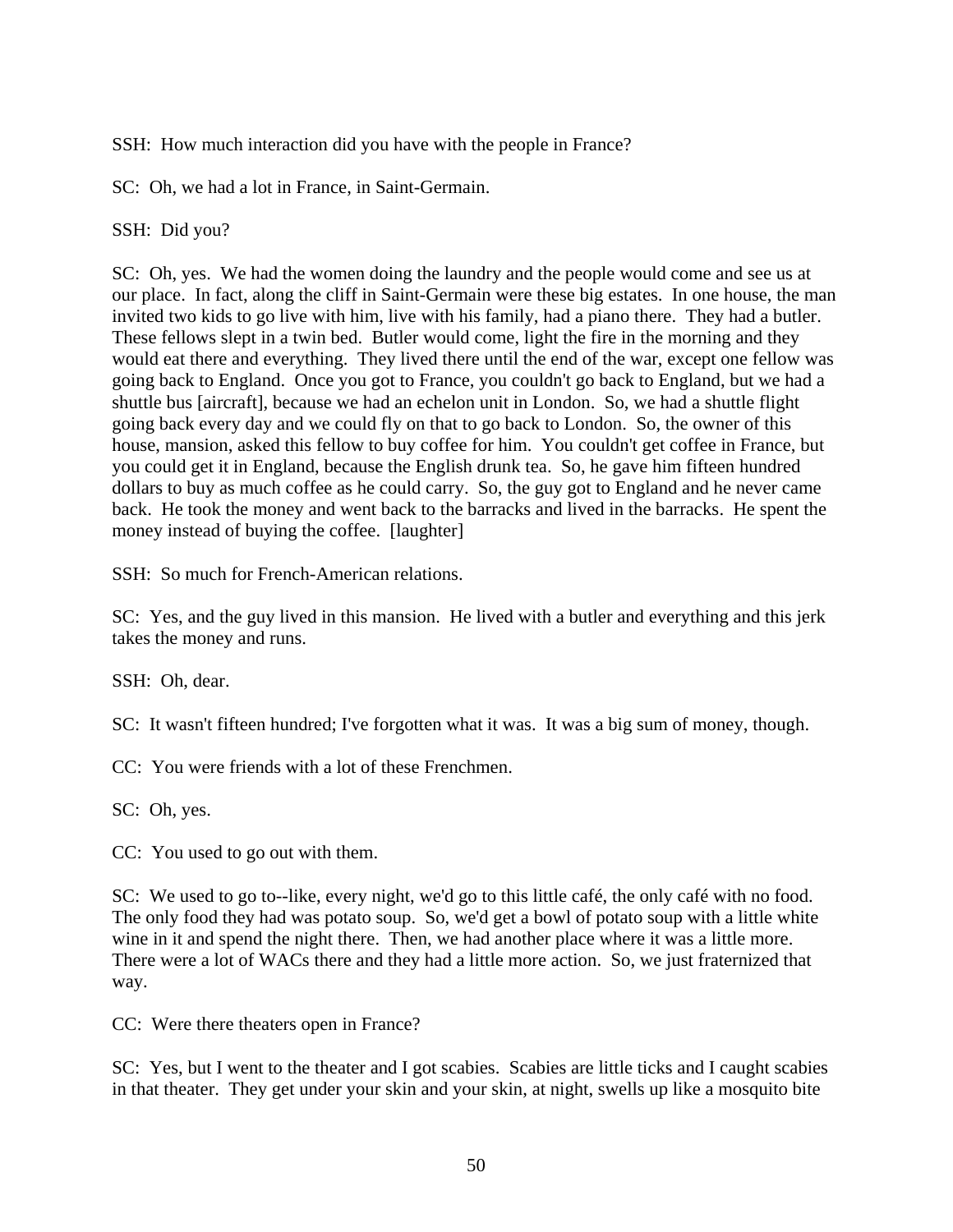SSH: How much interaction did you have with the people in France?

SC: Oh, we had a lot in France, in Saint-Germain.

SSH: Did you?

SC: Oh, yes. We had the women doing the laundry and the people would come and see us at our place. In fact, along the cliff in Saint-Germain were these big estates. In one house, the man invited two kids to go live with him, live with his family, had a piano there. They had a butler. These fellows slept in a twin bed. Butler would come, light the fire in the morning and they would eat there and everything. They lived there until the end of the war, except one fellow was going back to England. Once you got to France, you couldn't go back to England, but we had a shuttle bus [aircraft], because we had an echelon unit in London. So, we had a shuttle flight going back every day and we could fly on that to go back to London. So, the owner of this house, mansion, asked this fellow to buy coffee for him. You couldn't get coffee in France, but you could get it in England, because the English drunk tea. So, he gave him fifteen hundred dollars to buy as much coffee as he could carry. So, the guy got to England and he never came back. He took the money and went back to the barracks and lived in the barracks. He spent the money instead of buying the coffee. [laughter]

SSH: So much for French-American relations.

SC: Yes, and the guy lived in this mansion. He lived with a butler and everything and this jerk takes the money and runs.

SSH: Oh, dear.

SC: It wasn't fifteen hundred; I've forgotten what it was. It was a big sum of money, though.

CC: You were friends with a lot of these Frenchmen.

SC: Oh, yes.

CC: You used to go out with them.

SC: We used to go to--like, every night, we'd go to this little café, the only café with no food. The only food they had was potato soup. So, we'd get a bowl of potato soup with a little white wine in it and spend the night there. Then, we had another place where it was a little more. There were a lot of WACs there and they had a little more action. So, we just fraternized that way.

CC: Were there theaters open in France?

SC: Yes, but I went to the theater and I got scabies. Scabies are little ticks and I caught scabies in that theater. They get under your skin and your skin, at night, swells up like a mosquito bite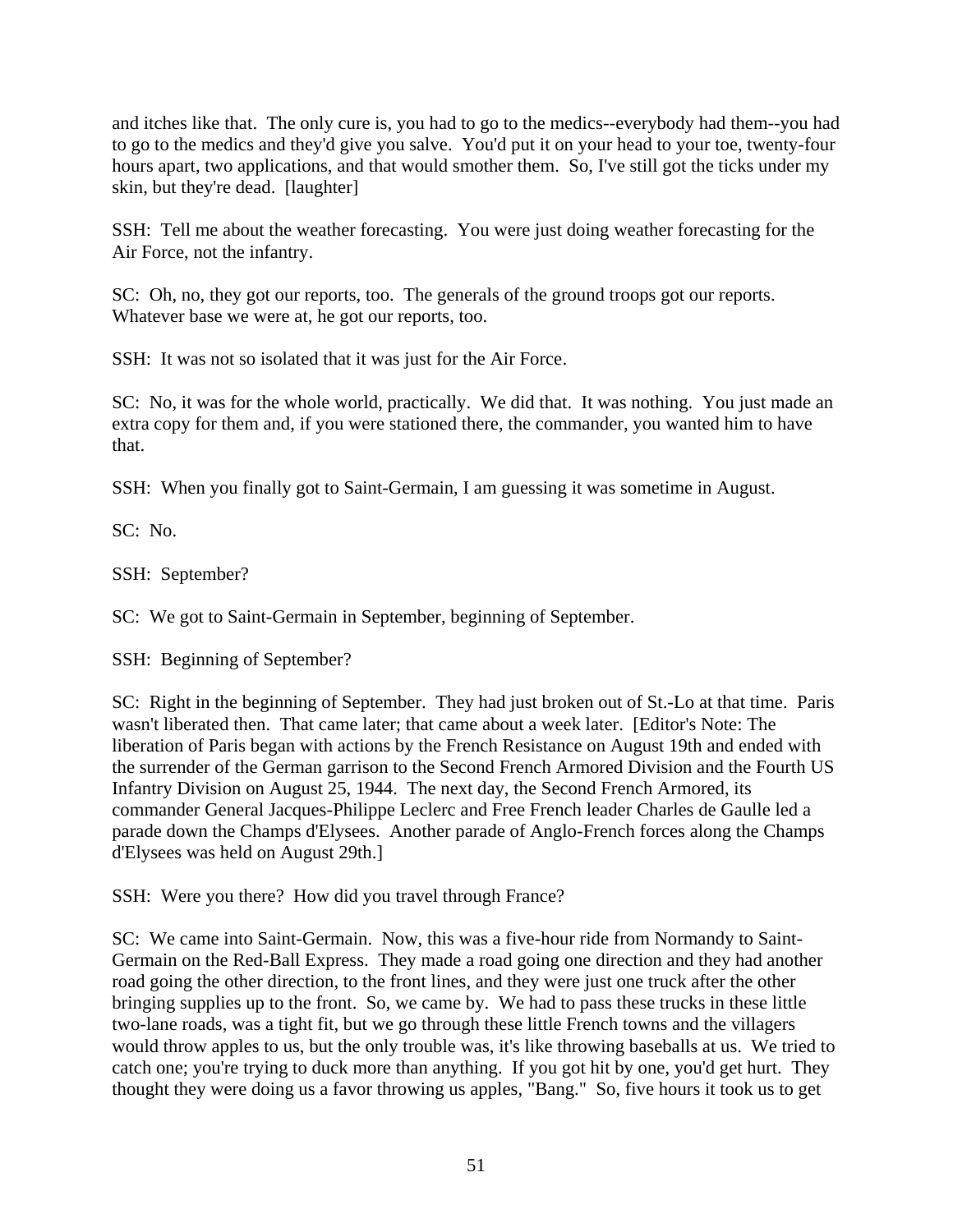and itches like that. The only cure is, you had to go to the medics--everybody had them--you had to go to the medics and they'd give you salve. You'd put it on your head to your toe, twenty-four hours apart, two applications, and that would smother them. So, I've still got the ticks under my skin, but they're dead. [laughter]

SSH: Tell me about the weather forecasting. You were just doing weather forecasting for the Air Force, not the infantry.

SC: Oh, no, they got our reports, too. The generals of the ground troops got our reports. Whatever base we were at, he got our reports, too.

SSH: It was not so isolated that it was just for the Air Force.

SC: No, it was for the whole world, practically. We did that. It was nothing. You just made an extra copy for them and, if you were stationed there, the commander, you wanted him to have that.

SSH: When you finally got to Saint-Germain, I am guessing it was sometime in August.

SC: No.

SSH: September?

SC: We got to Saint-Germain in September, beginning of September.

SSH: Beginning of September?

SC: Right in the beginning of September. They had just broken out of St.-Lo at that time. Paris wasn't liberated then. That came later; that came about a week later. [Editor's Note: The liberation of Paris began with actions by the French Resistance on August 19th and ended with the surrender of the German garrison to the Second French Armored Division and the Fourth US Infantry Division on August 25, 1944. The next day, the Second French Armored, its commander General Jacques-Philippe Leclerc and Free French leader Charles de Gaulle led a parade down the Champs d'Elysees. Another parade of Anglo-French forces along the Champs d'Elysees was held on August 29th.]

SSH: Were you there? How did you travel through France?

SC: We came into Saint-Germain. Now, this was a five-hour ride from Normandy to Saint-Germain on the Red-Ball Express. They made a road going one direction and they had another road going the other direction, to the front lines, and they were just one truck after the other bringing supplies up to the front. So, we came by. We had to pass these trucks in these little two-lane roads, was a tight fit, but we go through these little French towns and the villagers would throw apples to us, but the only trouble was, it's like throwing baseballs at us. We tried to catch one; you're trying to duck more than anything. If you got hit by one, you'd get hurt. They thought they were doing us a favor throwing us apples, "Bang." So, five hours it took us to get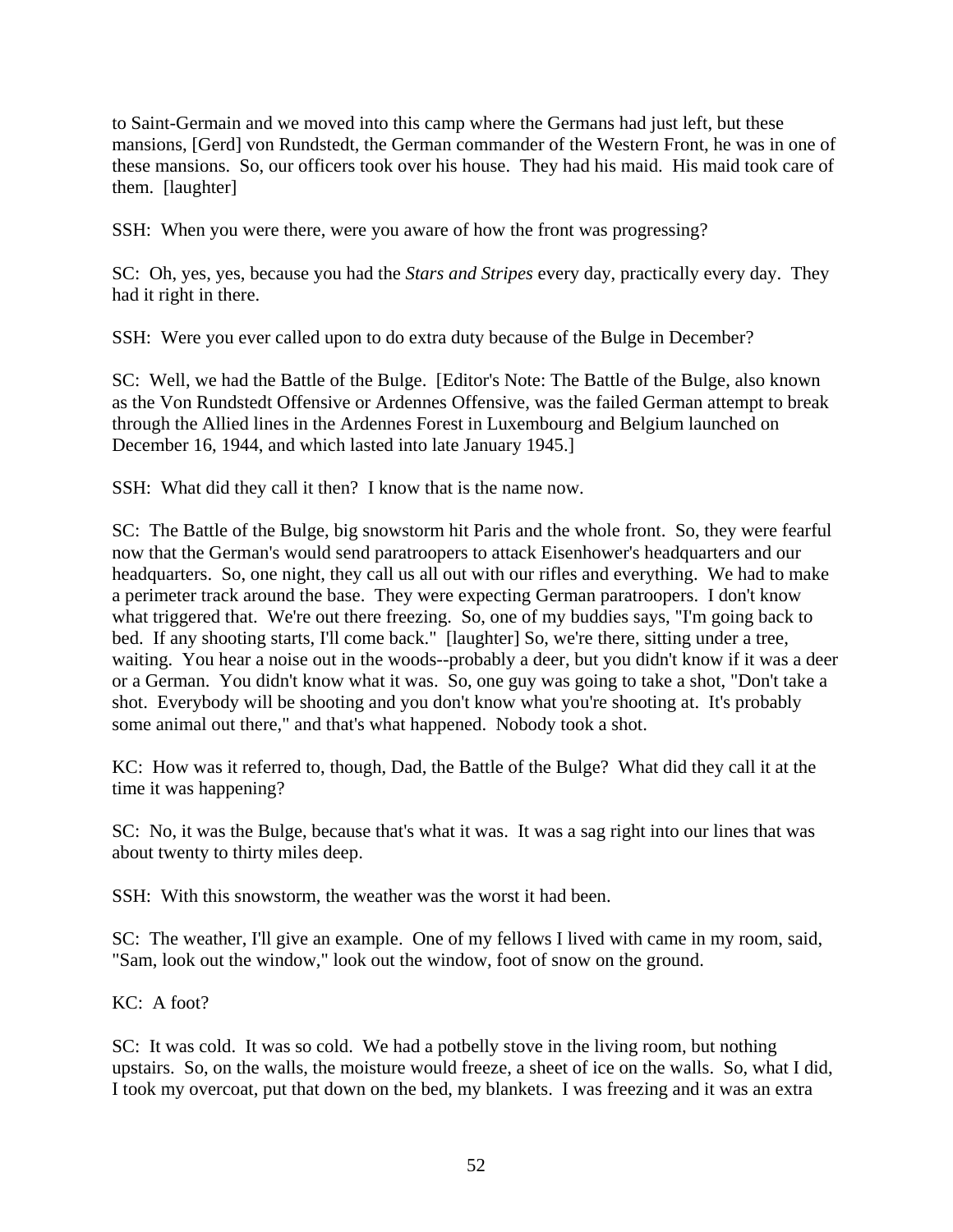to Saint-Germain and we moved into this camp where the Germans had just left, but these mansions, [Gerd] von Rundstedt, the German commander of the Western Front, he was in one of these mansions. So, our officers took over his house. They had his maid. His maid took care of them. [laughter]

SSH: When you were there, were you aware of how the front was progressing?

SC: Oh, yes, yes, because you had the *Stars and Stripes* every day, practically every day. They had it right in there.

SSH: Were you ever called upon to do extra duty because of the Bulge in December?

SC: Well, we had the Battle of the Bulge. [Editor's Note: The Battle of the Bulge, also known as the Von Rundstedt Offensive or Ardennes Offensive, was the failed German attempt to break through the Allied lines in the Ardennes Forest in Luxembourg and Belgium launched on December 16, 1944, and which lasted into late January 1945.]

SSH: What did they call it then? I know that is the name now.

SC: The Battle of the Bulge, big snowstorm hit Paris and the whole front. So, they were fearful now that the German's would send paratroopers to attack Eisenhower's headquarters and our headquarters. So, one night, they call us all out with our rifles and everything. We had to make a perimeter track around the base. They were expecting German paratroopers. I don't know what triggered that. We're out there freezing. So, one of my buddies says, "I'm going back to bed. If any shooting starts, I'll come back." [laughter] So, we're there, sitting under a tree, waiting. You hear a noise out in the woods--probably a deer, but you didn't know if it was a deer or a German. You didn't know what it was. So, one guy was going to take a shot, "Don't take a shot. Everybody will be shooting and you don't know what you're shooting at. It's probably some animal out there," and that's what happened. Nobody took a shot.

KC: How was it referred to, though, Dad, the Battle of the Bulge? What did they call it at the time it was happening?

SC: No, it was the Bulge, because that's what it was. It was a sag right into our lines that was about twenty to thirty miles deep.

SSH: With this snowstorm, the weather was the worst it had been.

SC: The weather, I'll give an example. One of my fellows I lived with came in my room, said, "Sam, look out the window," look out the window, foot of snow on the ground.

KC: A foot?

SC: It was cold. It was so cold. We had a potbelly stove in the living room, but nothing upstairs. So, on the walls, the moisture would freeze, a sheet of ice on the walls. So, what I did, I took my overcoat, put that down on the bed, my blankets. I was freezing and it was an extra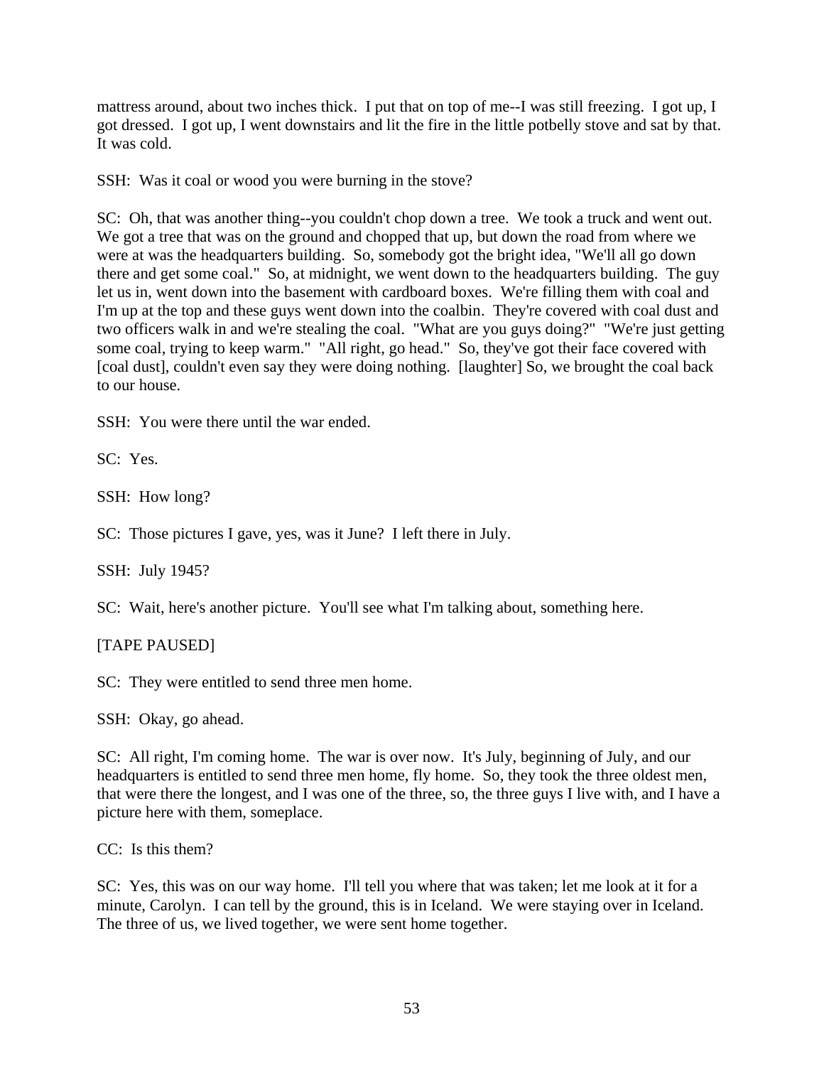mattress around, about two inches thick. I put that on top of me--I was still freezing. I got up, I got dressed. I got up, I went downstairs and lit the fire in the little potbelly stove and sat by that. It was cold.

SSH: Was it coal or wood you were burning in the stove?

SC: Oh, that was another thing--you couldn't chop down a tree. We took a truck and went out. We got a tree that was on the ground and chopped that up, but down the road from where we were at was the headquarters building. So, somebody got the bright idea, "We'll all go down there and get some coal." So, at midnight, we went down to the headquarters building. The guy let us in, went down into the basement with cardboard boxes. We're filling them with coal and I'm up at the top and these guys went down into the coalbin. They're covered with coal dust and two officers walk in and we're stealing the coal. "What are you guys doing?" "We're just getting some coal, trying to keep warm." "All right, go head." So, they've got their face covered with [coal dust], couldn't even say they were doing nothing. [laughter] So, we brought the coal back to our house.

SSH: You were there until the war ended.

SC: Yes.

SSH: How long?

SC: Those pictures I gave, yes, was it June? I left there in July.

SSH: July 1945?

SC: Wait, here's another picture. You'll see what I'm talking about, something here.

[TAPE PAUSED]

SC: They were entitled to send three men home.

SSH: Okay, go ahead.

SC: All right, I'm coming home. The war is over now. It's July, beginning of July, and our headquarters is entitled to send three men home, fly home. So, they took the three oldest men, that were there the longest, and I was one of the three, so, the three guys I live with, and I have a picture here with them, someplace.

CC: Is this them?

SC: Yes, this was on our way home. I'll tell you where that was taken; let me look at it for a minute, Carolyn. I can tell by the ground, this is in Iceland. We were staying over in Iceland. The three of us, we lived together, we were sent home together.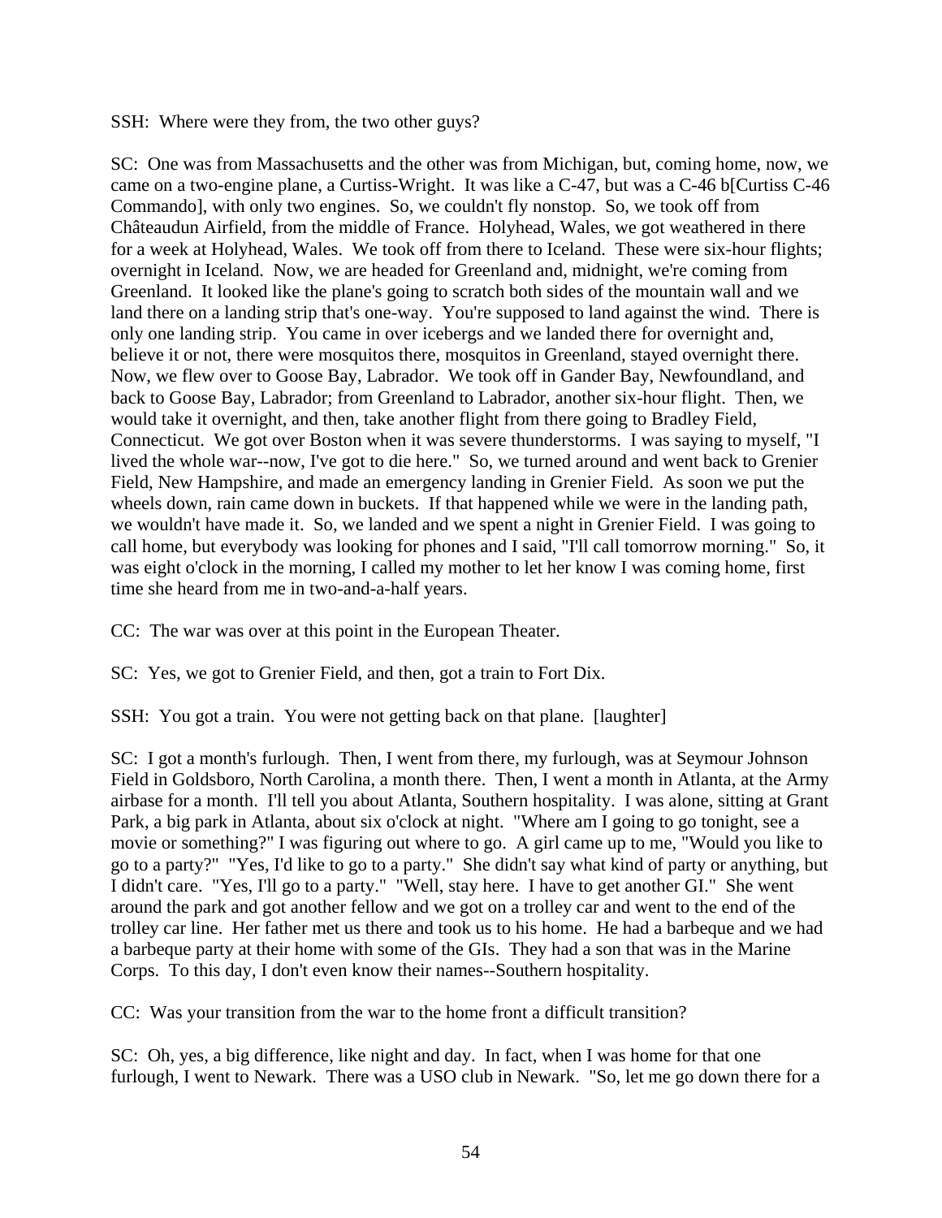SSH: Where were they from, the two other guys?

SC: One was from Massachusetts and the other was from Michigan, but, coming home, now, we came on a two-engine plane, a Curtiss-Wright. It was like a C-47, but was a C-46 b[Curtiss C-46 Commando], with only two engines. So, we couldn't fly nonstop. So, we took off from Châteaudun Airfield, from the middle of France. Holyhead, Wales, we got weathered in there for a week at Holyhead, Wales. We took off from there to Iceland. These were six-hour flights; overnight in Iceland. Now, we are headed for Greenland and, midnight, we're coming from Greenland. It looked like the plane's going to scratch both sides of the mountain wall and we land there on a landing strip that's one-way. You're supposed to land against the wind. There is only one landing strip. You came in over icebergs and we landed there for overnight and, believe it or not, there were mosquitos there, mosquitos in Greenland, stayed overnight there. Now, we flew over to Goose Bay, Labrador. We took off in Gander Bay, Newfoundland, and back to Goose Bay, Labrador; from Greenland to Labrador, another six-hour flight. Then, we would take it overnight, and then, take another flight from there going to Bradley Field, Connecticut. We got over Boston when it was severe thunderstorms. I was saying to myself, "I lived the whole war--now, I've got to die here." So, we turned around and went back to Grenier Field, New Hampshire, and made an emergency landing in Grenier Field. As soon we put the wheels down, rain came down in buckets. If that happened while we were in the landing path, we wouldn't have made it. So, we landed and we spent a night in Grenier Field. I was going to call home, but everybody was looking for phones and I said, "I'll call tomorrow morning." So, it was eight o'clock in the morning, I called my mother to let her know I was coming home, first time she heard from me in two-and-a-half years.

CC: The war was over at this point in the European Theater.

SC: Yes, we got to Grenier Field, and then, got a train to Fort Dix.

SSH: You got a train. You were not getting back on that plane. [laughter]

SC: I got a month's furlough. Then, I went from there, my furlough, was at Seymour Johnson Field in Goldsboro, North Carolina, a month there. Then, I went a month in Atlanta, at the Army airbase for a month. I'll tell you about Atlanta, Southern hospitality. I was alone, sitting at Grant Park, a big park in Atlanta, about six o'clock at night. "Where am I going to go tonight, see a movie or something?" I was figuring out where to go. A girl came up to me, "Would you like to go to a party?" "Yes, I'd like to go to a party." She didn't say what kind of party or anything, but I didn't care. "Yes, I'll go to a party." "Well, stay here. I have to get another GI." She went around the park and got another fellow and we got on a trolley car and went to the end of the trolley car line. Her father met us there and took us to his home. He had a barbeque and we had a barbeque party at their home with some of the GIs. They had a son that was in the Marine Corps. To this day, I don't even know their names--Southern hospitality.

CC: Was your transition from the war to the home front a difficult transition?

SC: Oh, yes, a big difference, like night and day. In fact, when I was home for that one furlough, I went to Newark. There was a USO club in Newark. "So, let me go down there for a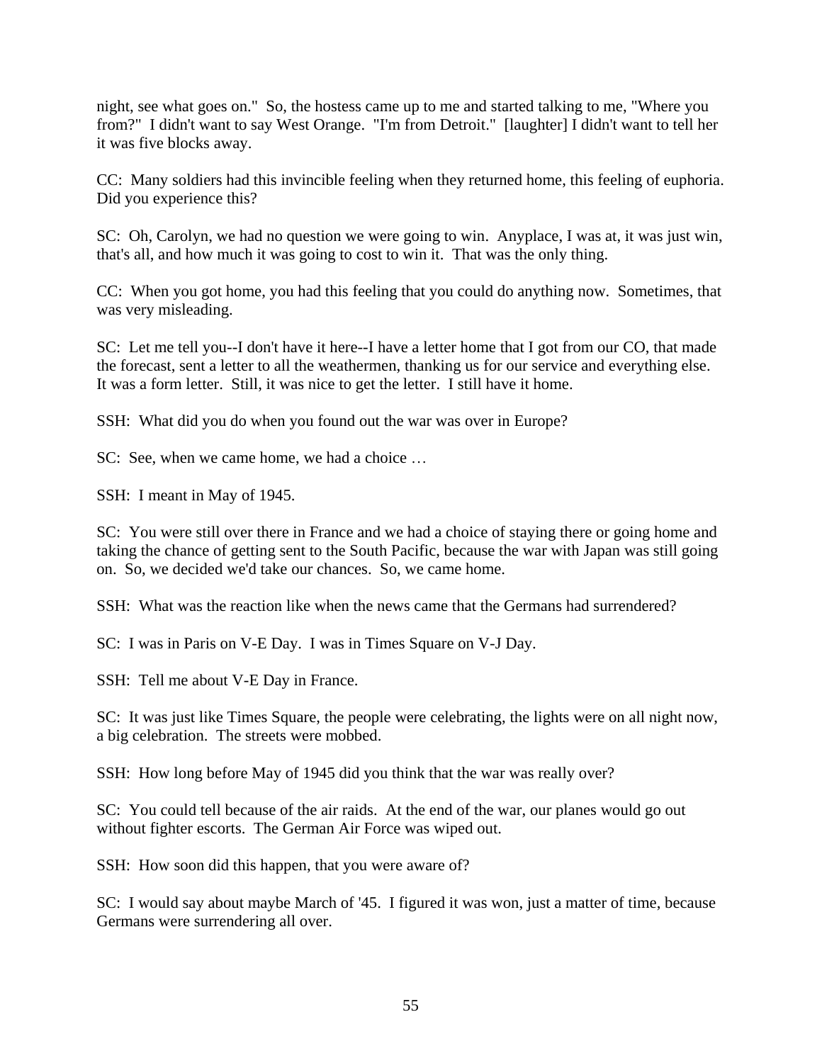night, see what goes on." So, the hostess came up to me and started talking to me, "Where you from?" I didn't want to say West Orange. "I'm from Detroit." [laughter] I didn't want to tell her it was five blocks away.

CC: Many soldiers had this invincible feeling when they returned home, this feeling of euphoria. Did you experience this?

SC: Oh, Carolyn, we had no question we were going to win. Anyplace, I was at, it was just win, that's all, and how much it was going to cost to win it. That was the only thing.

CC: When you got home, you had this feeling that you could do anything now. Sometimes, that was very misleading.

SC: Let me tell you--I don't have it here--I have a letter home that I got from our CO, that made the forecast, sent a letter to all the weathermen, thanking us for our service and everything else. It was a form letter. Still, it was nice to get the letter. I still have it home.

SSH: What did you do when you found out the war was over in Europe?

SC: See, when we came home, we had a choice …

SSH: I meant in May of 1945.

SC: You were still over there in France and we had a choice of staying there or going home and taking the chance of getting sent to the South Pacific, because the war with Japan was still going on. So, we decided we'd take our chances. So, we came home.

SSH: What was the reaction like when the news came that the Germans had surrendered?

SC: I was in Paris on V-E Day. I was in Times Square on V-J Day.

SSH: Tell me about V-E Day in France.

SC: It was just like Times Square, the people were celebrating, the lights were on all night now, a big celebration. The streets were mobbed.

SSH: How long before May of 1945 did you think that the war was really over?

SC: You could tell because of the air raids. At the end of the war, our planes would go out without fighter escorts. The German Air Force was wiped out.

SSH: How soon did this happen, that you were aware of?

SC: I would say about maybe March of '45. I figured it was won, just a matter of time, because Germans were surrendering all over.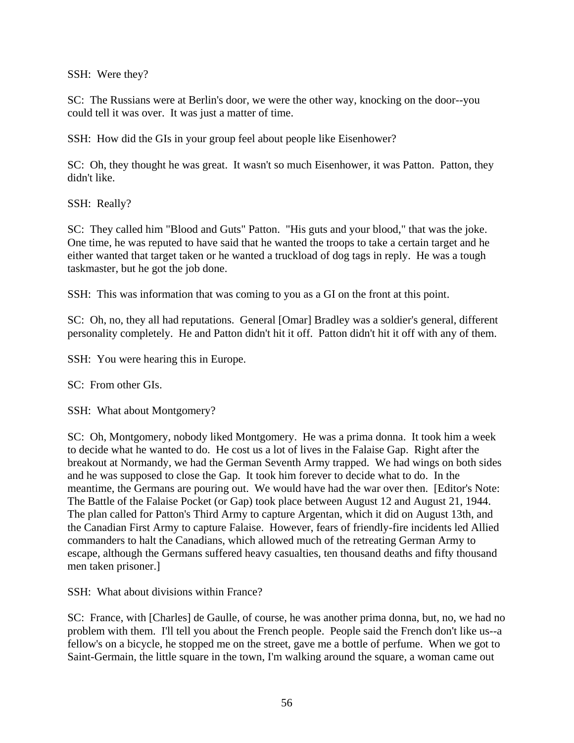SSH: Were they?

SC: The Russians were at Berlin's door, we were the other way, knocking on the door--you could tell it was over. It was just a matter of time.

SSH: How did the GIs in your group feel about people like Eisenhower?

SC: Oh, they thought he was great. It wasn't so much Eisenhower, it was Patton. Patton, they didn't like.

SSH: Really?

SC: They called him "Blood and Guts" Patton. "His guts and your blood," that was the joke. One time, he was reputed to have said that he wanted the troops to take a certain target and he either wanted that target taken or he wanted a truckload of dog tags in reply. He was a tough taskmaster, but he got the job done.

SSH: This was information that was coming to you as a GI on the front at this point.

SC: Oh, no, they all had reputations. General [Omar] Bradley was a soldier's general, different personality completely. He and Patton didn't hit it off. Patton didn't hit it off with any of them.

SSH: You were hearing this in Europe.

SC: From other GIs.

SSH: What about Montgomery?

SC: Oh, Montgomery, nobody liked Montgomery. He was a prima donna. It took him a week to decide what he wanted to do. He cost us a lot of lives in the Falaise Gap. Right after the breakout at Normandy, we had the German Seventh Army trapped. We had wings on both sides and he was supposed to close the Gap. It took him forever to decide what to do. In the meantime, the Germans are pouring out. We would have had the war over then. [Editor's Note: The Battle of the Falaise Pocket (or Gap) took place between August 12 and August 21, 1944. The plan called for Patton's Third Army to capture Argentan, which it did on August 13th, and the Canadian First Army to capture Falaise. However, fears of friendly-fire incidents led Allied commanders to halt the Canadians, which allowed much of the retreating German Army to escape, although the Germans suffered heavy casualties, ten thousand deaths and fifty thousand men taken prisoner.]

SSH: What about divisions within France?

SC: France, with [Charles] de Gaulle, of course, he was another prima donna, but, no, we had no problem with them. I'll tell you about the French people. People said the French don't like us--a fellow's on a bicycle, he stopped me on the street, gave me a bottle of perfume. When we got to Saint-Germain, the little square in the town, I'm walking around the square, a woman came out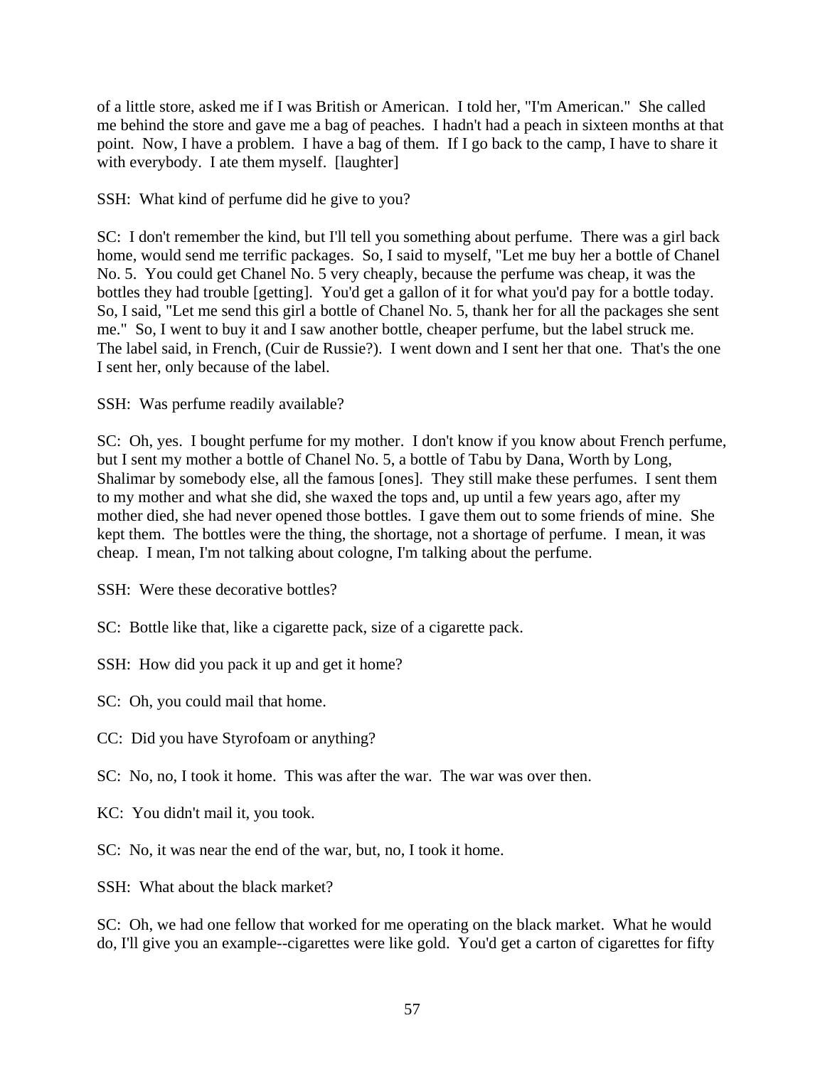of a little store, asked me if I was British or American. I told her, "I'm American." She called me behind the store and gave me a bag of peaches. I hadn't had a peach in sixteen months at that point. Now, I have a problem. I have a bag of them. If I go back to the camp, I have to share it with everybody. I ate them myself. [laughter]

SSH: What kind of perfume did he give to you?

SC: I don't remember the kind, but I'll tell you something about perfume. There was a girl back home, would send me terrific packages. So, I said to myself, "Let me buy her a bottle of Chanel No. 5. You could get Chanel No. 5 very cheaply, because the perfume was cheap, it was the bottles they had trouble [getting]. You'd get a gallon of it for what you'd pay for a bottle today. So, I said, "Let me send this girl a bottle of Chanel No. 5, thank her for all the packages she sent me." So, I went to buy it and I saw another bottle, cheaper perfume, but the label struck me. The label said, in French, (Cuir de Russie?). I went down and I sent her that one. That's the one I sent her, only because of the label.

SSH: Was perfume readily available?

SC: Oh, yes. I bought perfume for my mother. I don't know if you know about French perfume, but I sent my mother a bottle of Chanel No. 5, a bottle of Tabu by Dana, Worth by Long, Shalimar by somebody else, all the famous [ones]. They still make these perfumes. I sent them to my mother and what she did, she waxed the tops and, up until a few years ago, after my mother died, she had never opened those bottles. I gave them out to some friends of mine. She kept them. The bottles were the thing, the shortage, not a shortage of perfume. I mean, it was cheap. I mean, I'm not talking about cologne, I'm talking about the perfume.

SSH: Were these decorative bottles?

SC: Bottle like that, like a cigarette pack, size of a cigarette pack.

SSH: How did you pack it up and get it home?

SC: Oh, you could mail that home.

CC: Did you have Styrofoam or anything?

SC: No, no, I took it home. This was after the war. The war was over then.

KC: You didn't mail it, you took.

SC: No, it was near the end of the war, but, no, I took it home.

SSH: What about the black market?

SC: Oh, we had one fellow that worked for me operating on the black market. What he would do, I'll give you an example--cigarettes were like gold. You'd get a carton of cigarettes for fifty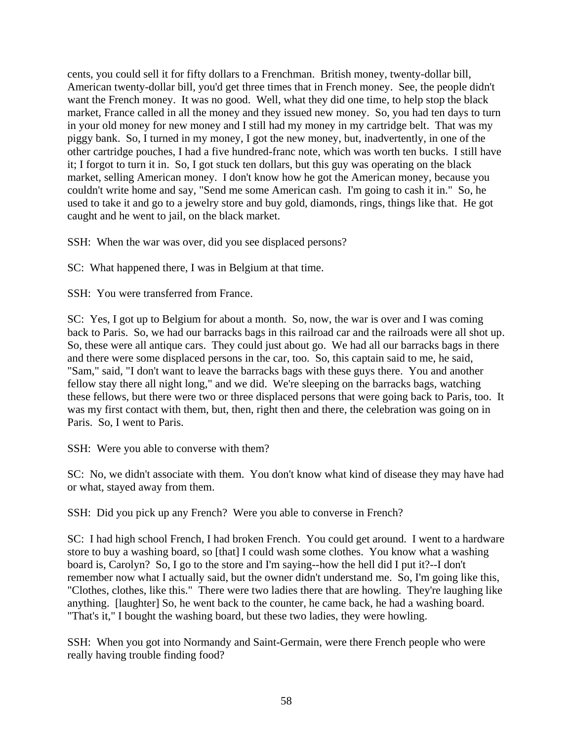cents, you could sell it for fifty dollars to a Frenchman. British money, twenty-dollar bill, American twenty-dollar bill, you'd get three times that in French money. See, the people didn't want the French money. It was no good. Well, what they did one time, to help stop the black market, France called in all the money and they issued new money. So, you had ten days to turn in your old money for new money and I still had my money in my cartridge belt. That was my piggy bank. So, I turned in my money, I got the new money, but, inadvertently, in one of the other cartridge pouches, I had a five hundred-franc note, which was worth ten bucks. I still have it; I forgot to turn it in. So, I got stuck ten dollars, but this guy was operating on the black market, selling American money. I don't know how he got the American money, because you couldn't write home and say, "Send me some American cash. I'm going to cash it in." So, he used to take it and go to a jewelry store and buy gold, diamonds, rings, things like that. He got caught and he went to jail, on the black market.

SSH: When the war was over, did you see displaced persons?

SC: What happened there, I was in Belgium at that time.

SSH: You were transferred from France.

SC: Yes, I got up to Belgium for about a month. So, now, the war is over and I was coming back to Paris. So, we had our barracks bags in this railroad car and the railroads were all shot up. So, these were all antique cars. They could just about go. We had all our barracks bags in there and there were some displaced persons in the car, too. So, this captain said to me, he said, "Sam," said, "I don't want to leave the barracks bags with these guys there. You and another fellow stay there all night long," and we did. We're sleeping on the barracks bags, watching these fellows, but there were two or three displaced persons that were going back to Paris, too. It was my first contact with them, but, then, right then and there, the celebration was going on in Paris. So, I went to Paris.

SSH: Were you able to converse with them?

SC: No, we didn't associate with them. You don't know what kind of disease they may have had or what, stayed away from them.

SSH: Did you pick up any French? Were you able to converse in French?

SC: I had high school French, I had broken French. You could get around. I went to a hardware store to buy a washing board, so [that] I could wash some clothes. You know what a washing board is, Carolyn? So, I go to the store and I'm saying--how the hell did I put it?--I don't remember now what I actually said, but the owner didn't understand me. So, I'm going like this, "Clothes, clothes, like this." There were two ladies there that are howling. They're laughing like anything. [laughter] So, he went back to the counter, he came back, he had a washing board. "That's it," I bought the washing board, but these two ladies, they were howling.

SSH: When you got into Normandy and Saint-Germain, were there French people who were really having trouble finding food?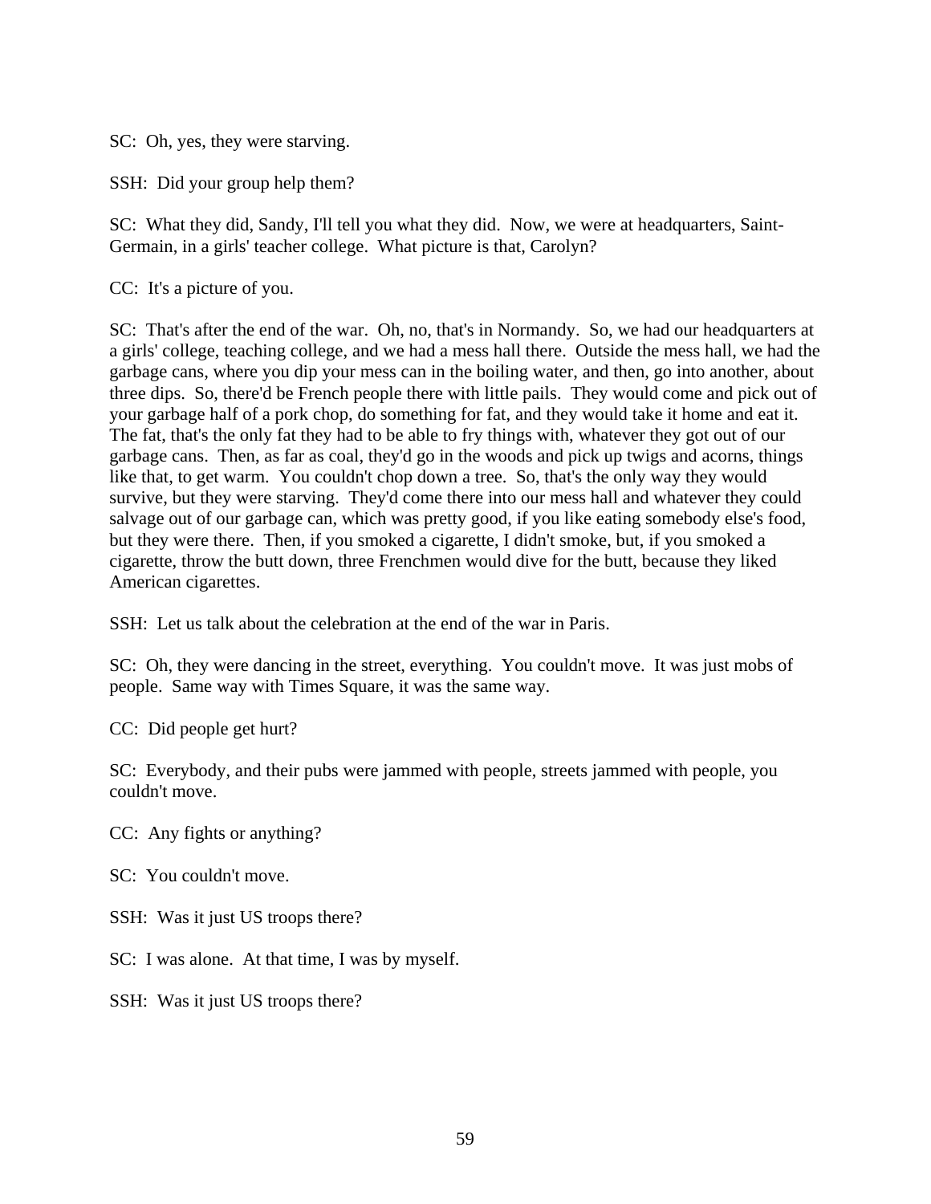SC: Oh, yes, they were starving.

SSH: Did your group help them?

SC: What they did, Sandy, I'll tell you what they did. Now, we were at headquarters, Saint-Germain, in a girls' teacher college. What picture is that, Carolyn?

CC: It's a picture of you.

SC: That's after the end of the war. Oh, no, that's in Normandy. So, we had our headquarters at a girls' college, teaching college, and we had a mess hall there. Outside the mess hall, we had the garbage cans, where you dip your mess can in the boiling water, and then, go into another, about three dips. So, there'd be French people there with little pails. They would come and pick out of your garbage half of a pork chop, do something for fat, and they would take it home and eat it. The fat, that's the only fat they had to be able to fry things with, whatever they got out of our garbage cans. Then, as far as coal, they'd go in the woods and pick up twigs and acorns, things like that, to get warm. You couldn't chop down a tree. So, that's the only way they would survive, but they were starving. They'd come there into our mess hall and whatever they could salvage out of our garbage can, which was pretty good, if you like eating somebody else's food, but they were there. Then, if you smoked a cigarette, I didn't smoke, but, if you smoked a cigarette, throw the butt down, three Frenchmen would dive for the butt, because they liked American cigarettes.

SSH: Let us talk about the celebration at the end of the war in Paris.

SC: Oh, they were dancing in the street, everything. You couldn't move. It was just mobs of people. Same way with Times Square, it was the same way.

CC: Did people get hurt?

SC: Everybody, and their pubs were jammed with people, streets jammed with people, you couldn't move.

CC: Any fights or anything?

SC: You couldn't move.

SSH: Was it just US troops there?

SC: I was alone. At that time, I was by myself.

SSH: Was it just US troops there?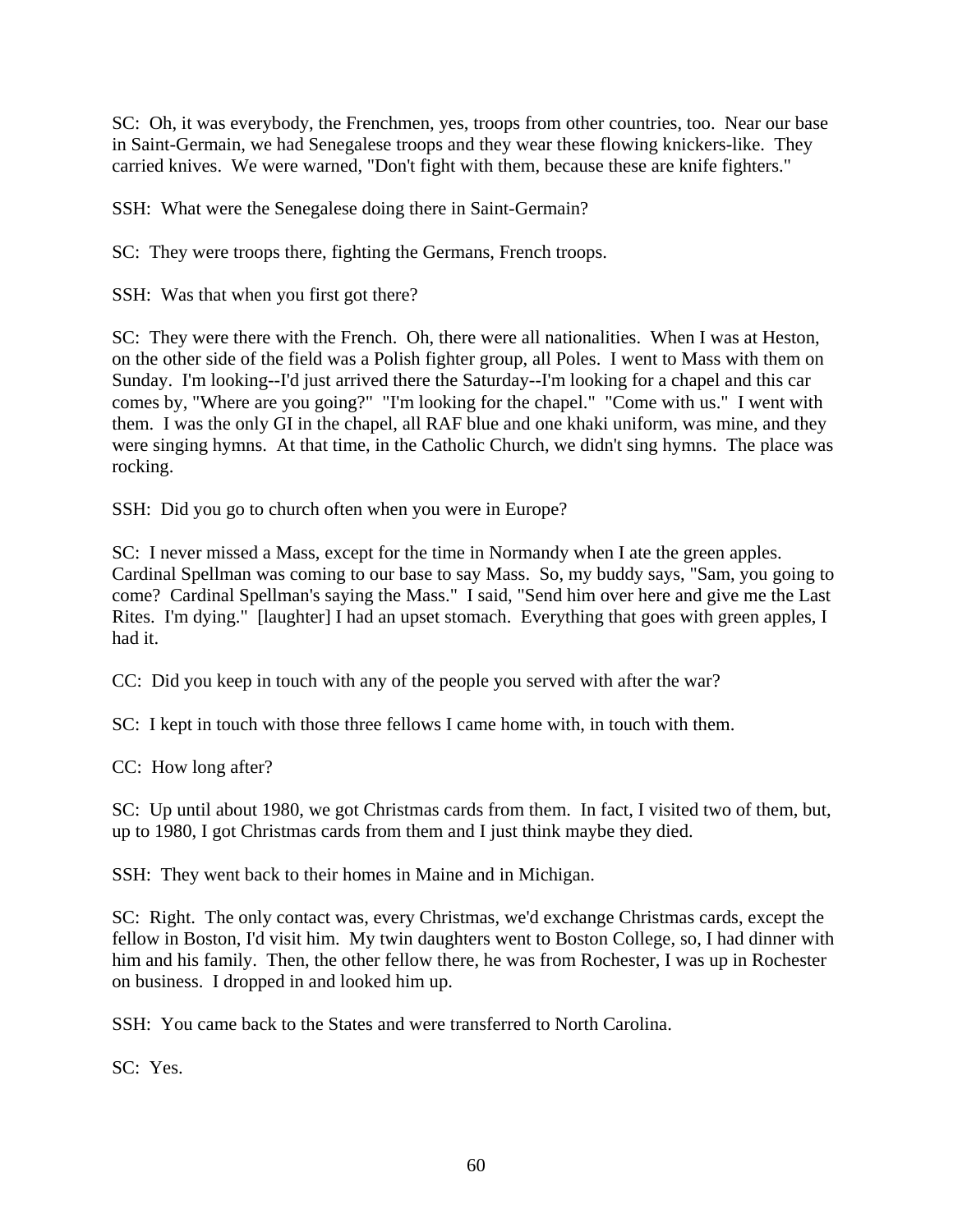SC: Oh, it was everybody, the Frenchmen, yes, troops from other countries, too. Near our base in Saint-Germain, we had Senegalese troops and they wear these flowing knickers-like. They carried knives. We were warned, "Don't fight with them, because these are knife fighters."

SSH: What were the Senegalese doing there in Saint-Germain?

SC: They were troops there, fighting the Germans, French troops.

SSH: Was that when you first got there?

SC: They were there with the French. Oh, there were all nationalities. When I was at Heston, on the other side of the field was a Polish fighter group, all Poles. I went to Mass with them on Sunday. I'm looking--I'd just arrived there the Saturday--I'm looking for a chapel and this car comes by, "Where are you going?" "I'm looking for the chapel." "Come with us." I went with them. I was the only GI in the chapel, all RAF blue and one khaki uniform, was mine, and they were singing hymns. At that time, in the Catholic Church, we didn't sing hymns. The place was rocking.

SSH: Did you go to church often when you were in Europe?

SC: I never missed a Mass, except for the time in Normandy when I ate the green apples. Cardinal Spellman was coming to our base to say Mass. So, my buddy says, "Sam, you going to come? Cardinal Spellman's saying the Mass." I said, "Send him over here and give me the Last Rites. I'm dying." [laughter] I had an upset stomach. Everything that goes with green apples, I had it.

CC: Did you keep in touch with any of the people you served with after the war?

SC: I kept in touch with those three fellows I came home with, in touch with them.

CC: How long after?

SC: Up until about 1980, we got Christmas cards from them. In fact, I visited two of them, but, up to 1980, I got Christmas cards from them and I just think maybe they died.

SSH: They went back to their homes in Maine and in Michigan.

SC: Right. The only contact was, every Christmas, we'd exchange Christmas cards, except the fellow in Boston, I'd visit him. My twin daughters went to Boston College, so, I had dinner with him and his family. Then, the other fellow there, he was from Rochester, I was up in Rochester on business. I dropped in and looked him up.

SSH: You came back to the States and were transferred to North Carolina.

SC: Yes.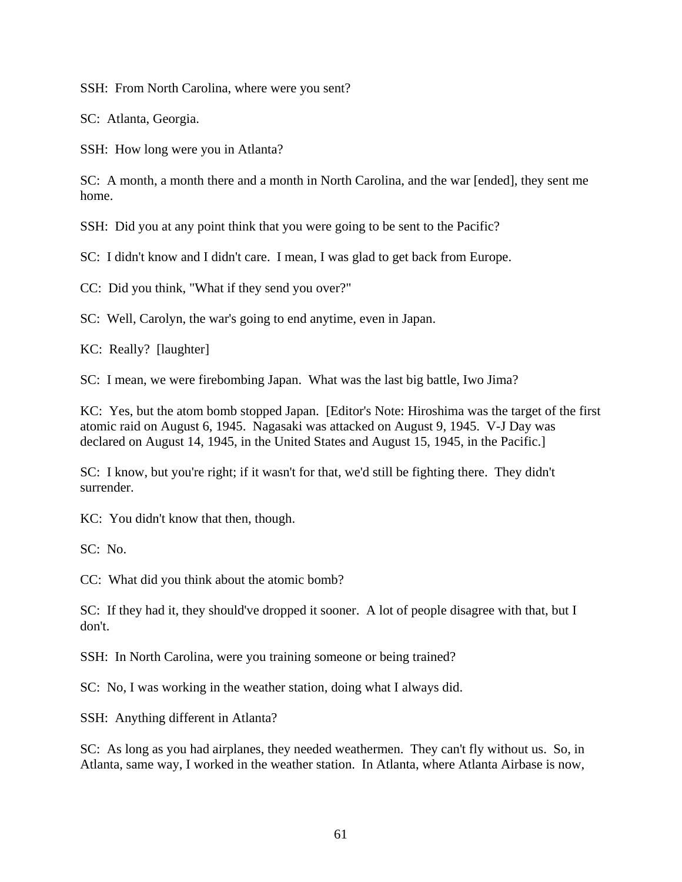SSH: From North Carolina, where were you sent?

SC: Atlanta, Georgia.

SSH: How long were you in Atlanta?

SC: A month, a month there and a month in North Carolina, and the war [ended], they sent me home.

SSH: Did you at any point think that you were going to be sent to the Pacific?

SC: I didn't know and I didn't care. I mean, I was glad to get back from Europe.

CC: Did you think, "What if they send you over?"

SC: Well, Carolyn, the war's going to end anytime, even in Japan.

KC: Really? [laughter]

SC: I mean, we were firebombing Japan. What was the last big battle, Iwo Jima?

KC: Yes, but the atom bomb stopped Japan. [Editor's Note: Hiroshima was the target of the first atomic raid on August 6, 1945. Nagasaki was attacked on August 9, 1945. V-J Day was declared on August 14, 1945, in the United States and August 15, 1945, in the Pacific.]

SC: I know, but you're right; if it wasn't for that, we'd still be fighting there. They didn't surrender.

KC: You didn't know that then, though.

SC: No.

CC: What did you think about the atomic bomb?

SC: If they had it, they should've dropped it sooner. A lot of people disagree with that, but I don't.

SSH: In North Carolina, were you training someone or being trained?

SC: No, I was working in the weather station, doing what I always did.

SSH: Anything different in Atlanta?

SC: As long as you had airplanes, they needed weathermen. They can't fly without us. So, in Atlanta, same way, I worked in the weather station. In Atlanta, where Atlanta Airbase is now,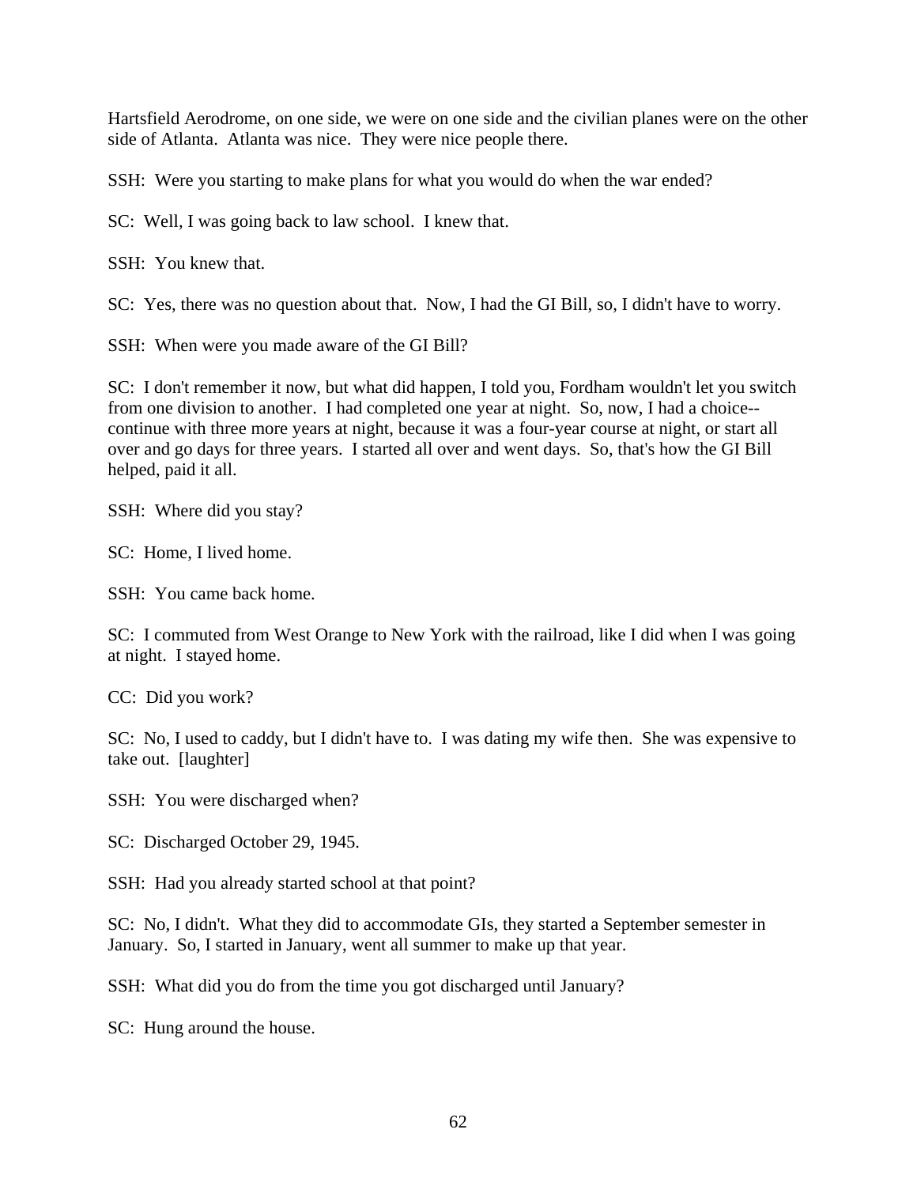Hartsfield Aerodrome, on one side, we were on one side and the civilian planes were on the other side of Atlanta. Atlanta was nice. They were nice people there.

SSH: Were you starting to make plans for what you would do when the war ended?

SC: Well, I was going back to law school. I knew that.

SSH: You knew that.

SC: Yes, there was no question about that. Now, I had the GI Bill, so, I didn't have to worry.

SSH: When were you made aware of the GI Bill?

SC: I don't remember it now, but what did happen, I told you, Fordham wouldn't let you switch from one division to another. I had completed one year at night. So, now, I had a choice--continue with three more years at night, because it was a four-year course at night, or start all over and go days for three years. I started all over and went days. So, that's how the GI Bill helped, paid it all.

SSH: Where did you stay?

SC: Home, I lived home.

SSH: You came back home.

SC: I commuted from West Orange to New York with the railroad, like I did when I was going at night. I stayed home.

CC: Did you work?

SC: No, I used to caddy, but I didn't have to. I was dating my wife then. She was expensive to take out. [laughter]

SSH: You were discharged when?

SC: Discharged October 29, 1945.

SSH: Had you already started school at that point?

SC: No, I didn't. What they did to accommodate GIs, they started a September semester in January. So, I started in January, went all summer to make up that year.

SSH: What did you do from the time you got discharged until January?

SC: Hung around the house.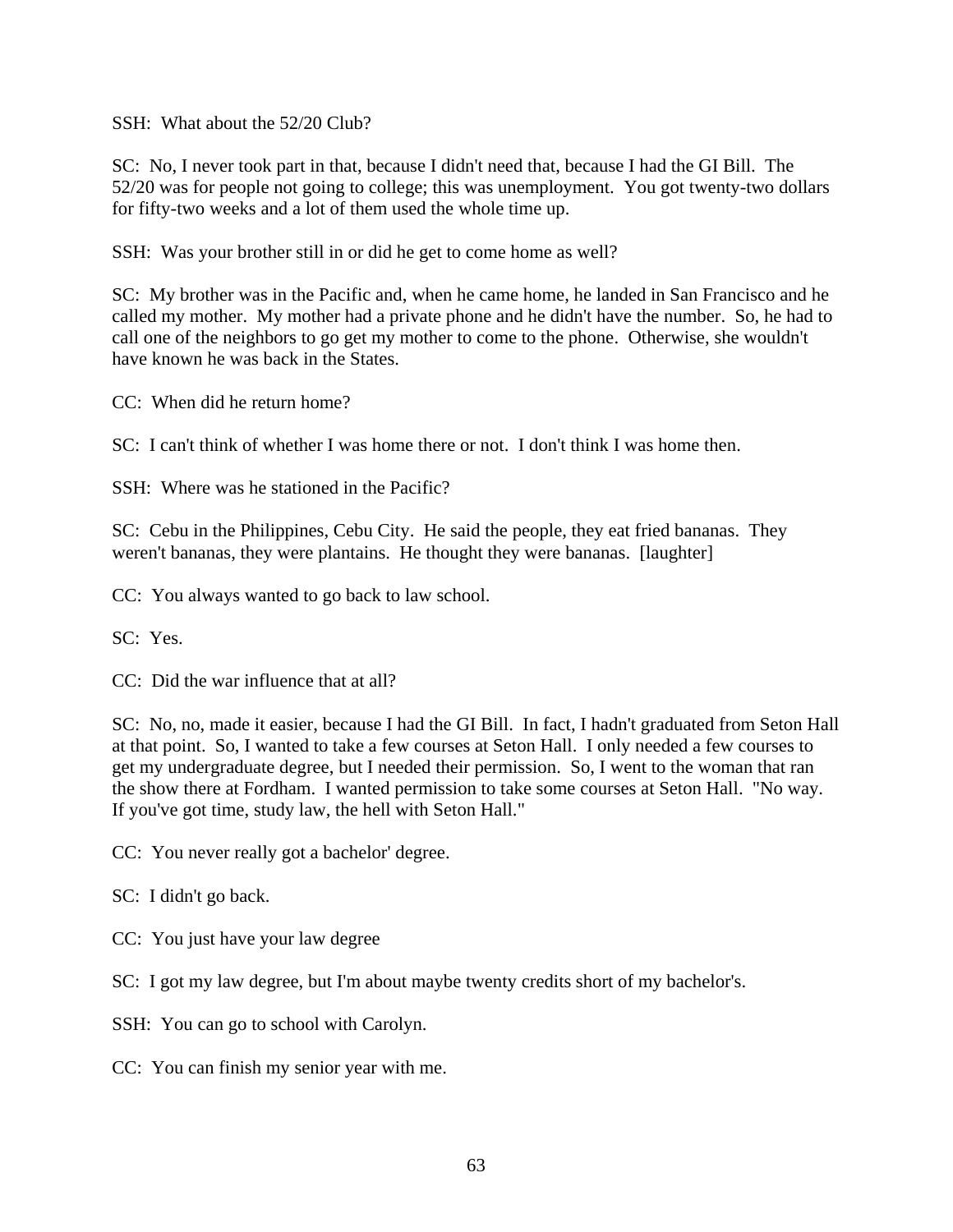SSH: What about the 52/20 Club?

SC: No, I never took part in that, because I didn't need that, because I had the GI Bill. The 52/20 was for people not going to college; this was unemployment. You got twenty-two dollars for fifty-two weeks and a lot of them used the whole time up.

SSH: Was your brother still in or did he get to come home as well?

SC: My brother was in the Pacific and, when he came home, he landed in San Francisco and he called my mother. My mother had a private phone and he didn't have the number. So, he had to call one of the neighbors to go get my mother to come to the phone. Otherwise, she wouldn't have known he was back in the States.

CC: When did he return home?

SC: I can't think of whether I was home there or not. I don't think I was home then.

SSH: Where was he stationed in the Pacific?

SC: Cebu in the Philippines, Cebu City. He said the people, they eat fried bananas. They weren't bananas, they were plantains. He thought they were bananas. [laughter]

CC: You always wanted to go back to law school.

SC: Yes.

CC: Did the war influence that at all?

SC: No, no, made it easier, because I had the GI Bill. In fact, I hadn't graduated from Seton Hall at that point. So, I wanted to take a few courses at Seton Hall. I only needed a few courses to get my undergraduate degree, but I needed their permission. So, I went to the woman that ran the show there at Fordham. I wanted permission to take some courses at Seton Hall. "No way. If you've got time, study law, the hell with Seton Hall."

CC: You never really got a bachelor' degree.

SC: I didn't go back.

CC: You just have your law degree

SC: I got my law degree, but I'm about maybe twenty credits short of my bachelor's.

SSH: You can go to school with Carolyn.

CC: You can finish my senior year with me.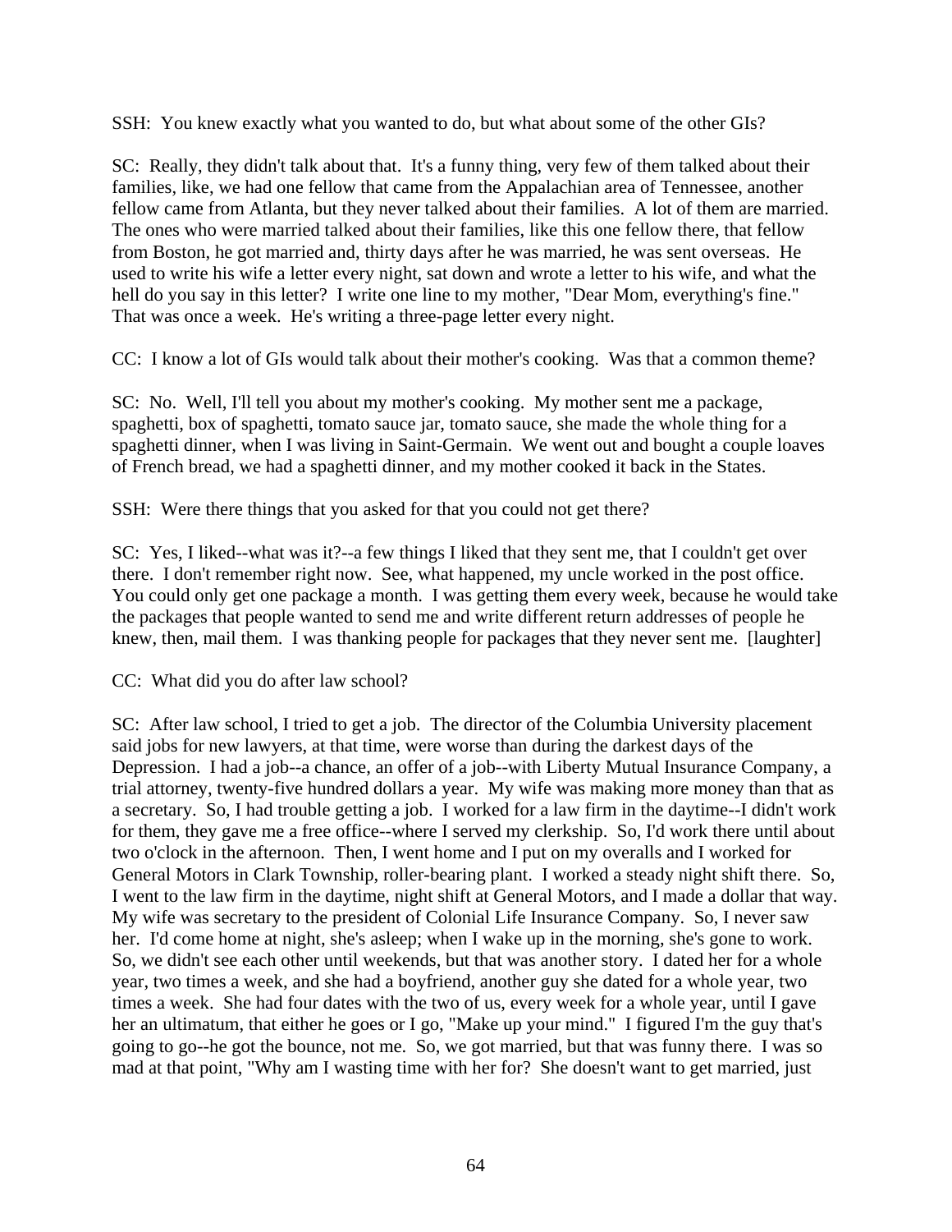SSH: You knew exactly what you wanted to do, but what about some of the other GIs?

SC: Really, they didn't talk about that. It's a funny thing, very few of them talked about their families, like, we had one fellow that came from the Appalachian area of Tennessee, another fellow came from Atlanta, but they never talked about their families. A lot of them are married. The ones who were married talked about their families, like this one fellow there, that fellow from Boston, he got married and, thirty days after he was married, he was sent overseas. He used to write his wife a letter every night, sat down and wrote a letter to his wife, and what the hell do you say in this letter? I write one line to my mother, "Dear Mom, everything's fine." That was once a week. He's writing a three-page letter every night.

CC: I know a lot of GIs would talk about their mother's cooking. Was that a common theme?

SC: No. Well, I'll tell you about my mother's cooking. My mother sent me a package, spaghetti, box of spaghetti, tomato sauce jar, tomato sauce, she made the whole thing for a spaghetti dinner, when I was living in Saint-Germain. We went out and bought a couple loaves of French bread, we had a spaghetti dinner, and my mother cooked it back in the States.

SSH: Were there things that you asked for that you could not get there?

SC: Yes, I liked--what was it?--a few things I liked that they sent me, that I couldn't get over there. I don't remember right now. See, what happened, my uncle worked in the post office. You could only get one package a month. I was getting them every week, because he would take the packages that people wanted to send me and write different return addresses of people he knew, then, mail them. I was thanking people for packages that they never sent me. [laughter]

CC: What did you do after law school?

SC: After law school, I tried to get a job. The director of the Columbia University placement said jobs for new lawyers, at that time, were worse than during the darkest days of the Depression. I had a job--a chance, an offer of a job--with Liberty Mutual Insurance Company, a trial attorney, twenty-five hundred dollars a year. My wife was making more money than that as a secretary. So, I had trouble getting a job. I worked for a law firm in the daytime--I didn't work for them, they gave me a free office--where I served my clerkship. So, I'd work there until about two o'clock in the afternoon. Then, I went home and I put on my overalls and I worked for General Motors in Clark Township, roller-bearing plant. I worked a steady night shift there. So, I went to the law firm in the daytime, night shift at General Motors, and I made a dollar that way. My wife was secretary to the president of Colonial Life Insurance Company. So, I never saw her. I'd come home at night, she's asleep; when I wake up in the morning, she's gone to work. So, we didn't see each other until weekends, but that was another story. I dated her for a whole year, two times a week, and she had a boyfriend, another guy she dated for a whole year, two times a week. She had four dates with the two of us, every week for a whole year, until I gave her an ultimatum, that either he goes or I go, "Make up your mind." I figured I'm the guy that's going to go--he got the bounce, not me. So, we got married, but that was funny there. I was so mad at that point, "Why am I wasting time with her for? She doesn't want to get married, just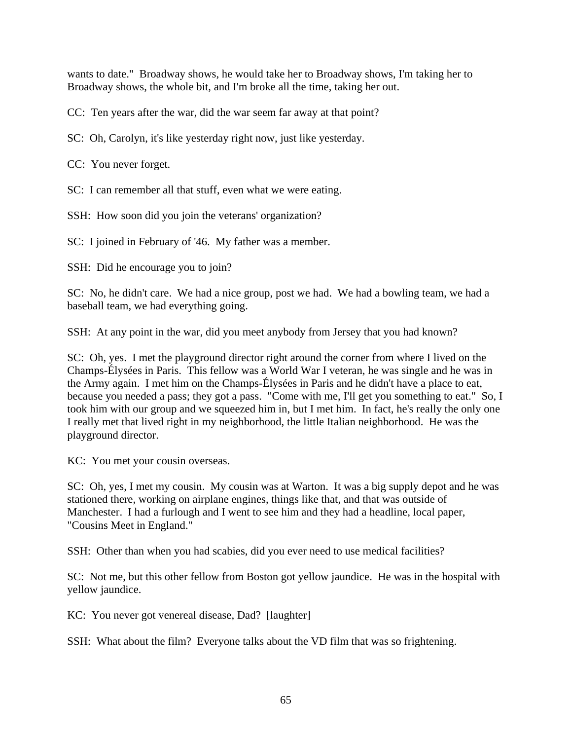wants to date." Broadway shows, he would take her to Broadway shows, I'm taking her to Broadway shows, the whole bit, and I'm broke all the time, taking her out.

CC: Ten years after the war, did the war seem far away at that point?

SC: Oh, Carolyn, it's like yesterday right now, just like yesterday.

CC: You never forget.

SC: I can remember all that stuff, even what we were eating.

SSH: How soon did you join the veterans' organization?

SC: I joined in February of '46. My father was a member.

SSH: Did he encourage you to join?

SC: No, he didn't care. We had a nice group, post we had. We had a bowling team, we had a baseball team, we had everything going.

SSH: At any point in the war, did you meet anybody from Jersey that you had known?

SC: Oh, yes. I met the playground director right around the corner from where I lived on the Champs-Élysées in Paris. This fellow was a World War I veteran, he was single and he was in the Army again. I met him on the Champs-Élysées in Paris and he didn't have a place to eat, because you needed a pass; they got a pass. "Come with me, I'll get you something to eat." So, I took him with our group and we squeezed him in, but I met him. In fact, he's really the only one I really met that lived right in my neighborhood, the little Italian neighborhood. He was the playground director.

KC: You met your cousin overseas.

SC: Oh, yes, I met my cousin. My cousin was at Warton. It was a big supply depot and he was stationed there, working on airplane engines, things like that, and that was outside of Manchester. I had a furlough and I went to see him and they had a headline, local paper, "Cousins Meet in England."

SSH: Other than when you had scabies, did you ever need to use medical facilities?

SC: Not me, but this other fellow from Boston got yellow jaundice. He was in the hospital with yellow jaundice.

KC: You never got venereal disease, Dad? [laughter]

SSH: What about the film? Everyone talks about the VD film that was so frightening.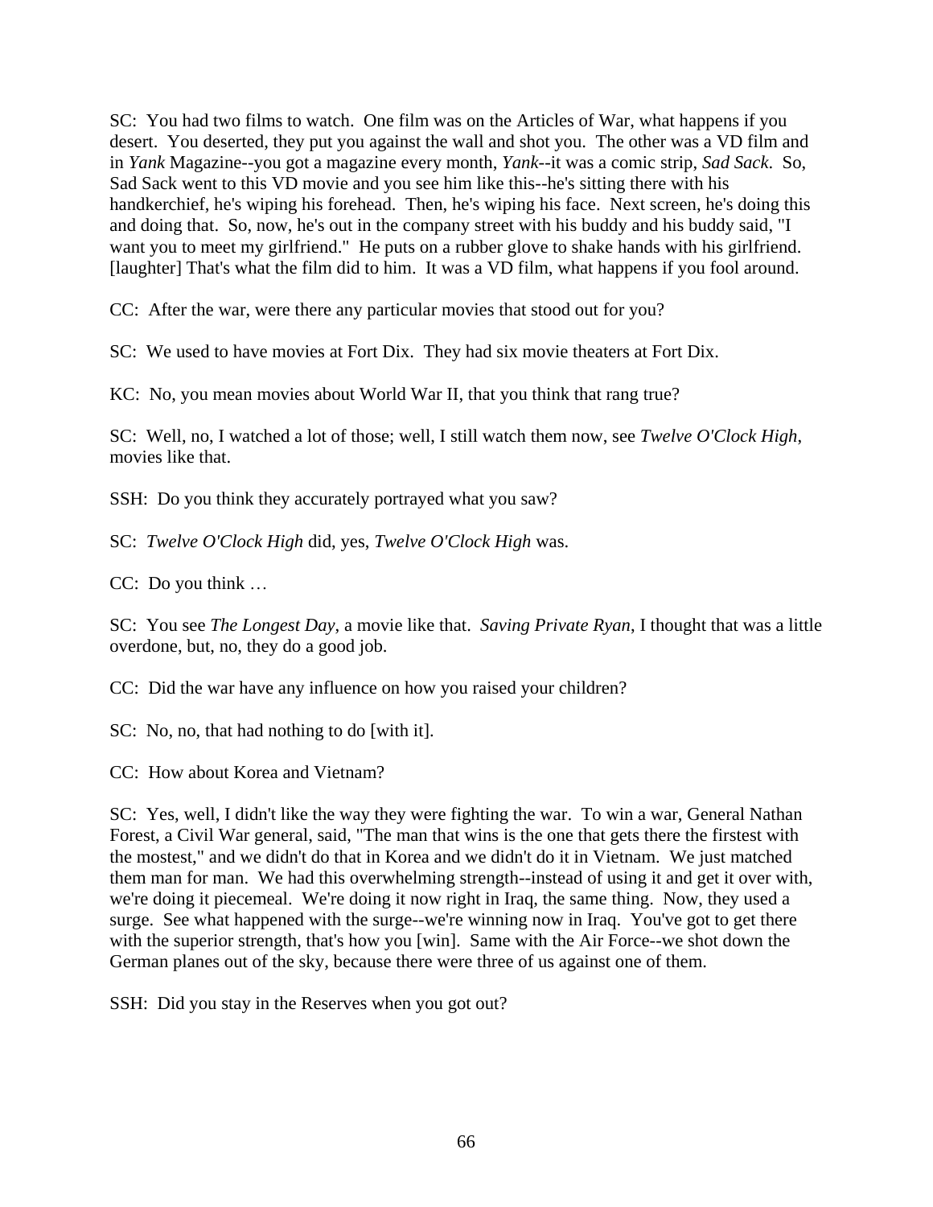SC: You had two films to watch. One film was on the Articles of War, what happens if you desert. You deserted, they put you against the wall and shot you. The other was a VD film and in *Yank* Magazine--you got a magazine every month, *Yank*--it was a comic strip, *Sad Sack*. So, Sad Sack went to this VD movie and you see him like this--he's sitting there with his handkerchief, he's wiping his forehead. Then, he's wiping his face. Next screen, he's doing this and doing that. So, now, he's out in the company street with his buddy and his buddy said, "I want you to meet my girlfriend." He puts on a rubber glove to shake hands with his girlfriend. [laughter] That's what the film did to him. It was a VD film, what happens if you fool around.

CC: After the war, were there any particular movies that stood out for you?

SC: We used to have movies at Fort Dix. They had six movie theaters at Fort Dix.

KC: No, you mean movies about World War II, that you think that rang true?

SC: Well, no, I watched a lot of those; well, I still watch them now, see *Twelve O'Clock High*, movies like that.

SSH: Do you think they accurately portrayed what you saw?

SC: *Twelve O'Clock High* did, yes, *Twelve O'Clock High* was.

CC: Do you think …

SC: You see *The Longest Day*, a movie like that. *Saving Private Ryan*, I thought that was a little overdone, but, no, they do a good job.

CC: Did the war have any influence on how you raised your children?

SC: No, no, that had nothing to do [with it].

CC: How about Korea and Vietnam?

SC: Yes, well, I didn't like the way they were fighting the war. To win a war, General Nathan Forest, a Civil War general, said, "The man that wins is the one that gets there the firstest with the mostest," and we didn't do that in Korea and we didn't do it in Vietnam. We just matched them man for man. We had this overwhelming strength--instead of using it and get it over with, we're doing it piecemeal. We're doing it now right in Iraq, the same thing. Now, they used a surge. See what happened with the surge--we're winning now in Iraq. You've got to get there with the superior strength, that's how you [win]. Same with the Air Force--we shot down the German planes out of the sky, because there were three of us against one of them.

SSH: Did you stay in the Reserves when you got out?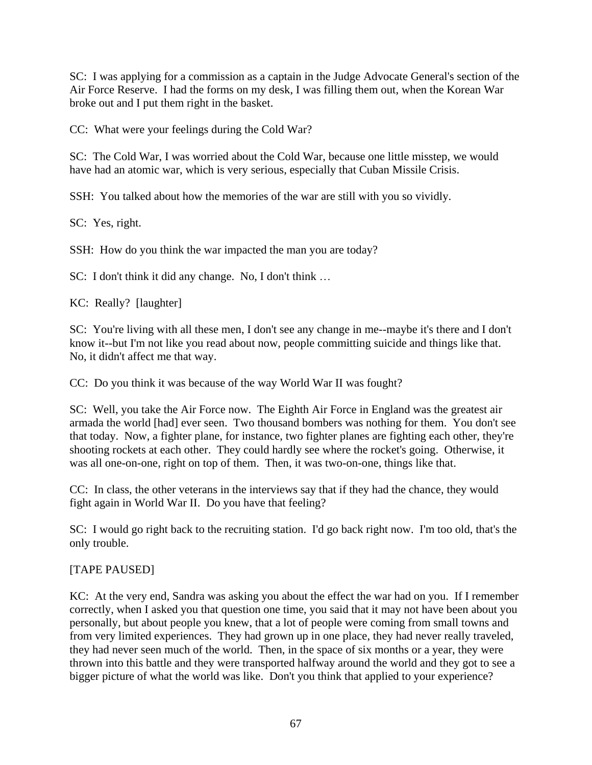SC: I was applying for a commission as a captain in the Judge Advocate General's section of the Air Force Reserve. I had the forms on my desk, I was filling them out, when the Korean War broke out and I put them right in the basket.

CC: What were your feelings during the Cold War?

SC: The Cold War, I was worried about the Cold War, because one little misstep, we would have had an atomic war, which is very serious, especially that Cuban Missile Crisis.

SSH: You talked about how the memories of the war are still with you so vividly.

SC: Yes, right.

SSH: How do you think the war impacted the man you are today?

SC: I don't think it did any change. No, I don't think …

KC: Really? [laughter]

SC: You're living with all these men, I don't see any change in me--maybe it's there and I don't know it--but I'm not like you read about now, people committing suicide and things like that. No, it didn't affect me that way.

CC: Do you think it was because of the way World War II was fought?

SC: Well, you take the Air Force now. The Eighth Air Force in England was the greatest air armada the world [had] ever seen. Two thousand bombers was nothing for them. You don't see that today. Now, a fighter plane, for instance, two fighter planes are fighting each other, they're shooting rockets at each other. They could hardly see where the rocket's going. Otherwise, it was all one-on-one, right on top of them. Then, it was two-on-one, things like that.

CC: In class, the other veterans in the interviews say that if they had the chance, they would fight again in World War II. Do you have that feeling?

SC: I would go right back to the recruiting station. I'd go back right now. I'm too old, that's the only trouble.

[TAPE PAUSED]

KC: At the very end, Sandra was asking you about the effect the war had on you. If I remember correctly, when I asked you that question one time, you said that it may not have been about you personally, but about people you knew, that a lot of people were coming from small towns and from very limited experiences. They had grown up in one place, they had never really traveled, they had never seen much of the world. Then, in the space of six months or a year, they were thrown into this battle and they were transported halfway around the world and they got to see a bigger picture of what the world was like. Don't you think that applied to your experience?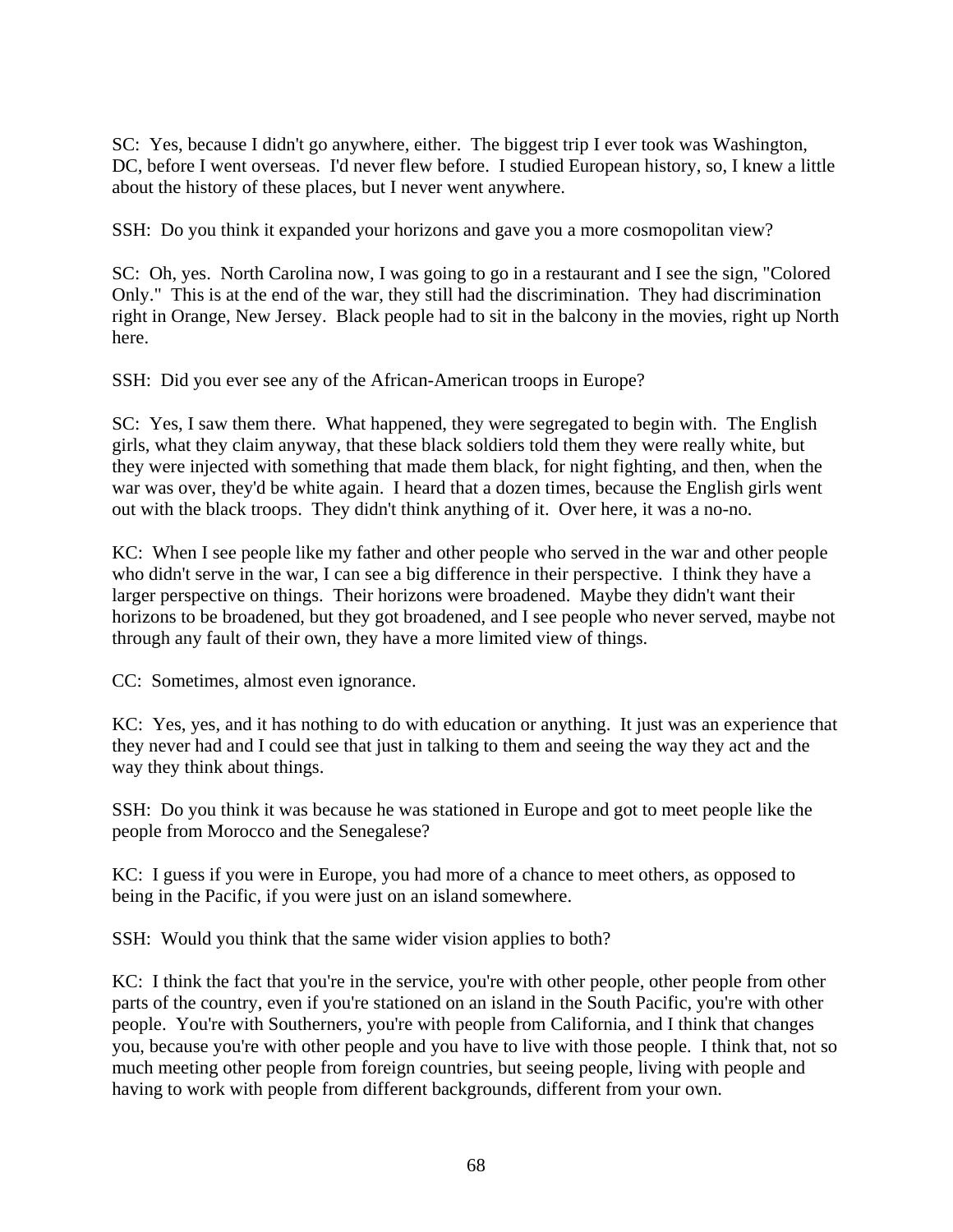SC: Yes, because I didn't go anywhere, either. The biggest trip I ever took was Washington, DC, before I went overseas. I'd never flew before. I studied European history, so, I knew a little about the history of these places, but I never went anywhere.

SSH: Do you think it expanded your horizons and gave you a more cosmopolitan view?

SC: Oh, yes. North Carolina now, I was going to go in a restaurant and I see the sign, "Colored Only." This is at the end of the war, they still had the discrimination. They had discrimination right in Orange, New Jersey. Black people had to sit in the balcony in the movies, right up North here.

SSH: Did you ever see any of the African-American troops in Europe?

SC: Yes, I saw them there. What happened, they were segregated to begin with. The English girls, what they claim anyway, that these black soldiers told them they were really white, but they were injected with something that made them black, for night fighting, and then, when the war was over, they'd be white again. I heard that a dozen times, because the English girls went out with the black troops. They didn't think anything of it. Over here, it was a no-no.

KC: When I see people like my father and other people who served in the war and other people who didn't serve in the war, I can see a big difference in their perspective. I think they have a larger perspective on things. Their horizons were broadened. Maybe they didn't want their horizons to be broadened, but they got broadened, and I see people who never served, maybe not through any fault of their own, they have a more limited view of things.

CC: Sometimes, almost even ignorance.

KC: Yes, yes, and it has nothing to do with education or anything. It just was an experience that they never had and I could see that just in talking to them and seeing the way they act and the way they think about things.

SSH: Do you think it was because he was stationed in Europe and got to meet people like the people from Morocco and the Senegalese?

KC: I guess if you were in Europe, you had more of a chance to meet others, as opposed to being in the Pacific, if you were just on an island somewhere.

SSH: Would you think that the same wider vision applies to both?

KC: I think the fact that you're in the service, you're with other people, other people from other parts of the country, even if you're stationed on an island in the South Pacific, you're with other people. You're with Southerners, you're with people from California, and I think that changes you, because you're with other people and you have to live with those people. I think that, not so much meeting other people from foreign countries, but seeing people, living with people and having to work with people from different backgrounds, different from your own.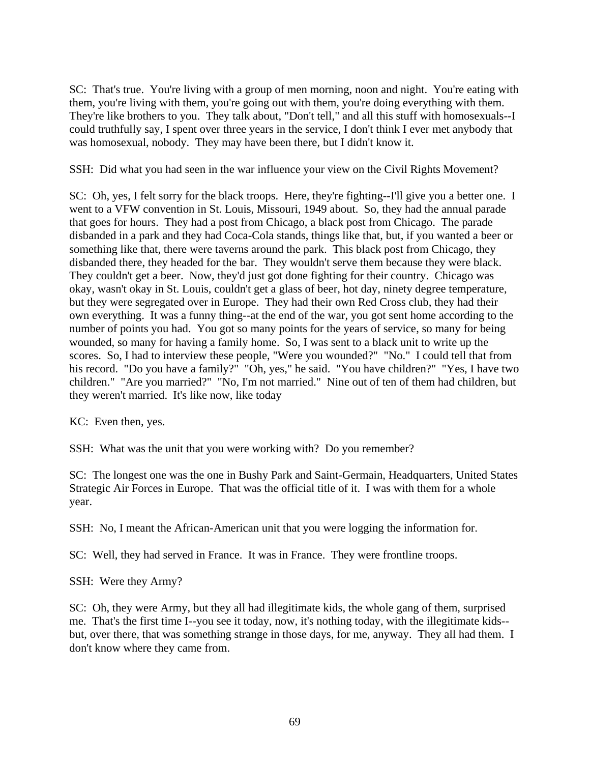SC: That's true. You're living with a group of men morning, noon and night. You're eating with them, you're living with them, you're going out with them, you're doing everything with them. They're like brothers to you. They talk about, "Don't tell," and all this stuff with homosexuals--I could truthfully say, I spent over three years in the service, I don't think I ever met anybody that was homosexual, nobody. They may have been there, but I didn't know it.

SSH: Did what you had seen in the war influence your view on the Civil Rights Movement?

SC: Oh, yes, I felt sorry for the black troops. Here, they're fighting--I'll give you a better one. I went to a VFW convention in St. Louis, Missouri, 1949 about. So, they had the annual parade that goes for hours. They had a post from Chicago, a black post from Chicago. The parade disbanded in a park and they had Coca-Cola stands, things like that, but, if you wanted a beer or something like that, there were taverns around the park. This black post from Chicago, they disbanded there, they headed for the bar. They wouldn't serve them because they were black. They couldn't get a beer. Now, they'd just got done fighting for their country. Chicago was okay, wasn't okay in St. Louis, couldn't get a glass of beer, hot day, ninety degree temperature, but they were segregated over in Europe. They had their own Red Cross club, they had their own everything. It was a funny thing--at the end of the war, you got sent home according to the number of points you had. You got so many points for the years of service, so many for being wounded, so many for having a family home. So, I was sent to a black unit to write up the scores. So, I had to interview these people, "Were you wounded?" "No." I could tell that from his record. "Do you have a family?" "Oh, yes," he said. "You have children?" "Yes, I have two children." "Are you married?" "No, I'm not married." Nine out of ten of them had children, but they weren't married. It's like now, like today

KC: Even then, yes.

SSH: What was the unit that you were working with? Do you remember?

SC: The longest one was the one in Bushy Park and Saint-Germain, Headquarters, United States Strategic Air Forces in Europe. That was the official title of it. I was with them for a whole year.

SSH: No, I meant the African-American unit that you were logging the information for.

SC: Well, they had served in France. It was in France. They were frontline troops.

SSH: Were they Army?

SC: Oh, they were Army, but they all had illegitimate kids, the whole gang of them, surprised me. That's the first time I--you see it today, now, it's nothing today, with the illegitimate kids--but, over there, that was something strange in those days, for me, anyway. They all had them. I don't know where they came from.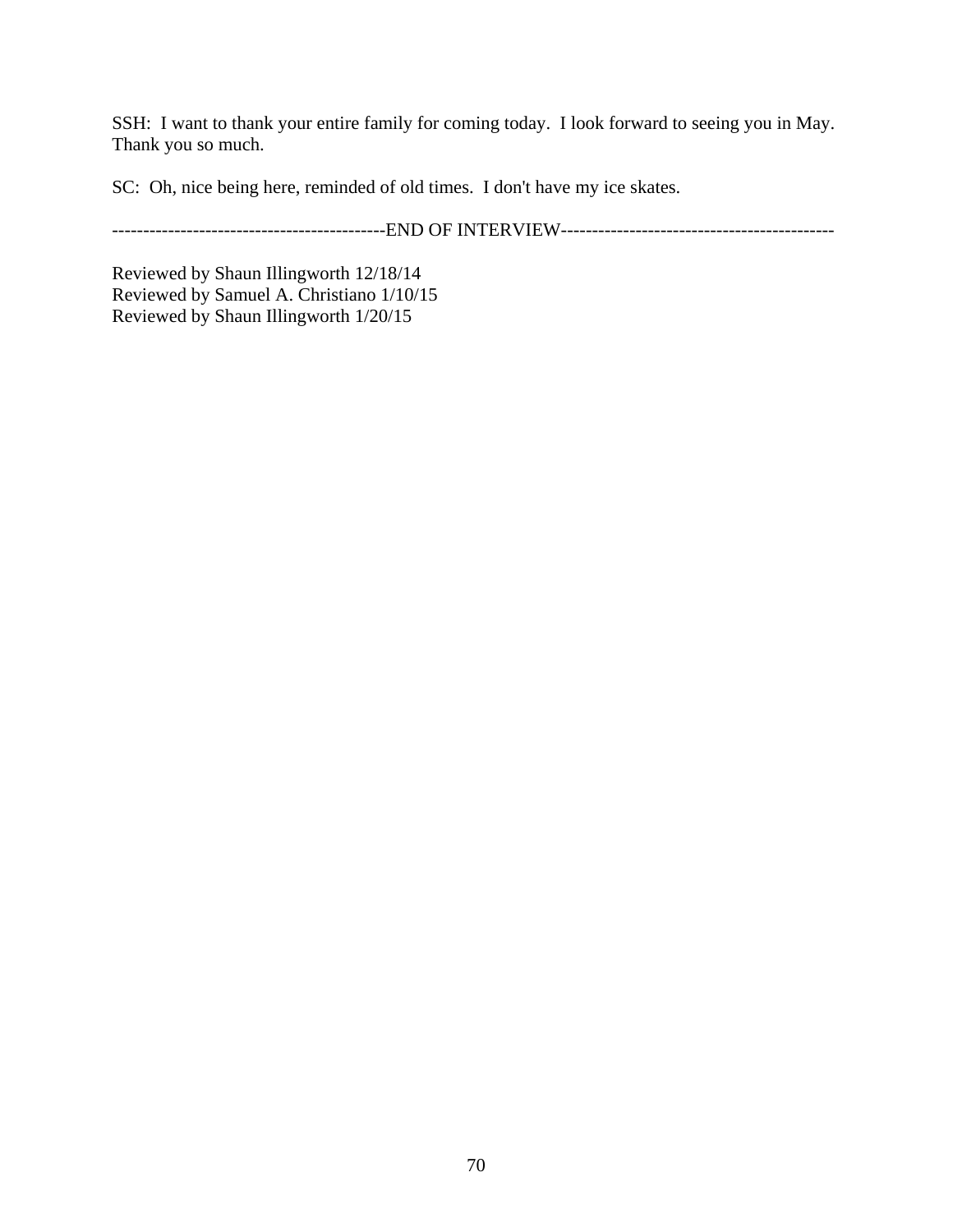SSH: I want to thank your entire family for coming today. I look forward to seeing you in May. Thank you so much.

SC: Oh, nice being here, reminded of old times. I don't have my ice skates.

--------------------------------------------END OF INTERVIEW--------------------------------------------

Reviewed by Shaun Illingworth 12/18/14
Reviewed by Samuel A. Christiano 1/10/15
Reviewed by Shaun Illingworth 1/20/15